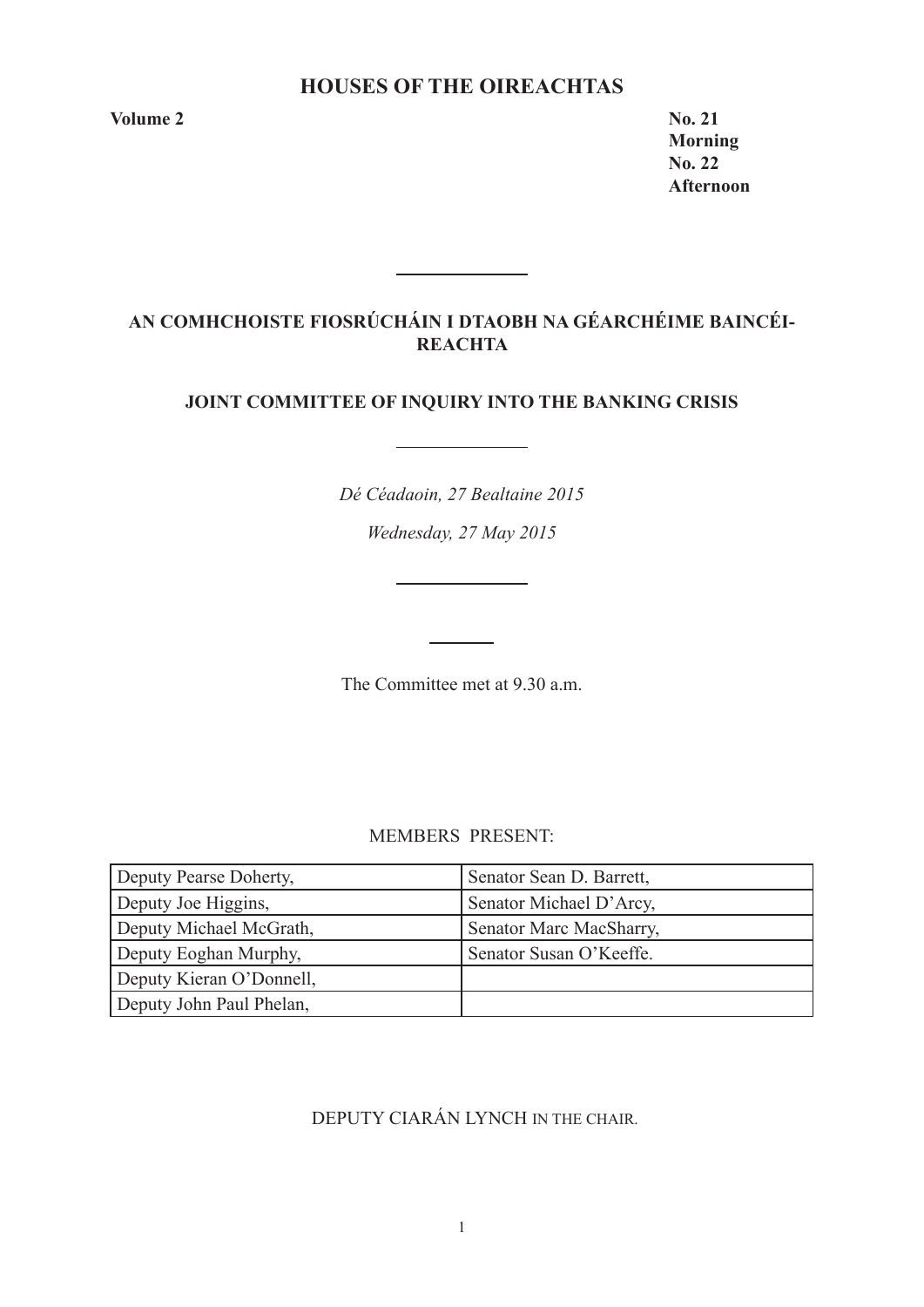# HOUSES OF THE OIREACHTAS

**Volume 2**

**No. 21**
**Morning**
**No. 22**
**Afternoon**

---

## AN COMHCHOISTE FIOSRÚCHÁIN I DTAOBH NA GÉARCHÉIME BAINCÉIREACHTA

## JOINT COMMITTEE OF INQUIRY INTO THE BANKING CRISIS

---

*Dé Céadaoin, 27 Bealtaine 2015*

*Wednesday, 27 May 2015*

---

The Committee met at 9.30 a.m.

MEMBERS PRESENT:

| | |
|---|---|
| Deputy Pearse Doherty, | Senator Sean D. Barrett, |
| Deputy Joe Higgins, | Senator Michael D'Arcy, |
| Deputy Michael McGrath, | Senator Marc MacSharry, |
| Deputy Eoghan Murphy, | Senator Susan O'Keeffe. |
| Deputy Kieran O'Donnell, | |
| Deputy John Paul Phelan, | |

DEPUTY CIARÁN LYNCH IN THE CHAIR.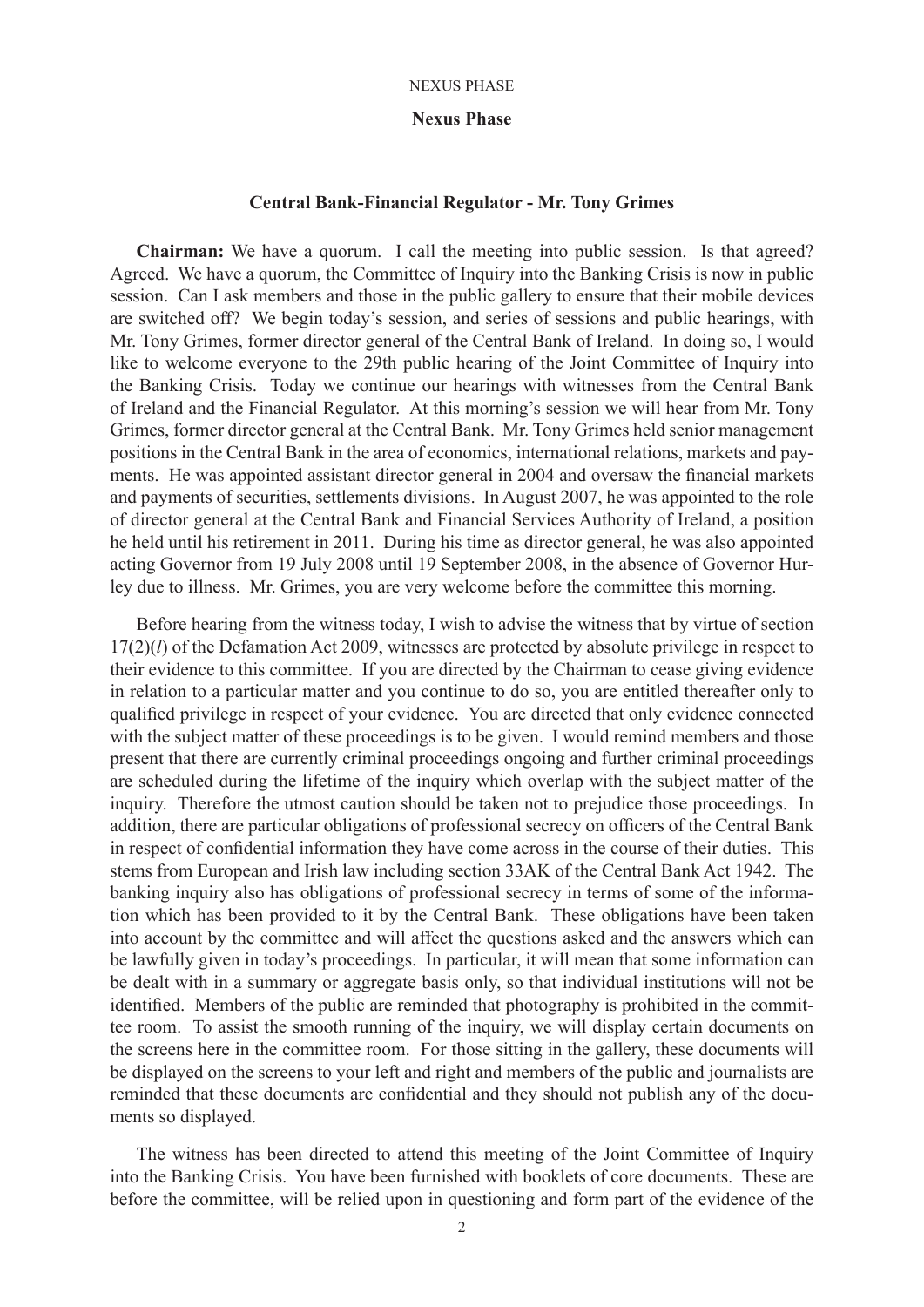## Nexus Phase

### Central Bank-Financial Regulator - Mr. Tony Grimes

**Chairman:** We have a quorum. I call the meeting into public session. Is that agreed? Agreed. We have a quorum, the Committee of Inquiry into the Banking Crisis is now in public session. Can I ask members and those in the public gallery to ensure that their mobile devices are switched off? We begin today's session, and series of sessions and public hearings, with Mr. Tony Grimes, former director general of the Central Bank of Ireland. In doing so, I would like to welcome everyone to the 29th public hearing of the Joint Committee of Inquiry into the Banking Crisis. Today we continue our hearings with witnesses from the Central Bank of Ireland and the Financial Regulator. At this morning's session we will hear from Mr. Tony Grimes, former director general at the Central Bank. Mr. Tony Grimes held senior management positions in the Central Bank in the area of economics, international relations, markets and payments. He was appointed assistant director general in 2004 and oversaw the financial markets and payments of securities, settlements divisions. In August 2007, he was appointed to the role of director general at the Central Bank and Financial Services Authority of Ireland, a position he held until his retirement in 2011. During his time as director general, he was also appointed acting Governor from 19 July 2008 until 19 September 2008, in the absence of Governor Hurley due to illness. Mr. Grimes, you are very welcome before the committee this morning.

Before hearing from the witness today, I wish to advise the witness that by virtue of section 17(2)(*l*) of the Defamation Act 2009, witnesses are protected by absolute privilege in respect to their evidence to this committee. If you are directed by the Chairman to cease giving evidence in relation to a particular matter and you continue to do so, you are entitled thereafter only to qualified privilege in respect of your evidence. You are directed that only evidence connected with the subject matter of these proceedings is to be given. I would remind members and those present that there are currently criminal proceedings ongoing and further criminal proceedings are scheduled during the lifetime of the inquiry which overlap with the subject matter of the inquiry. Therefore the utmost caution should be taken not to prejudice those proceedings. In addition, there are particular obligations of professional secrecy on officers of the Central Bank in respect of confidential information they have come across in the course of their duties. This stems from European and Irish law including section 33AK of the Central Bank Act 1942. The banking inquiry also has obligations of professional secrecy in terms of some of the information which has been provided to it by the Central Bank. These obligations have been taken into account by the committee and will affect the questions asked and the answers which can be lawfully given in today's proceedings. In particular, it will mean that some information can be dealt with in a summary or aggregate basis only, so that individual institutions will not be identified. Members of the public are reminded that photography is prohibited in the committee room. To assist the smooth running of the inquiry, we will display certain documents on the screens here in the committee room. For those sitting in the gallery, these documents will be displayed on the screens to your left and right and members of the public and journalists are reminded that these documents are confidential and they should not publish any of the documents so displayed.

The witness has been directed to attend this meeting of the Joint Committee of Inquiry into the Banking Crisis. You have been furnished with booklets of core documents. These are before the committee, will be relied upon in questioning and form part of the evidence of the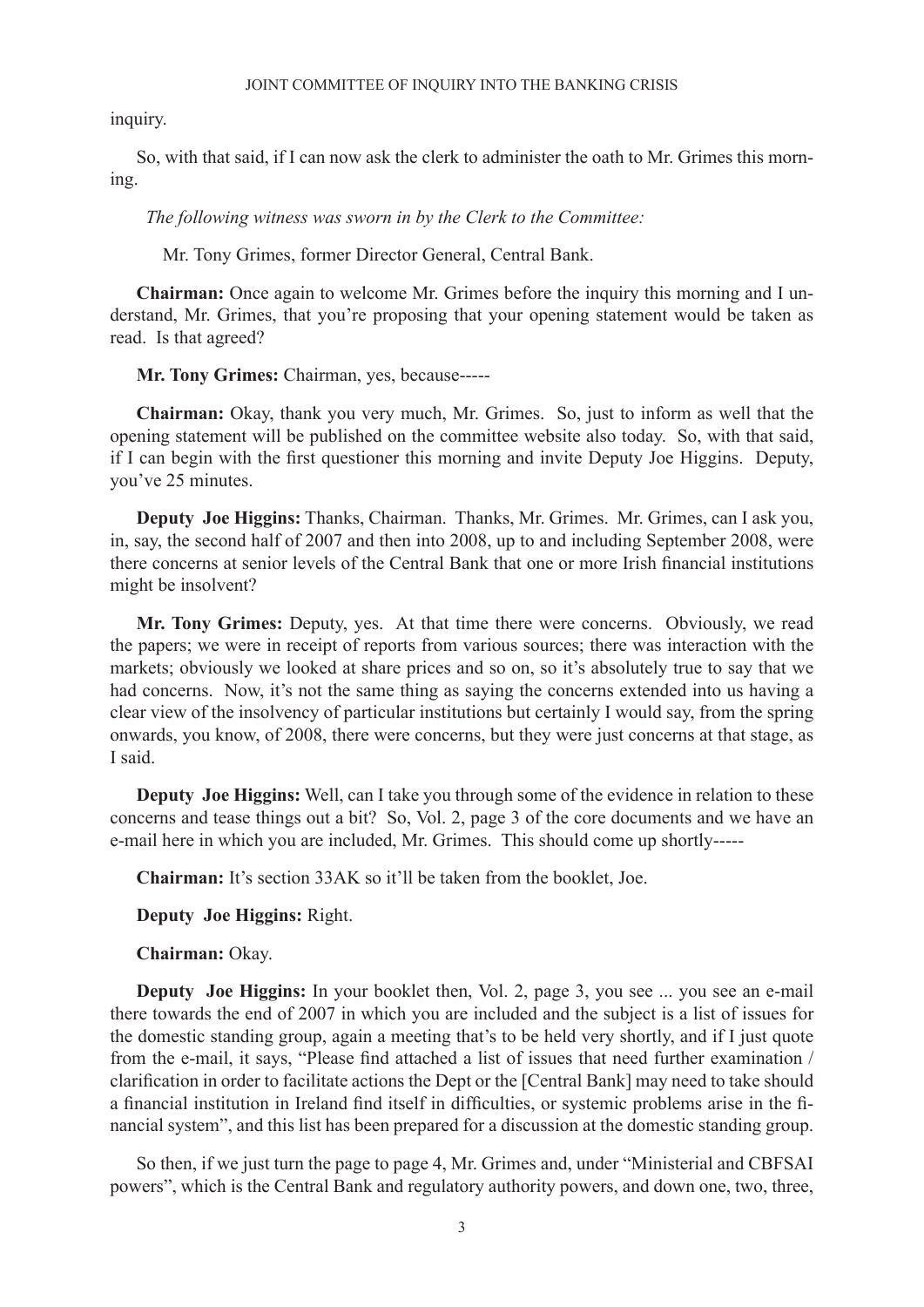inquiry.

So, with that said, if I can now ask the clerk to administer the oath to Mr. Grimes this morning.

*The following witness was sworn in by the Clerk to the Committee:*

Mr. Tony Grimes, former Director General, Central Bank.

**Chairman:** Once again to welcome Mr. Grimes before the inquiry this morning and I understand, Mr. Grimes, that you're proposing that your opening statement would be taken as read. Is that agreed?

**Mr. Tony Grimes:** Chairman, yes, because-----

**Chairman:** Okay, thank you very much, Mr. Grimes. So, just to inform as well that the opening statement will be published on the committee website also today. So, with that said, if I can begin with the first questioner this morning and invite Deputy Joe Higgins. Deputy, you've 25 minutes.

**Deputy Joe Higgins:** Thanks, Chairman. Thanks, Mr. Grimes. Mr. Grimes, can I ask you, in, say, the second half of 2007 and then into 2008, up to and including September 2008, were there concerns at senior levels of the Central Bank that one or more Irish financial institutions might be insolvent?

**Mr. Tony Grimes:** Deputy, yes. At that time there were concerns. Obviously, we read the papers; we were in receipt of reports from various sources; there was interaction with the markets; obviously we looked at share prices and so on, so it's absolutely true to say that we had concerns. Now, it's not the same thing as saying the concerns extended into us having a clear view of the insolvency of particular institutions but certainly I would say, from the spring onwards, you know, of 2008, there were concerns, but they were just concerns at that stage, as I said.

**Deputy Joe Higgins:** Well, can I take you through some of the evidence in relation to these concerns and tease things out a bit? So, Vol. 2, page 3 of the core documents and we have an e-mail here in which you are included, Mr. Grimes. This should come up shortly-----

**Chairman:** It's section 33AK so it'll be taken from the booklet, Joe.

**Deputy Joe Higgins:** Right.

**Chairman:** Okay.

**Deputy Joe Higgins:** In your booklet then, Vol. 2, page 3, you see ... you see an e-mail there towards the end of 2007 in which you are included and the subject is a list of issues for the domestic standing group, again a meeting that's to be held very shortly, and if I just quote from the e-mail, it says, "Please find attached a list of issues that need further examination / clarification in order to facilitate actions the Dept or the [Central Bank] may need to take should a financial institution in Ireland find itself in difficulties, or systemic problems arise in the financial system", and this list has been prepared for a discussion at the domestic standing group.

So then, if we just turn the page to page 4, Mr. Grimes and, under "Ministerial and CBFSAI powers", which is the Central Bank and regulatory authority powers, and down one, two, three,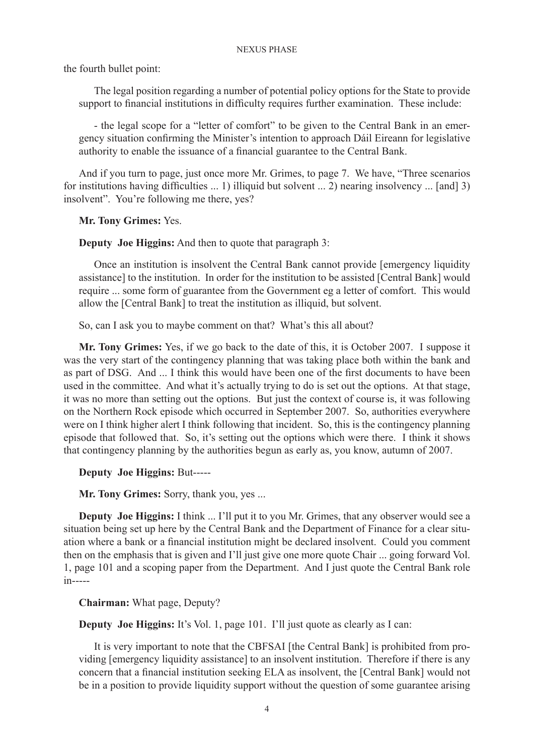the fourth bullet point:

> The legal position regarding a number of potential policy options for the State to provide support to financial institutions in difficulty requires further examination. These include:
>
> - the legal scope for a "letter of comfort" to be given to the Central Bank in an emergency situation confirming the Minister's intention to approach Dáil Eireann for legislative authority to enable the issuance of a financial guarantee to the Central Bank.

And if you turn to page, just once more Mr. Grimes, to page 7. We have, "Three scenarios for institutions having difficulties ... 1) illiquid but solvent ... 2) nearing insolvency ... [and] 3) insolvent". You're following me there, yes?

**Mr. Tony Grimes:** Yes.

**Deputy Joe Higgins:** And then to quote that paragraph 3:

> Once an institution is insolvent the Central Bank cannot provide [emergency liquidity assistance] to the institution. In order for the institution to be assisted [Central Bank] would require ... some form of guarantee from the Government eg a letter of comfort. This would allow the [Central Bank] to treat the institution as illiquid, but solvent.

So, can I ask you to maybe comment on that? What's this all about?

**Mr. Tony Grimes:** Yes, if we go back to the date of this, it is October 2007. I suppose it was the very start of the contingency planning that was taking place both within the bank and as part of DSG. And ... I think this would have been one of the first documents to have been used in the committee. And what it's actually trying to do is set out the options. At that stage, it was no more than setting out the options. But just the context of course is, it was following on the Northern Rock episode which occurred in September 2007. So, authorities everywhere were on I think higher alert I think following that incident. So, this is the contingency planning episode that followed that. So, it's setting out the options which were there. I think it shows that contingency planning by the authorities begun as early as, you know, autumn of 2007.

**Deputy Joe Higgins:** But-----

**Mr. Tony Grimes:** Sorry, thank you, yes ...

**Deputy Joe Higgins:** I think ... I'll put it to you Mr. Grimes, that any observer would see a situation being set up here by the Central Bank and the Department of Finance for a clear situation where a bank or a financial institution might be declared insolvent. Could you comment then on the emphasis that is given and I'll just give one more quote Chair ... going forward Vol. 1, page 101 and a scoping paper from the Department. And I just quote the Central Bank role in-----

**Chairman:** What page, Deputy?

**Deputy Joe Higgins:** It's Vol. 1, page 101. I'll just quote as clearly as I can:

> It is very important to note that the CBFSAI [the Central Bank] is prohibited from providing [emergency liquidity assistance] to an insolvent institution. Therefore if there is any concern that a financial institution seeking ELA as insolvent, the [Central Bank] would not be in a position to provide liquidity support without the question of some guarantee arising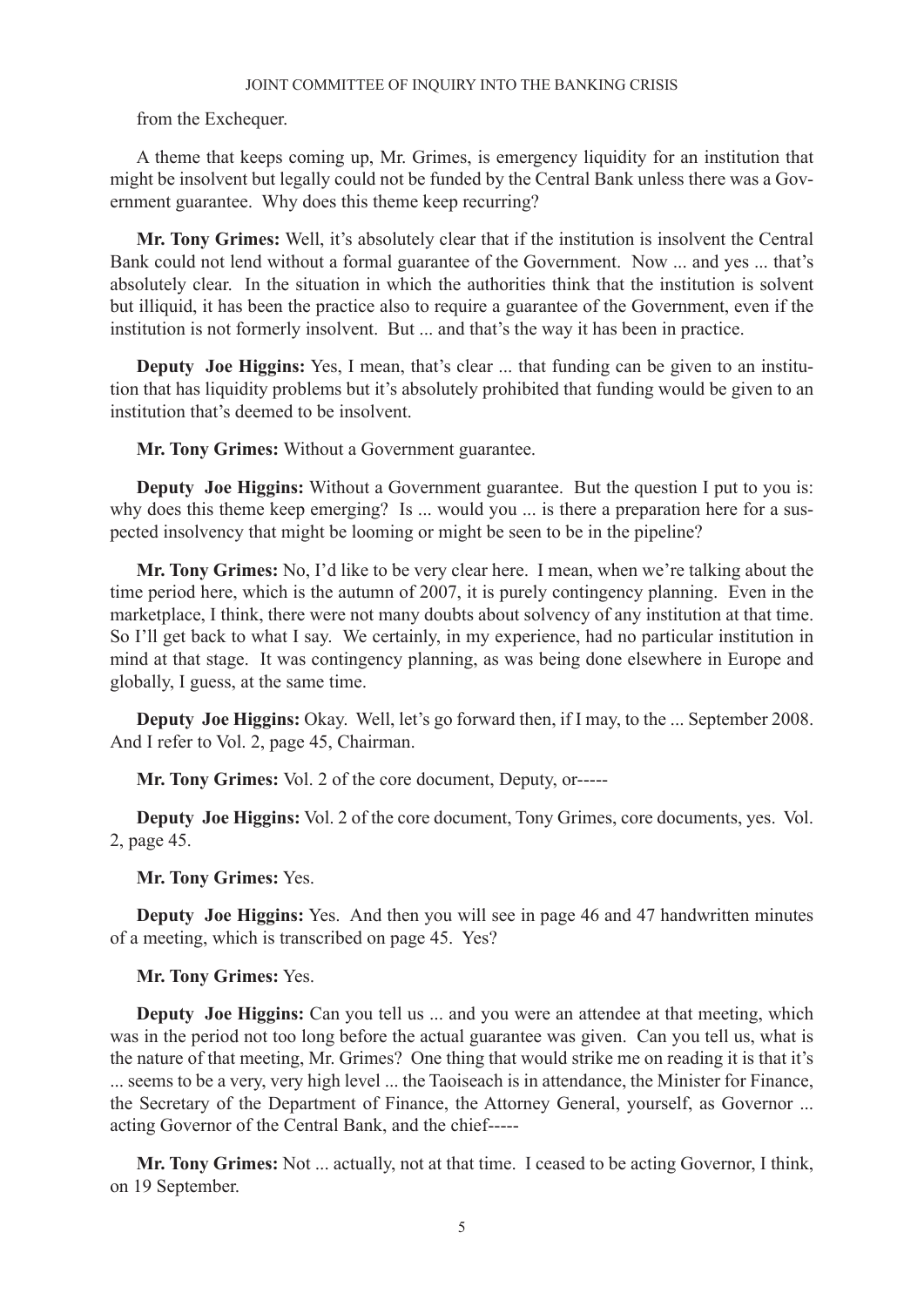from the Exchequer.

A theme that keeps coming up, Mr. Grimes, is emergency liquidity for an institution that might be insolvent but legally could not be funded by the Central Bank unless there was a Government guarantee. Why does this theme keep recurring?

**Mr. Tony Grimes:** Well, it's absolutely clear that if the institution is insolvent the Central Bank could not lend without a formal guarantee of the Government. Now ... and yes ... that's absolutely clear. In the situation in which the authorities think that the institution is solvent but illiquid, it has been the practice also to require a guarantee of the Government, even if the institution is not formerly insolvent. But ... and that's the way it has been in practice.

**Deputy Joe Higgins:** Yes, I mean, that's clear ... that funding can be given to an institution that has liquidity problems but it's absolutely prohibited that funding would be given to an institution that's deemed to be insolvent.

**Mr. Tony Grimes:** Without a Government guarantee.

**Deputy Joe Higgins:** Without a Government guarantee. But the question I put to you is: why does this theme keep emerging? Is ... would you ... is there a preparation here for a suspected insolvency that might be looming or might be seen to be in the pipeline?

**Mr. Tony Grimes:** No, I'd like to be very clear here. I mean, when we're talking about the time period here, which is the autumn of 2007, it is purely contingency planning. Even in the marketplace, I think, there were not many doubts about solvency of any institution at that time. So I'll get back to what I say. We certainly, in my experience, had no particular institution in mind at that stage. It was contingency planning, as was being done elsewhere in Europe and globally, I guess, at the same time.

**Deputy Joe Higgins:** Okay. Well, let's go forward then, if I may, to the ... September 2008. And I refer to Vol. 2, page 45, Chairman.

**Mr. Tony Grimes:** Vol. 2 of the core document, Deputy, or-----

**Deputy Joe Higgins:** Vol. 2 of the core document, Tony Grimes, core documents, yes. Vol. 2, page 45.

**Mr. Tony Grimes:** Yes.

**Deputy Joe Higgins:** Yes. And then you will see in page 46 and 47 handwritten minutes of a meeting, which is transcribed on page 45. Yes?

**Mr. Tony Grimes:** Yes.

**Deputy Joe Higgins:** Can you tell us ... and you were an attendee at that meeting, which was in the period not too long before the actual guarantee was given. Can you tell us, what is the nature of that meeting, Mr. Grimes? One thing that would strike me on reading it is that it's ... seems to be a very, very high level ... the Taoiseach is in attendance, the Minister for Finance, the Secretary of the Department of Finance, the Attorney General, yourself, as Governor ... acting Governor of the Central Bank, and the chief-----

**Mr. Tony Grimes:** Not ... actually, not at that time. I ceased to be acting Governor, I think, on 19 September.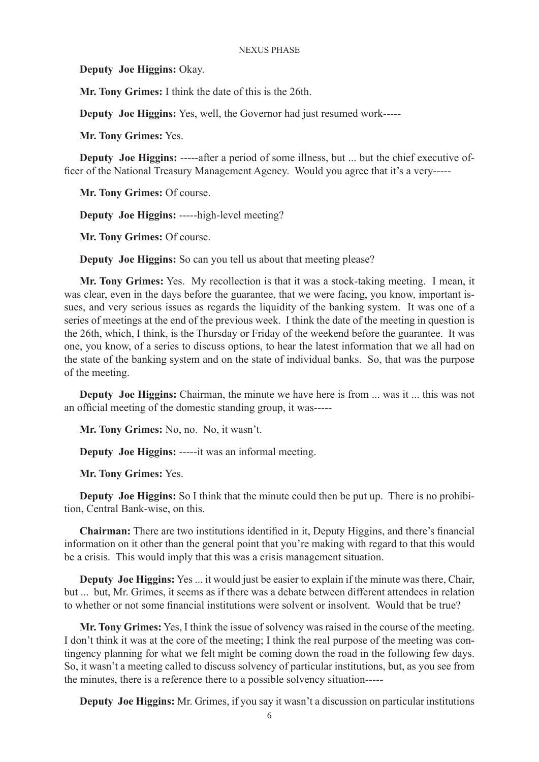**Deputy Joe Higgins:** Okay.

**Mr. Tony Grimes:** I think the date of this is the 26th.

**Deputy Joe Higgins:** Yes, well, the Governor had just resumed work-----

**Mr. Tony Grimes:** Yes.

**Deputy Joe Higgins:** -----after a period of some illness, but ... but the chief executive officer of the National Treasury Management Agency. Would you agree that it's a very-----

**Mr. Tony Grimes:** Of course.

**Deputy Joe Higgins:** -----high-level meeting?

**Mr. Tony Grimes:** Of course.

**Deputy Joe Higgins:** So can you tell us about that meeting please?

**Mr. Tony Grimes:** Yes. My recollection is that it was a stock-taking meeting. I mean, it was clear, even in the days before the guarantee, that we were facing, you know, important issues, and very serious issues as regards the liquidity of the banking system. It was one of a series of meetings at the end of the previous week. I think the date of the meeting in question is the 26th, which, I think, is the Thursday or Friday of the weekend before the guarantee. It was one, you know, of a series to discuss options, to hear the latest information that we all had on the state of the banking system and on the state of individual banks. So, that was the purpose of the meeting.

**Deputy Joe Higgins:** Chairman, the minute we have here is from ... was it ... this was not an official meeting of the domestic standing group, it was-----

**Mr. Tony Grimes:** No, no. No, it wasn't.

**Deputy Joe Higgins:** -----it was an informal meeting.

**Mr. Tony Grimes:** Yes.

**Deputy Joe Higgins:** So I think that the minute could then be put up. There is no prohibition, Central Bank-wise, on this.

**Chairman:** There are two institutions identified in it, Deputy Higgins, and there's financial information on it other than the general point that you're making with regard to that this would be a crisis. This would imply that this was a crisis management situation.

**Deputy Joe Higgins:** Yes ... it would just be easier to explain if the minute was there, Chair, but ... but, Mr. Grimes, it seems as if there was a debate between different attendees in relation to whether or not some financial institutions were solvent or insolvent. Would that be true?

**Mr. Tony Grimes:** Yes, I think the issue of solvency was raised in the course of the meeting. I don't think it was at the core of the meeting; I think the real purpose of the meeting was contingency planning for what we felt might be coming down the road in the following few days. So, it wasn't a meeting called to discuss solvency of particular institutions, but, as you see from the minutes, there is a reference there to a possible solvency situation-----

**Deputy Joe Higgins:** Mr. Grimes, if you say it wasn't a discussion on particular institutions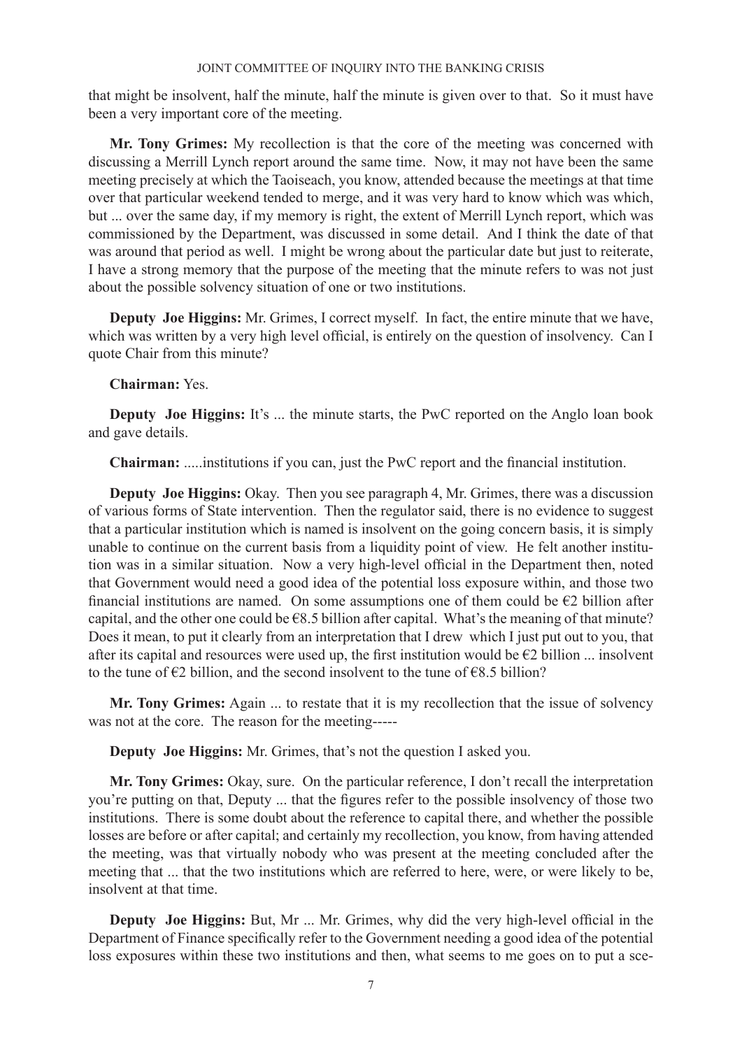that might be insolvent, half the minute, half the minute is given over to that. So it must have been a very important core of the meeting.

**Mr. Tony Grimes:** My recollection is that the core of the meeting was concerned with discussing a Merrill Lynch report around the same time. Now, it may not have been the same meeting precisely at which the Taoiseach, you know, attended because the meetings at that time over that particular weekend tended to merge, and it was very hard to know which was which, but ... over the same day, if my memory is right, the extent of Merrill Lynch report, which was commissioned by the Department, was discussed in some detail. And I think the date of that was around that period as well. I might be wrong about the particular date but just to reiterate, I have a strong memory that the purpose of the meeting that the minute refers to was not just about the possible solvency situation of one or two institutions.

**Deputy Joe Higgins:** Mr. Grimes, I correct myself. In fact, the entire minute that we have, which was written by a very high level official, is entirely on the question of insolvency. Can I quote Chair from this minute?

**Chairman:** Yes.

**Deputy Joe Higgins:** It's ... the minute starts, the PwC reported on the Anglo loan book and gave details.

**Chairman:** .....institutions if you can, just the PwC report and the financial institution.

**Deputy Joe Higgins:** Okay. Then you see paragraph 4, Mr. Grimes, there was a discussion of various forms of State intervention. Then the regulator said, there is no evidence to suggest that a particular institution which is named is insolvent on the going concern basis, it is simply unable to continue on the current basis from a liquidity point of view. He felt another institution was in a similar situation. Now a very high-level official in the Department then, noted that Government would need a good idea of the potential loss exposure within, and those two financial institutions are named. On some assumptions one of them could be €2 billion after capital, and the other one could be €8.5 billion after capital. What's the meaning of that minute? Does it mean, to put it clearly from an interpretation that I drew which I just put out to you, that after its capital and resources were used up, the first institution would be €2 billion ... insolvent to the tune of €2 billion, and the second insolvent to the tune of €8.5 billion?

**Mr. Tony Grimes:** Again ... to restate that it is my recollection that the issue of solvency was not at the core. The reason for the meeting-----

**Deputy Joe Higgins:** Mr. Grimes, that's not the question I asked you.

**Mr. Tony Grimes:** Okay, sure. On the particular reference, I don't recall the interpretation you're putting on that, Deputy ... that the figures refer to the possible insolvency of those two institutions. There is some doubt about the reference to capital there, and whether the possible losses are before or after capital; and certainly my recollection, you know, from having attended the meeting, was that virtually nobody who was present at the meeting concluded after the meeting that ... that the two institutions which are referred to here, were, or were likely to be, insolvent at that time.

**Deputy Joe Higgins:** But, Mr ... Mr. Grimes, why did the very high-level official in the Department of Finance specifically refer to the Government needing a good idea of the potential loss exposures within these two institutions and then, what seems to me goes on to put a sce-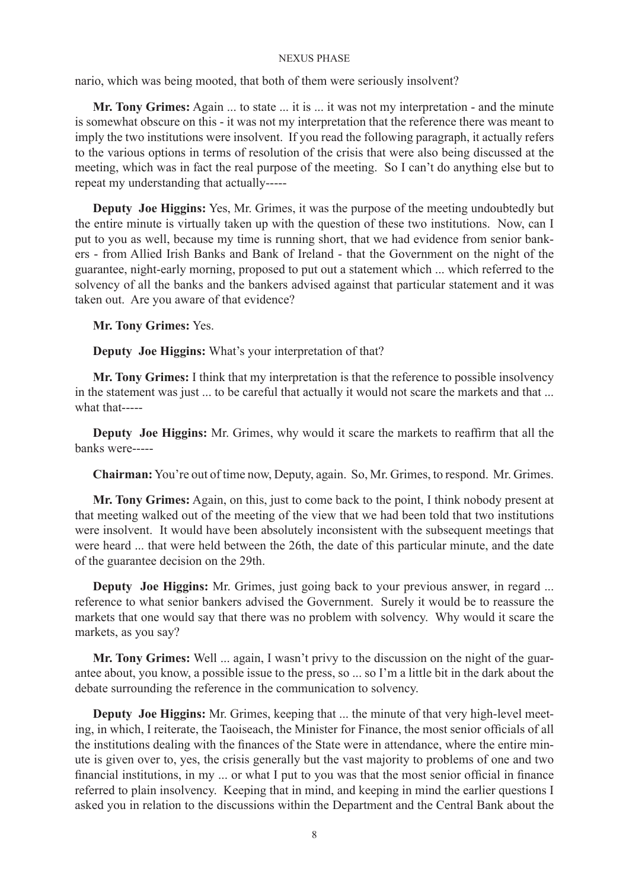nario, which was being mooted, that both of them were seriously insolvent?

**Mr. Tony Grimes:** Again ... to state ... it is ... it was not my interpretation - and the minute is somewhat obscure on this - it was not my interpretation that the reference there was meant to imply the two institutions were insolvent. If you read the following paragraph, it actually refers to the various options in terms of resolution of the crisis that were also being discussed at the meeting, which was in fact the real purpose of the meeting. So I can't do anything else but to repeat my understanding that actually-----

**Deputy Joe Higgins:** Yes, Mr. Grimes, it was the purpose of the meeting undoubtedly but the entire minute is virtually taken up with the question of these two institutions. Now, can I put to you as well, because my time is running short, that we had evidence from senior bankers - from Allied Irish Banks and Bank of Ireland - that the Government on the night of the guarantee, night-early morning, proposed to put out a statement which ... which referred to the solvency of all the banks and the bankers advised against that particular statement and it was taken out. Are you aware of that evidence?

**Mr. Tony Grimes:** Yes.

**Deputy Joe Higgins:** What's your interpretation of that?

**Mr. Tony Grimes:** I think that my interpretation is that the reference to possible insolvency in the statement was just ... to be careful that actually it would not scare the markets and that ... what that-----

**Deputy Joe Higgins:** Mr. Grimes, why would it scare the markets to reaffirm that all the banks were-----

**Chairman:** You're out of time now, Deputy, again. So, Mr. Grimes, to respond. Mr. Grimes.

**Mr. Tony Grimes:** Again, on this, just to come back to the point, I think nobody present at that meeting walked out of the meeting of the view that we had been told that two institutions were insolvent. It would have been absolutely inconsistent with the subsequent meetings that were heard ... that were held between the 26th, the date of this particular minute, and the date of the guarantee decision on the 29th.

**Deputy Joe Higgins:** Mr. Grimes, just going back to your previous answer, in regard ... reference to what senior bankers advised the Government. Surely it would be to reassure the markets that one would say that there was no problem with solvency. Why would it scare the markets, as you say?

**Mr. Tony Grimes:** Well ... again, I wasn't privy to the discussion on the night of the guarantee about, you know, a possible issue to the press, so ... so I'm a little bit in the dark about the debate surrounding the reference in the communication to solvency.

**Deputy Joe Higgins:** Mr. Grimes, keeping that ... the minute of that very high-level meeting, in which, I reiterate, the Taoiseach, the Minister for Finance, the most senior officials of all the institutions dealing with the finances of the State were in attendance, where the entire minute is given over to, yes, the crisis generally but the vast majority to problems of one and two financial institutions, in my ... or what I put to you was that the most senior official in finance referred to plain insolvency. Keeping that in mind, and keeping in mind the earlier questions I asked you in relation to the discussions within the Department and the Central Bank about the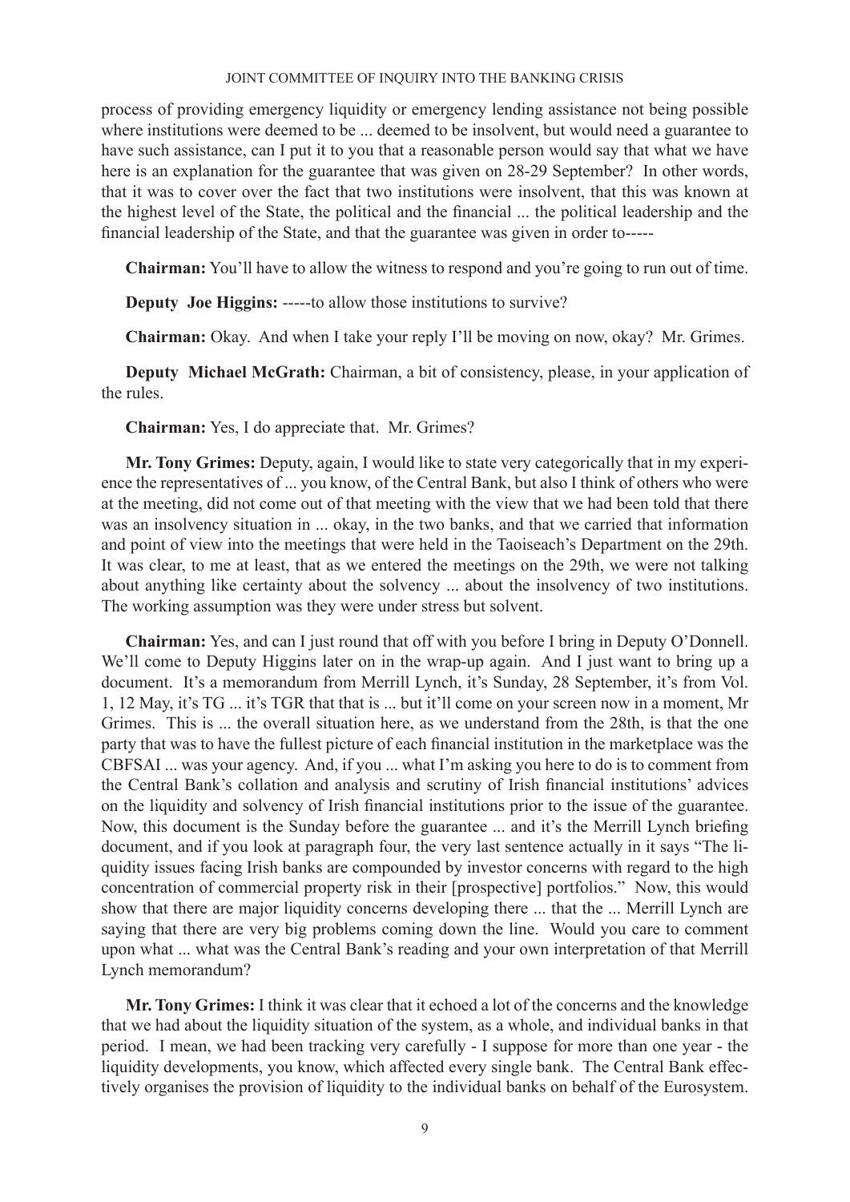process of providing emergency liquidity or emergency lending assistance not being possible where institutions were deemed to be ... deemed to be insolvent, but would need a guarantee to have such assistance, can I put it to you that a reasonable person would say that what we have here is an explanation for the guarantee that was given on 28-29 September? In other words, that it was to cover over the fact that two institutions were insolvent, that this was known at the highest level of the State, the political and the financial ... the political leadership and the financial leadership of the State, and that the guarantee was given in order to-----

**Chairman:** You'll have to allow the witness to respond and you're going to run out of time.

**Deputy Joe Higgins:** -----to allow those institutions to survive?

**Chairman:** Okay. And when I take your reply I'll be moving on now, okay? Mr. Grimes.

**Deputy Michael McGrath:** Chairman, a bit of consistency, please, in your application of the rules.

**Chairman:** Yes, I do appreciate that. Mr. Grimes?

**Mr. Tony Grimes:** Deputy, again, I would like to state very categorically that in my experience the representatives of ... you know, of the Central Bank, but also I think of others who were at the meeting, did not come out of that meeting with the view that we had been told that there was an insolvency situation in ... okay, in the two banks, and that we carried that information and point of view into the meetings that were held in the Taoiseach's Department on the 29th. It was clear, to me at least, that as we entered the meetings on the 29th, we were not talking about anything like certainty about the solvency ... about the insolvency of two institutions. The working assumption was they were under stress but solvent.

**Chairman:** Yes, and can I just round that off with you before I bring in Deputy O'Donnell. We'll come to Deputy Higgins later on in the wrap-up again. And I just want to bring up a document. It's a memorandum from Merrill Lynch, it's Sunday, 28 September, it's from Vol. 1, 12 May, it's TG ... it's TGR that that is ... but it'll come on your screen now in a moment, Mr Grimes. This is ... the overall situation here, as we understand from the 28th, is that the one party that was to have the fullest picture of each financial institution in the marketplace was the CBFSAI ... was your agency. And, if you ... what I'm asking you here to do is to comment from the Central Bank's collation and analysis and scrutiny of Irish financial institutions' advices on the liquidity and solvency of Irish financial institutions prior to the issue of the guarantee. Now, this document is the Sunday before the guarantee ... and it's the Merrill Lynch briefing document, and if you look at paragraph four, the very last sentence actually in it says "The liquidity issues facing Irish banks are compounded by investor concerns with regard to the high concentration of commercial property risk in their [prospective] portfolios." Now, this would show that there are major liquidity concerns developing there ... that the ... Merrill Lynch are saying that there are very big problems coming down the line. Would you care to comment upon what ... what was the Central Bank's reading and your own interpretation of that Merrill Lynch memorandum?

**Mr. Tony Grimes:** I think it was clear that it echoed a lot of the concerns and the knowledge that we had about the liquidity situation of the system, as a whole, and individual banks in that period. I mean, we had been tracking very carefully - I suppose for more than one year - the liquidity developments, you know, which affected every single bank. The Central Bank effectively organises the provision of liquidity to the individual banks on behalf of the Eurosystem.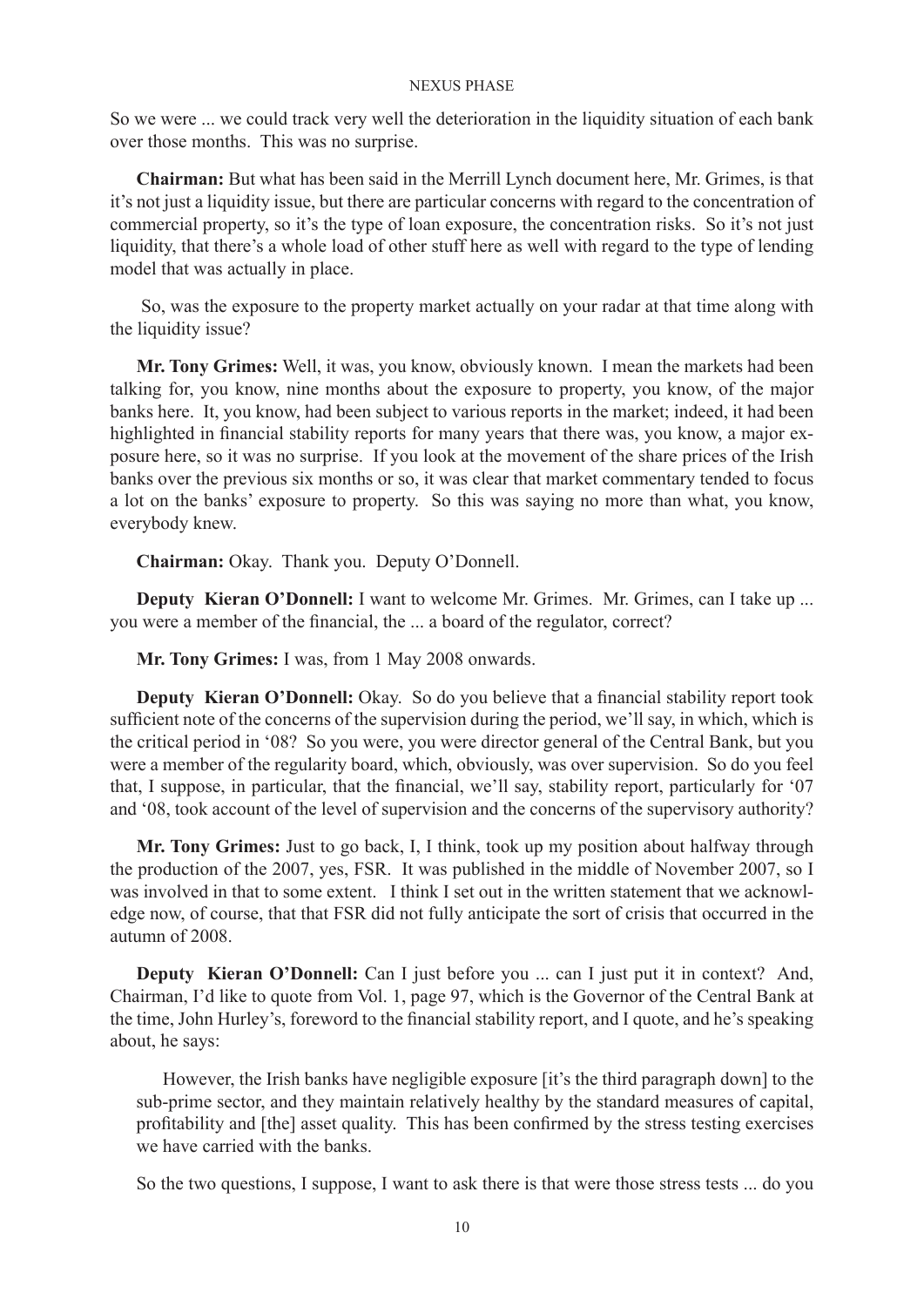So we were ... we could track very well the deterioration in the liquidity situation of each bank over those months. This was no surprise.

**Chairman:** But what has been said in the Merrill Lynch document here, Mr. Grimes, is that it's not just a liquidity issue, but there are particular concerns with regard to the concentration of commercial property, so it's the type of loan exposure, the concentration risks. So it's not just liquidity, that there's a whole load of other stuff here as well with regard to the type of lending model that was actually in place.

So, was the exposure to the property market actually on your radar at that time along with the liquidity issue?

**Mr. Tony Grimes:** Well, it was, you know, obviously known. I mean the markets had been talking for, you know, nine months about the exposure to property, you know, of the major banks here. It, you know, had been subject to various reports in the market; indeed, it had been highlighted in financial stability reports for many years that there was, you know, a major exposure here, so it was no surprise. If you look at the movement of the share prices of the Irish banks over the previous six months or so, it was clear that market commentary tended to focus a lot on the banks' exposure to property. So this was saying no more than what, you know, everybody knew.

**Chairman:** Okay. Thank you. Deputy O'Donnell.

**Deputy Kieran O'Donnell:** I want to welcome Mr. Grimes. Mr. Grimes, can I take up ... you were a member of the financial, the ... a board of the regulator, correct?

**Mr. Tony Grimes:** I was, from 1 May 2008 onwards.

**Deputy Kieran O'Donnell:** Okay. So do you believe that a financial stability report took sufficient note of the concerns of the supervision during the period, we'll say, in which, which is the critical period in '08? So you were, you were director general of the Central Bank, but you were a member of the regularity board, which, obviously, was over supervision. So do you feel that, I suppose, in particular, that the financial, we'll say, stability report, particularly for '07 and '08, took account of the level of supervision and the concerns of the supervisory authority?

**Mr. Tony Grimes:** Just to go back, I, I think, took up my position about halfway through the production of the 2007, yes, FSR. It was published in the middle of November 2007, so I was involved in that to some extent. I think I set out in the written statement that we acknowledge now, of course, that that FSR did not fully anticipate the sort of crisis that occurred in the autumn of 2008.

**Deputy Kieran O'Donnell:** Can I just before you ... can I just put it in context? And, Chairman, I'd like to quote from Vol. 1, page 97, which is the Governor of the Central Bank at the time, John Hurley's, foreword to the financial stability report, and I quote, and he's speaking about, he says:

> However, the Irish banks have negligible exposure [it's the third paragraph down] to the sub-prime sector, and they maintain relatively healthy by the standard measures of capital, profitability and [the] asset quality. This has been confirmed by the stress testing exercises we have carried with the banks.

So the two questions, I suppose, I want to ask there is that were those stress tests ... do you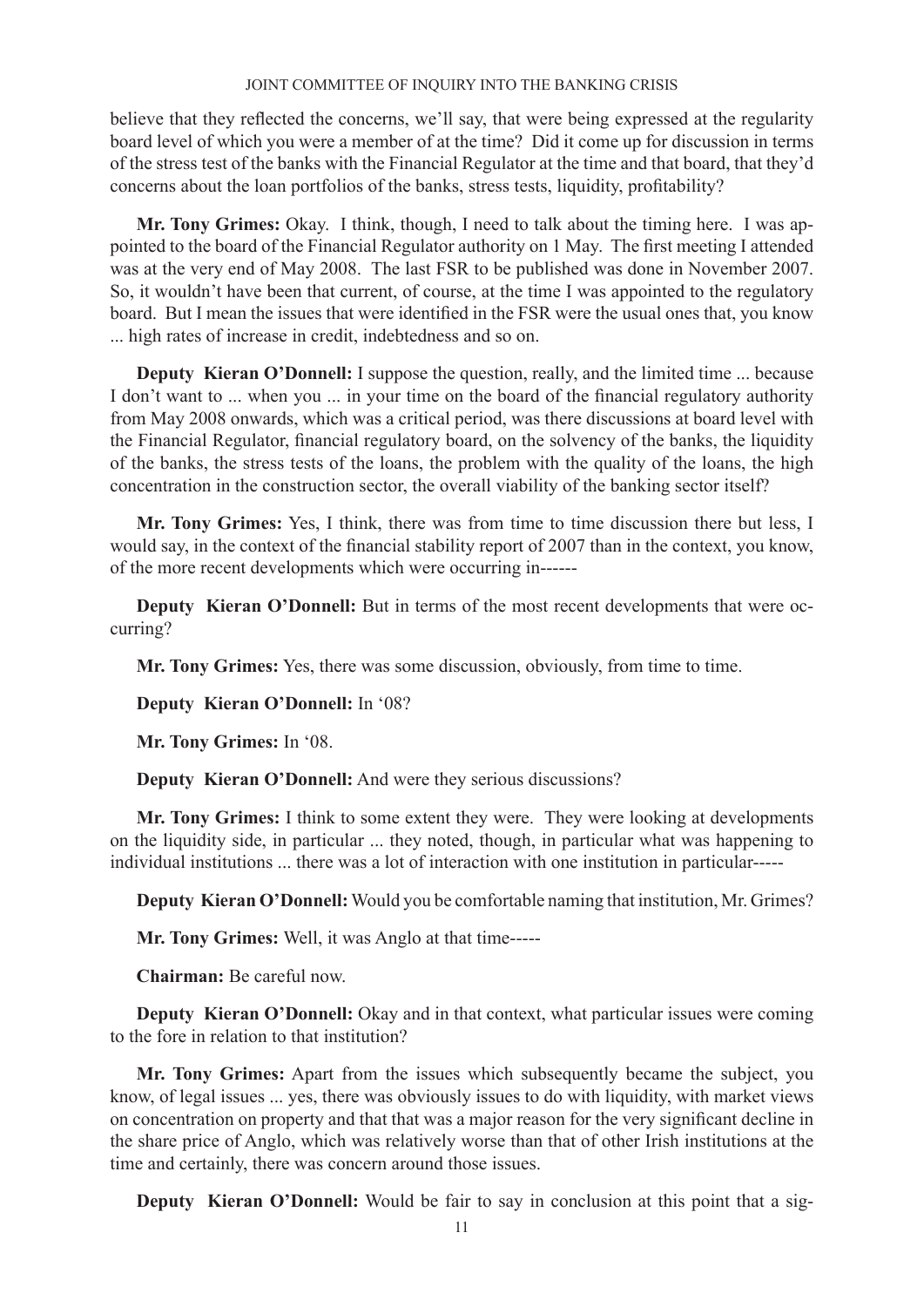believe that they reflected the concerns, we'll say, that were being expressed at the regularity board level of which you were a member of at the time? Did it come up for discussion in terms of the stress test of the banks with the Financial Regulator at the time and that board, that they'd concerns about the loan portfolios of the banks, stress tests, liquidity, profitability?

**Mr. Tony Grimes:** Okay. I think, though, I need to talk about the timing here. I was appointed to the board of the Financial Regulator authority on 1 May. The first meeting I attended was at the very end of May 2008. The last FSR to be published was done in November 2007. So, it wouldn't have been that current, of course, at the time I was appointed to the regulatory board. But I mean the issues that were identified in the FSR were the usual ones that, you know ... high rates of increase in credit, indebtedness and so on.

**Deputy Kieran O'Donnell:** I suppose the question, really, and the limited time ... because I don't want to ... when you ... in your time on the board of the financial regulatory authority from May 2008 onwards, which was a critical period, was there discussions at board level with the Financial Regulator, financial regulatory board, on the solvency of the banks, the liquidity of the banks, the stress tests of the loans, the problem with the quality of the loans, the high concentration in the construction sector, the overall viability of the banking sector itself?

**Mr. Tony Grimes:** Yes, I think, there was from time to time discussion there but less, I would say, in the context of the financial stability report of 2007 than in the context, you know, of the more recent developments which were occurring in------

**Deputy Kieran O'Donnell:** But in terms of the most recent developments that were occurring?

**Mr. Tony Grimes:** Yes, there was some discussion, obviously, from time to time.

**Deputy Kieran O'Donnell:** In '08?

**Mr. Tony Grimes:** In '08.

**Deputy Kieran O'Donnell:** And were they serious discussions?

**Mr. Tony Grimes:** I think to some extent they were. They were looking at developments on the liquidity side, in particular ... they noted, though, in particular what was happening to individual institutions ... there was a lot of interaction with one institution in particular-----

**Deputy Kieran O'Donnell:** Would you be comfortable naming that institution, Mr. Grimes?

**Mr. Tony Grimes:** Well, it was Anglo at that time-----

**Chairman:** Be careful now.

**Deputy Kieran O'Donnell:** Okay and in that context, what particular issues were coming to the fore in relation to that institution?

**Mr. Tony Grimes:** Apart from the issues which subsequently became the subject, you know, of legal issues ... yes, there was obviously issues to do with liquidity, with market views on concentration on property and that that was a major reason for the very significant decline in the share price of Anglo, which was relatively worse than that of other Irish institutions at the time and certainly, there was concern around those issues.

**Deputy Kieran O'Donnell:** Would be fair to say in conclusion at this point that a sig-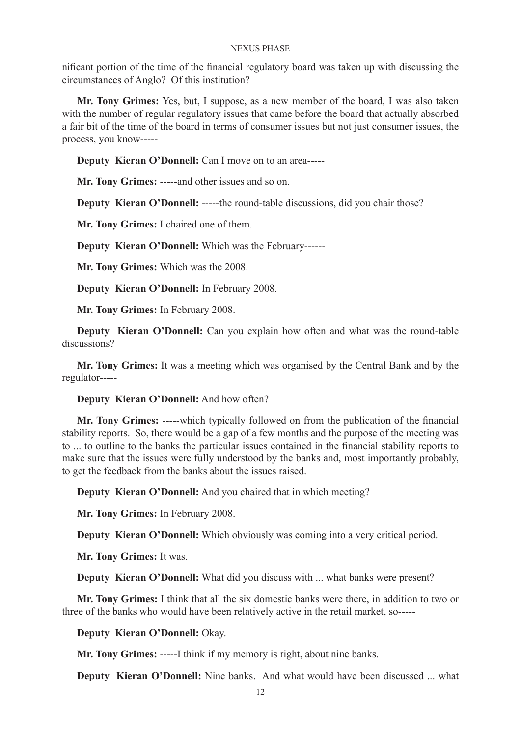nificant portion of the time of the financial regulatory board was taken up with discussing the circumstances of Anglo? Of this institution?

**Mr. Tony Grimes:** Yes, but, I suppose, as a new member of the board, I was also taken with the number of regular regulatory issues that came before the board that actually absorbed a fair bit of the time of the board in terms of consumer issues but not just consumer issues, the process, you know-----

**Deputy Kieran O'Donnell:** Can I move on to an area-----

**Mr. Tony Grimes:** -----and other issues and so on.

**Deputy Kieran O'Donnell:** -----the round-table discussions, did you chair those?

**Mr. Tony Grimes:** I chaired one of them.

**Deputy Kieran O'Donnell:** Which was the February------

**Mr. Tony Grimes:** Which was the 2008.

**Deputy Kieran O'Donnell:** In February 2008.

**Mr. Tony Grimes:** In February 2008.

**Deputy Kieran O'Donnell:** Can you explain how often and what was the round-table discussions?

**Mr. Tony Grimes:** It was a meeting which was organised by the Central Bank and by the regulator-----

**Deputy Kieran O'Donnell:** And how often?

**Mr. Tony Grimes:** -----which typically followed on from the publication of the financial stability reports. So, there would be a gap of a few months and the purpose of the meeting was to ... to outline to the banks the particular issues contained in the financial stability reports to make sure that the issues were fully understood by the banks and, most importantly probably, to get the feedback from the banks about the issues raised.

**Deputy Kieran O'Donnell:** And you chaired that in which meeting?

**Mr. Tony Grimes:** In February 2008.

**Deputy Kieran O'Donnell:** Which obviously was coming into a very critical period.

**Mr. Tony Grimes:** It was.

**Deputy Kieran O'Donnell:** What did you discuss with ... what banks were present?

**Mr. Tony Grimes:** I think that all the six domestic banks were there, in addition to two or three of the banks who would have been relatively active in the retail market, so-----

**Deputy Kieran O'Donnell:** Okay.

**Mr. Tony Grimes:** -----I think if my memory is right, about nine banks.

**Deputy Kieran O'Donnell:** Nine banks. And what would have been discussed ... what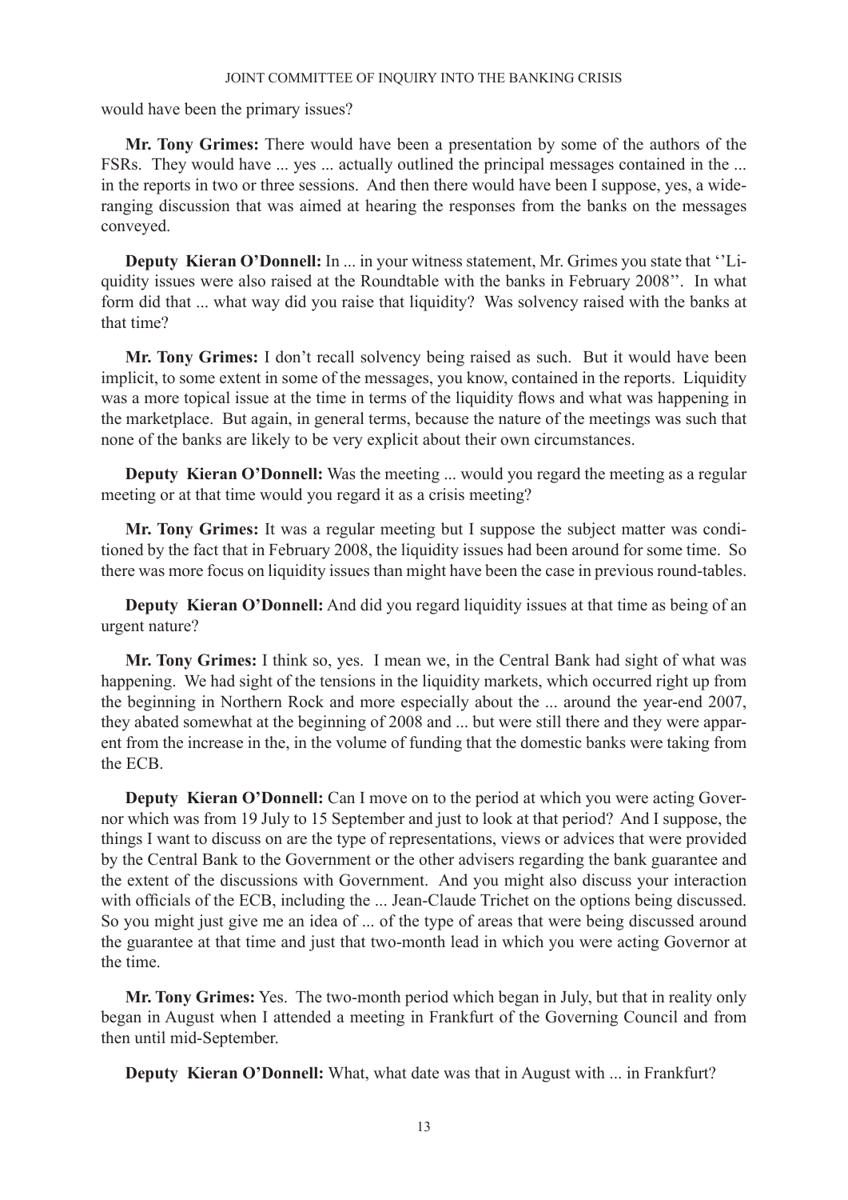would have been the primary issues?

**Mr. Tony Grimes:** There would have been a presentation by some of the authors of the FSRs. They would have ... yes ... actually outlined the principal messages contained in the ... in the reports in two or three sessions. And then there would have been I suppose, yes, a wide-ranging discussion that was aimed at hearing the responses from the banks on the messages conveyed.

**Deputy Kieran O'Donnell:** In ... in your witness statement, Mr. Grimes you state that ''Liquidity issues were also raised at the Roundtable with the banks in February 2008''. In what form did that ... what way did you raise that liquidity? Was solvency raised with the banks at that time?

**Mr. Tony Grimes:** I don't recall solvency being raised as such. But it would have been implicit, to some extent in some of the messages, you know, contained in the reports. Liquidity was a more topical issue at the time in terms of the liquidity flows and what was happening in the marketplace. But again, in general terms, because the nature of the meetings was such that none of the banks are likely to be very explicit about their own circumstances.

**Deputy Kieran O'Donnell:** Was the meeting ... would you regard the meeting as a regular meeting or at that time would you regard it as a crisis meeting?

**Mr. Tony Grimes:** It was a regular meeting but I suppose the subject matter was conditioned by the fact that in February 2008, the liquidity issues had been around for some time. So there was more focus on liquidity issues than might have been the case in previous round-tables.

**Deputy Kieran O'Donnell:** And did you regard liquidity issues at that time as being of an urgent nature?

**Mr. Tony Grimes:** I think so, yes. I mean we, in the Central Bank had sight of what was happening. We had sight of the tensions in the liquidity markets, which occurred right up from the beginning in Northern Rock and more especially about the ... around the year-end 2007, they abated somewhat at the beginning of 2008 and ... but were still there and they were apparent from the increase in the, in the volume of funding that the domestic banks were taking from the ECB.

**Deputy Kieran O'Donnell:** Can I move on to the period at which you were acting Governor which was from 19 July to 15 September and just to look at that period? And I suppose, the things I want to discuss on are the type of representations, views or advices that were provided by the Central Bank to the Government or the other advisers regarding the bank guarantee and the extent of the discussions with Government. And you might also discuss your interaction with officials of the ECB, including the ... Jean-Claude Trichet on the options being discussed. So you might just give me an idea of ... of the type of areas that were being discussed around the guarantee at that time and just that two-month lead in which you were acting Governor at the time.

**Mr. Tony Grimes:** Yes. The two-month period which began in July, but that in reality only began in August when I attended a meeting in Frankfurt of the Governing Council and from then until mid-September.

**Deputy Kieran O'Donnell:** What, what date was that in August with ... in Frankfurt?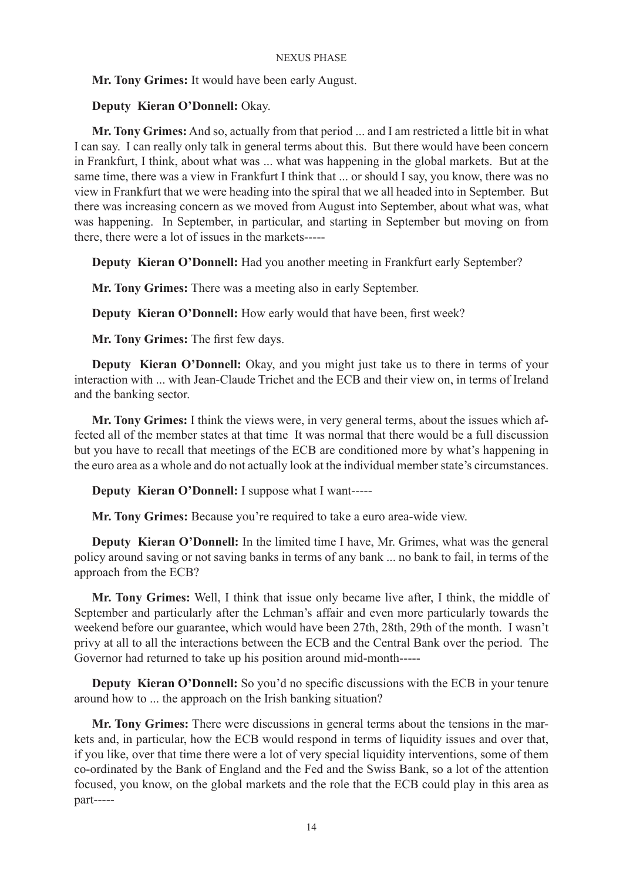**Mr. Tony Grimes:** It would have been early August.

**Deputy Kieran O'Donnell:** Okay.

**Mr. Tony Grimes:** And so, actually from that period ... and I am restricted a little bit in what I can say. I can really only talk in general terms about this. But there would have been concern in Frankfurt, I think, about what was ... what was happening in the global markets. But at the same time, there was a view in Frankfurt I think that ... or should I say, you know, there was no view in Frankfurt that we were heading into the spiral that we all headed into in September. But there was increasing concern as we moved from August into September, about what was, what was happening. In September, in particular, and starting in September but moving on from there, there were a lot of issues in the markets-----

**Deputy Kieran O'Donnell:** Had you another meeting in Frankfurt early September?

**Mr. Tony Grimes:** There was a meeting also in early September.

**Deputy Kieran O'Donnell:** How early would that have been, first week?

**Mr. Tony Grimes:** The first few days.

**Deputy Kieran O'Donnell:** Okay, and you might just take us to there in terms of your interaction with ... with Jean-Claude Trichet and the ECB and their view on, in terms of Ireland and the banking sector.

**Mr. Tony Grimes:** I think the views were, in very general terms, about the issues which affected all of the member states at that time It was normal that there would be a full discussion but you have to recall that meetings of the ECB are conditioned more by what's happening in the euro area as a whole and do not actually look at the individual member state's circumstances.

**Deputy Kieran O'Donnell:** I suppose what I want-----

**Mr. Tony Grimes:** Because you're required to take a euro area-wide view.

**Deputy Kieran O'Donnell:** In the limited time I have, Mr. Grimes, what was the general policy around saving or not saving banks in terms of any bank ... no bank to fail, in terms of the approach from the ECB?

**Mr. Tony Grimes:** Well, I think that issue only became live after, I think, the middle of September and particularly after the Lehman's affair and even more particularly towards the weekend before our guarantee, which would have been 27th, 28th, 29th of the month. I wasn't privy at all to all the interactions between the ECB and the Central Bank over the period. The Governor had returned to take up his position around mid-month-----

**Deputy Kieran O'Donnell:** So you'd no specific discussions with the ECB in your tenure around how to ... the approach on the Irish banking situation?

**Mr. Tony Grimes:** There were discussions in general terms about the tensions in the markets and, in particular, how the ECB would respond in terms of liquidity issues and over that, if you like, over that time there were a lot of very special liquidity interventions, some of them co-ordinated by the Bank of England and the Fed and the Swiss Bank, so a lot of the attention focused, you know, on the global markets and the role that the ECB could play in this area as part-----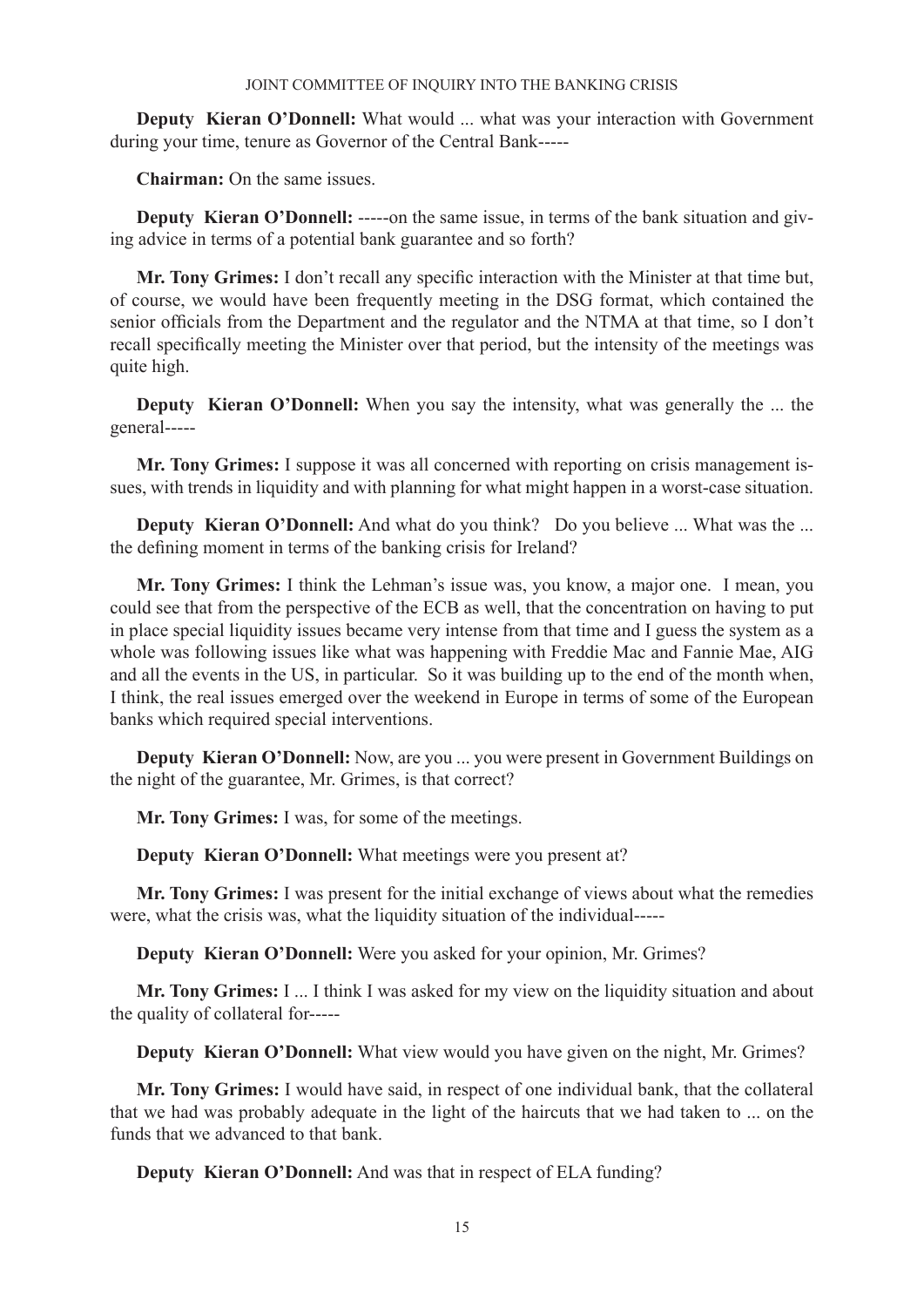**Deputy Kieran O'Donnell:** What would ... what was your interaction with Government during your time, tenure as Governor of the Central Bank-----

**Chairman:** On the same issues.

**Deputy Kieran O'Donnell:** -----on the same issue, in terms of the bank situation and giving advice in terms of a potential bank guarantee and so forth?

**Mr. Tony Grimes:** I don't recall any specific interaction with the Minister at that time but, of course, we would have been frequently meeting in the DSG format, which contained the senior officials from the Department and the regulator and the NTMA at that time, so I don't recall specifically meeting the Minister over that period, but the intensity of the meetings was quite high.

**Deputy Kieran O'Donnell:** When you say the intensity, what was generally the ... the general-----

**Mr. Tony Grimes:** I suppose it was all concerned with reporting on crisis management issues, with trends in liquidity and with planning for what might happen in a worst-case situation.

**Deputy Kieran O'Donnell:** And what do you think? Do you believe ... What was the ... the defining moment in terms of the banking crisis for Ireland?

**Mr. Tony Grimes:** I think the Lehman's issue was, you know, a major one. I mean, you could see that from the perspective of the ECB as well, that the concentration on having to put in place special liquidity issues became very intense from that time and I guess the system as a whole was following issues like what was happening with Freddie Mac and Fannie Mae, AIG and all the events in the US, in particular. So it was building up to the end of the month when, I think, the real issues emerged over the weekend in Europe in terms of some of the European banks which required special interventions.

**Deputy Kieran O'Donnell:** Now, are you ... you were present in Government Buildings on the night of the guarantee, Mr. Grimes, is that correct?

**Mr. Tony Grimes:** I was, for some of the meetings.

**Deputy Kieran O'Donnell:** What meetings were you present at?

**Mr. Tony Grimes:** I was present for the initial exchange of views about what the remedies were, what the crisis was, what the liquidity situation of the individual-----

**Deputy Kieran O'Donnell:** Were you asked for your opinion, Mr. Grimes?

**Mr. Tony Grimes:** I ... I think I was asked for my view on the liquidity situation and about the quality of collateral for-----

**Deputy Kieran O'Donnell:** What view would you have given on the night, Mr. Grimes?

**Mr. Tony Grimes:** I would have said, in respect of one individual bank, that the collateral that we had was probably adequate in the light of the haircuts that we had taken to ... on the funds that we advanced to that bank.

**Deputy Kieran O'Donnell:** And was that in respect of ELA funding?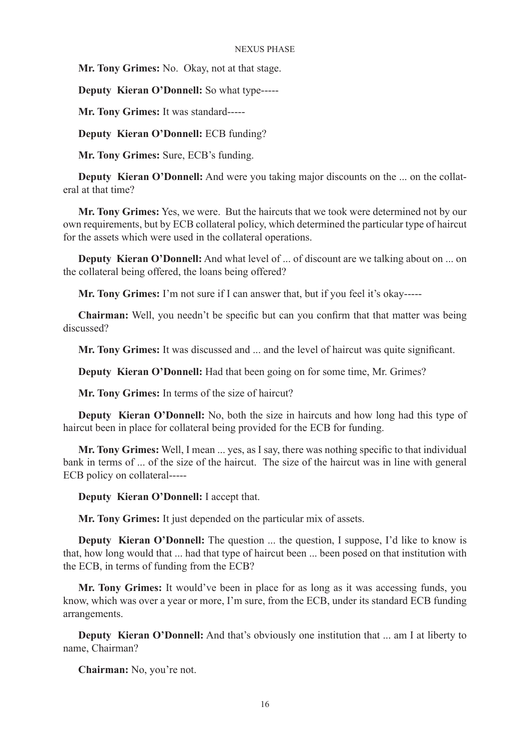**Mr. Tony Grimes:** No. Okay, not at that stage.

**Deputy Kieran O'Donnell:** So what type-----

**Mr. Tony Grimes:** It was standard-----

**Deputy Kieran O'Donnell:** ECB funding?

**Mr. Tony Grimes:** Sure, ECB's funding.

**Deputy Kieran O'Donnell:** And were you taking major discounts on the ... on the collateral at that time?

**Mr. Tony Grimes:** Yes, we were. But the haircuts that we took were determined not by our own requirements, but by ECB collateral policy, which determined the particular type of haircut for the assets which were used in the collateral operations.

**Deputy Kieran O'Donnell:** And what level of ... of discount are we talking about on ... on the collateral being offered, the loans being offered?

**Mr. Tony Grimes:** I'm not sure if I can answer that, but if you feel it's okay-----

**Chairman:** Well, you needn't be specific but can you confirm that that matter was being discussed?

**Mr. Tony Grimes:** It was discussed and ... and the level of haircut was quite significant.

**Deputy Kieran O'Donnell:** Had that been going on for some time, Mr. Grimes?

**Mr. Tony Grimes:** In terms of the size of haircut?

**Deputy Kieran O'Donnell:** No, both the size in haircuts and how long had this type of haircut been in place for collateral being provided for the ECB for funding.

**Mr. Tony Grimes:** Well, I mean ... yes, as I say, there was nothing specific to that individual bank in terms of ... of the size of the haircut. The size of the haircut was in line with general ECB policy on collateral-----

**Deputy Kieran O'Donnell:** I accept that.

**Mr. Tony Grimes:** It just depended on the particular mix of assets.

**Deputy Kieran O'Donnell:** The question ... the question, I suppose, I'd like to know is that, how long would that ... had that type of haircut been ... been posed on that institution with the ECB, in terms of funding from the ECB?

**Mr. Tony Grimes:** It would've been in place for as long as it was accessing funds, you know, which was over a year or more, I'm sure, from the ECB, under its standard ECB funding arrangements.

**Deputy Kieran O'Donnell:** And that's obviously one institution that ... am I at liberty to name, Chairman?

**Chairman:** No, you're not.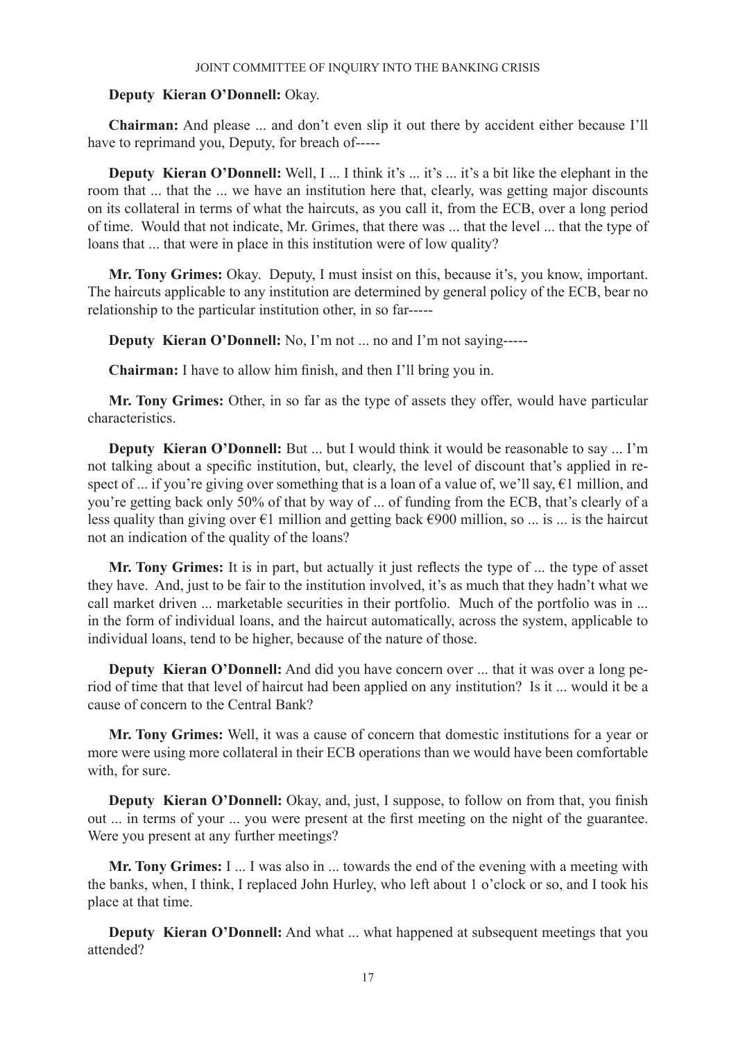**Deputy Kieran O'Donnell:** Okay.

**Chairman:** And please ... and don't even slip it out there by accident either because I'll have to reprimand you, Deputy, for breach of-----

**Deputy Kieran O'Donnell:** Well, I ... I think it's ... it's ... it's a bit like the elephant in the room that ... that the ... we have an institution here that, clearly, was getting major discounts on its collateral in terms of what the haircuts, as you call it, from the ECB, over a long period of time. Would that not indicate, Mr. Grimes, that there was ... that the level ... that the type of loans that ... that were in place in this institution were of low quality?

**Mr. Tony Grimes:** Okay. Deputy, I must insist on this, because it's, you know, important. The haircuts applicable to any institution are determined by general policy of the ECB, bear no relationship to the particular institution other, in so far-----

**Deputy Kieran O'Donnell:** No, I'm not ... no and I'm not saying-----

**Chairman:** I have to allow him finish, and then I'll bring you in.

**Mr. Tony Grimes:** Other, in so far as the type of assets they offer, would have particular characteristics.

**Deputy Kieran O'Donnell:** But ... but I would think it would be reasonable to say ... I'm not talking about a specific institution, but, clearly, the level of discount that's applied in respect of ... if you're giving over something that is a loan of a value of, we'll say, €1 million, and you're getting back only 50% of that by way of ... of funding from the ECB, that's clearly of a less quality than giving over €1 million and getting back €900 million, so ... is ... is the haircut not an indication of the quality of the loans?

**Mr. Tony Grimes:** It is in part, but actually it just reflects the type of ... the type of asset they have. And, just to be fair to the institution involved, it's as much that they hadn't what we call market driven ... marketable securities in their portfolio. Much of the portfolio was in ... in the form of individual loans, and the haircut automatically, across the system, applicable to individual loans, tend to be higher, because of the nature of those.

**Deputy Kieran O'Donnell:** And did you have concern over ... that it was over a long period of time that that level of haircut had been applied on any institution? Is it ... would it be a cause of concern to the Central Bank?

**Mr. Tony Grimes:** Well, it was a cause of concern that domestic institutions for a year or more were using more collateral in their ECB operations than we would have been comfortable with, for sure.

**Deputy Kieran O'Donnell:** Okay, and, just, I suppose, to follow on from that, you finish out ... in terms of your ... you were present at the first meeting on the night of the guarantee. Were you present at any further meetings?

**Mr. Tony Grimes:** I ... I was also in ... towards the end of the evening with a meeting with the banks, when, I think, I replaced John Hurley, who left about 1 o'clock or so, and I took his place at that time.

**Deputy Kieran O'Donnell:** And what ... what happened at subsequent meetings that you attended?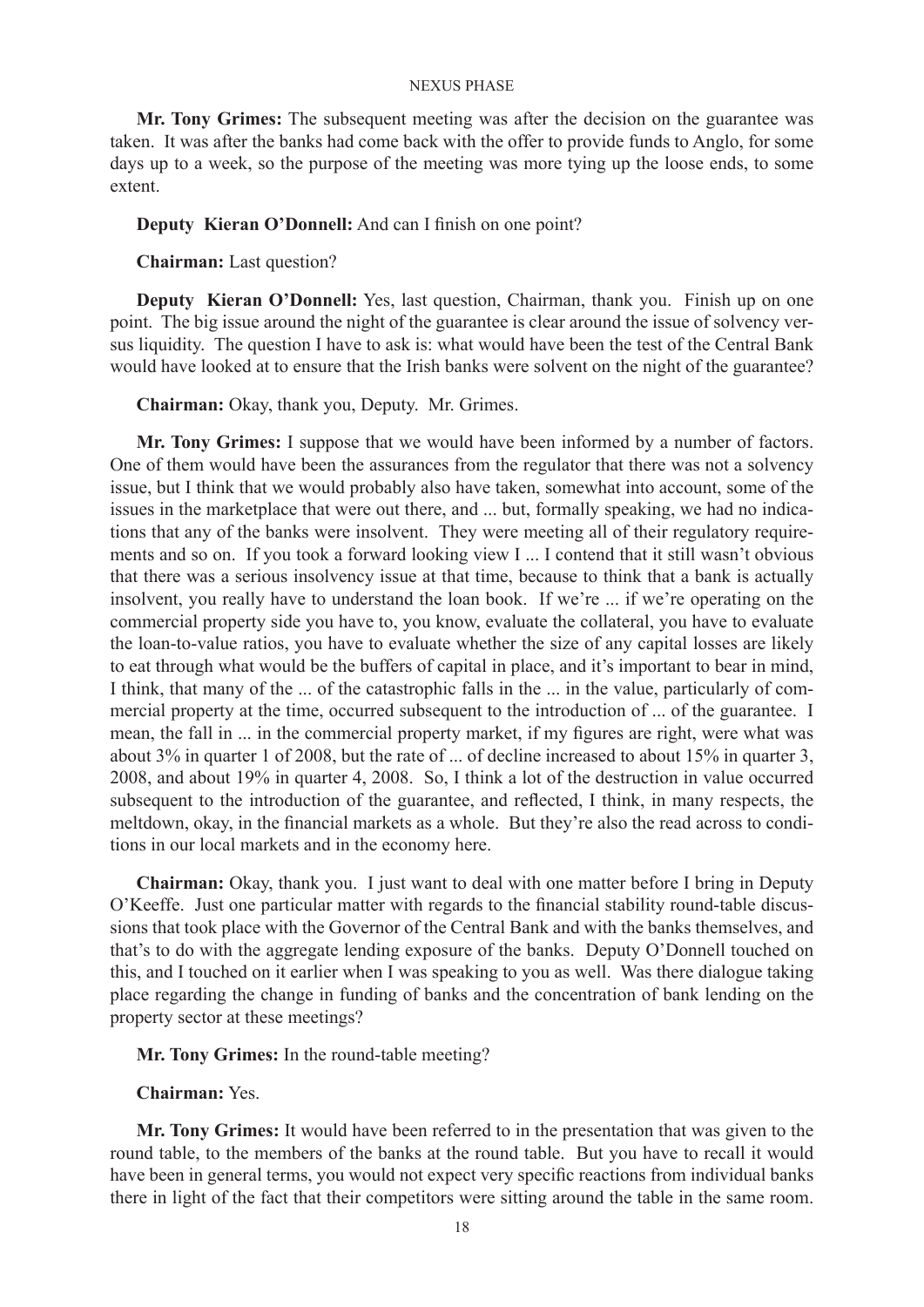**Mr. Tony Grimes:** The subsequent meeting was after the decision on the guarantee was taken. It was after the banks had come back with the offer to provide funds to Anglo, for some days up to a week, so the purpose of the meeting was more tying up the loose ends, to some extent.

**Deputy Kieran O'Donnell:** And can I finish on one point?

**Chairman:** Last question?

**Deputy Kieran O'Donnell:** Yes, last question, Chairman, thank you. Finish up on one point. The big issue around the night of the guarantee is clear around the issue of solvency versus liquidity. The question I have to ask is: what would have been the test of the Central Bank would have looked at to ensure that the Irish banks were solvent on the night of the guarantee?

**Chairman:** Okay, thank you, Deputy. Mr. Grimes.

**Mr. Tony Grimes:** I suppose that we would have been informed by a number of factors. One of them would have been the assurances from the regulator that there was not a solvency issue, but I think that we would probably also have taken, somewhat into account, some of the issues in the marketplace that were out there, and ... but, formally speaking, we had no indications that any of the banks were insolvent. They were meeting all of their regulatory requirements and so on. If you took a forward looking view I ... I contend that it still wasn't obvious that there was a serious insolvency issue at that time, because to think that a bank is actually insolvent, you really have to understand the loan book. If we're ... if we're operating on the commercial property side you have to, you know, evaluate the collateral, you have to evaluate the loan-to-value ratios, you have to evaluate whether the size of any capital losses are likely to eat through what would be the buffers of capital in place, and it's important to bear in mind, I think, that many of the ... of the catastrophic falls in the ... in the value, particularly of commercial property at the time, occurred subsequent to the introduction of ... of the guarantee. I mean, the fall in ... in the commercial property market, if my figures are right, were what was about 3% in quarter 1 of 2008, but the rate of ... of decline increased to about 15% in quarter 3, 2008, and about 19% in quarter 4, 2008. So, I think a lot of the destruction in value occurred subsequent to the introduction of the guarantee, and reflected, I think, in many respects, the meltdown, okay, in the financial markets as a whole. But they're also the read across to conditions in our local markets and in the economy here.

**Chairman:** Okay, thank you. I just want to deal with one matter before I bring in Deputy O'Keeffe. Just one particular matter with regards to the financial stability round-table discussions that took place with the Governor of the Central Bank and with the banks themselves, and that's to do with the aggregate lending exposure of the banks. Deputy O'Donnell touched on this, and I touched on it earlier when I was speaking to you as well. Was there dialogue taking place regarding the change in funding of banks and the concentration of bank lending on the property sector at these meetings?

**Mr. Tony Grimes:** In the round-table meeting?

**Chairman:** Yes.

**Mr. Tony Grimes:** It would have been referred to in the presentation that was given to the round table, to the members of the banks at the round table. But you have to recall it would have been in general terms, you would not expect very specific reactions from individual banks there in light of the fact that their competitors were sitting around the table in the same room.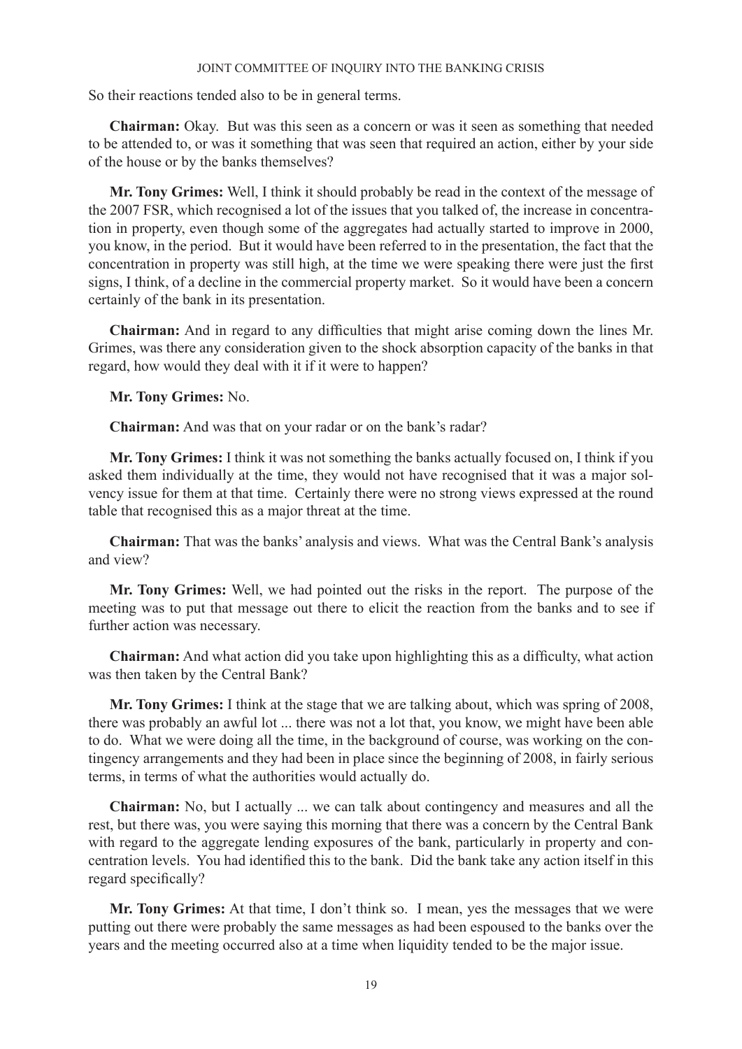So their reactions tended also to be in general terms.

**Chairman:** Okay. But was this seen as a concern or was it seen as something that needed to be attended to, or was it something that was seen that required an action, either by your side of the house or by the banks themselves?

**Mr. Tony Grimes:** Well, I think it should probably be read in the context of the message of the 2007 FSR, which recognised a lot of the issues that you talked of, the increase in concentration in property, even though some of the aggregates had actually started to improve in 2000, you know, in the period. But it would have been referred to in the presentation, the fact that the concentration in property was still high, at the time we were speaking there were just the first signs, I think, of a decline in the commercial property market. So it would have been a concern certainly of the bank in its presentation.

**Chairman:** And in regard to any difficulties that might arise coming down the lines Mr. Grimes, was there any consideration given to the shock absorption capacity of the banks in that regard, how would they deal with it if it were to happen?

**Mr. Tony Grimes:** No.

**Chairman:** And was that on your radar or on the bank's radar?

**Mr. Tony Grimes:** I think it was not something the banks actually focused on, I think if you asked them individually at the time, they would not have recognised that it was a major solvency issue for them at that time. Certainly there were no strong views expressed at the round table that recognised this as a major threat at the time.

**Chairman:** That was the banks' analysis and views. What was the Central Bank's analysis and view?

**Mr. Tony Grimes:** Well, we had pointed out the risks in the report. The purpose of the meeting was to put that message out there to elicit the reaction from the banks and to see if further action was necessary.

**Chairman:** And what action did you take upon highlighting this as a difficulty, what action was then taken by the Central Bank?

**Mr. Tony Grimes:** I think at the stage that we are talking about, which was spring of 2008, there was probably an awful lot ... there was not a lot that, you know, we might have been able to do. What we were doing all the time, in the background of course, was working on the contingency arrangements and they had been in place since the beginning of 2008, in fairly serious terms, in terms of what the authorities would actually do.

**Chairman:** No, but I actually ... we can talk about contingency and measures and all the rest, but there was, you were saying this morning that there was a concern by the Central Bank with regard to the aggregate lending exposures of the bank, particularly in property and concentration levels. You had identified this to the bank. Did the bank take any action itself in this regard specifically?

**Mr. Tony Grimes:** At that time, I don't think so. I mean, yes the messages that we were putting out there were probably the same messages as had been espoused to the banks over the years and the meeting occurred also at a time when liquidity tended to be the major issue.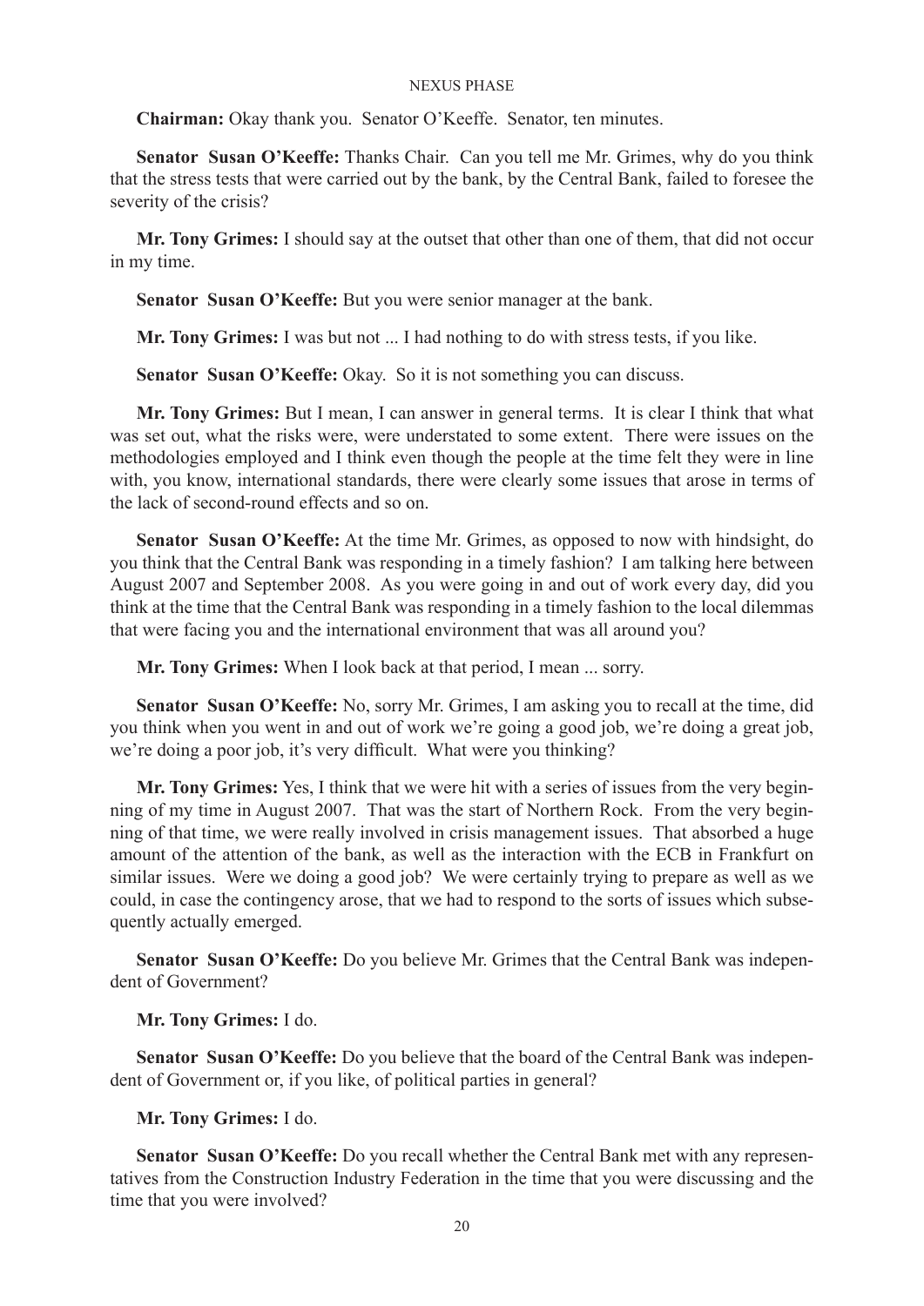**Chairman:** Okay thank you. Senator O'Keeffe. Senator, ten minutes.

**Senator Susan O'Keeffe:** Thanks Chair. Can you tell me Mr. Grimes, why do you think that the stress tests that were carried out by the bank, by the Central Bank, failed to foresee the severity of the crisis?

**Mr. Tony Grimes:** I should say at the outset that other than one of them, that did not occur in my time.

**Senator Susan O'Keeffe:** But you were senior manager at the bank.

**Mr. Tony Grimes:** I was but not ... I had nothing to do with stress tests, if you like.

**Senator Susan O'Keeffe:** Okay. So it is not something you can discuss.

**Mr. Tony Grimes:** But I mean, I can answer in general terms. It is clear I think that what was set out, what the risks were, were understated to some extent. There were issues on the methodologies employed and I think even though the people at the time felt they were in line with, you know, international standards, there were clearly some issues that arose in terms of the lack of second-round effects and so on.

**Senator Susan O'Keeffe:** At the time Mr. Grimes, as opposed to now with hindsight, do you think that the Central Bank was responding in a timely fashion? I am talking here between August 2007 and September 2008. As you were going in and out of work every day, did you think at the time that the Central Bank was responding in a timely fashion to the local dilemmas that were facing you and the international environment that was all around you?

**Mr. Tony Grimes:** When I look back at that period, I mean ... sorry.

**Senator Susan O'Keeffe:** No, sorry Mr. Grimes, I am asking you to recall at the time, did you think when you went in and out of work we're going a good job, we're doing a great job, we're doing a poor job, it's very difficult. What were you thinking?

**Mr. Tony Grimes:** Yes, I think that we were hit with a series of issues from the very beginning of my time in August 2007. That was the start of Northern Rock. From the very beginning of that time, we were really involved in crisis management issues. That absorbed a huge amount of the attention of the bank, as well as the interaction with the ECB in Frankfurt on similar issues. Were we doing a good job? We were certainly trying to prepare as well as we could, in case the contingency arose, that we had to respond to the sorts of issues which subsequently actually emerged.

**Senator Susan O'Keeffe:** Do you believe Mr. Grimes that the Central Bank was independent of Government?

**Mr. Tony Grimes:** I do.

**Senator Susan O'Keeffe:** Do you believe that the board of the Central Bank was independent of Government or, if you like, of political parties in general?

**Mr. Tony Grimes:** I do.

**Senator Susan O'Keeffe:** Do you recall whether the Central Bank met with any representatives from the Construction Industry Federation in the time that you were discussing and the time that you were involved?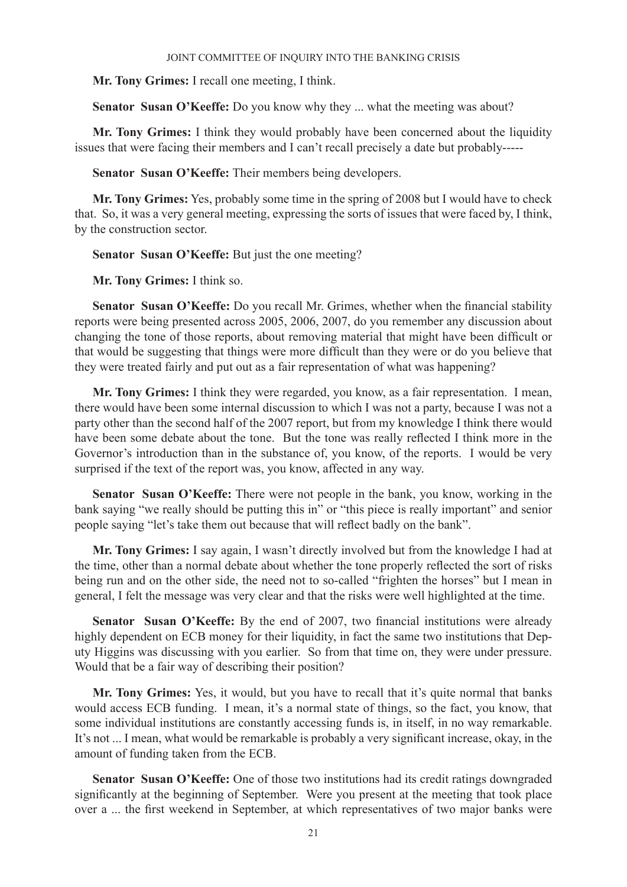**Mr. Tony Grimes:** I recall one meeting, I think.

**Senator Susan O'Keeffe:** Do you know why they ... what the meeting was about?

**Mr. Tony Grimes:** I think they would probably have been concerned about the liquidity issues that were facing their members and I can't recall precisely a date but probably-----

**Senator Susan O'Keeffe:** Their members being developers.

**Mr. Tony Grimes:** Yes, probably some time in the spring of 2008 but I would have to check that. So, it was a very general meeting, expressing the sorts of issues that were faced by, I think, by the construction sector.

**Senator Susan O'Keeffe:** But just the one meeting?

**Mr. Tony Grimes:** I think so.

**Senator Susan O'Keeffe:** Do you recall Mr. Grimes, whether when the financial stability reports were being presented across 2005, 2006, 2007, do you remember any discussion about changing the tone of those reports, about removing material that might have been difficult or that would be suggesting that things were more difficult than they were or do you believe that they were treated fairly and put out as a fair representation of what was happening?

**Mr. Tony Grimes:** I think they were regarded, you know, as a fair representation. I mean, there would have been some internal discussion to which I was not a party, because I was not a party other than the second half of the 2007 report, but from my knowledge I think there would have been some debate about the tone. But the tone was really reflected I think more in the Governor's introduction than in the substance of, you know, of the reports. I would be very surprised if the text of the report was, you know, affected in any way.

**Senator Susan O'Keeffe:** There were not people in the bank, you know, working in the bank saying "we really should be putting this in" or "this piece is really important" and senior people saying "let's take them out because that will reflect badly on the bank".

**Mr. Tony Grimes:** I say again, I wasn't directly involved but from the knowledge I had at the time, other than a normal debate about whether the tone properly reflected the sort of risks being run and on the other side, the need not to so-called "frighten the horses" but I mean in general, I felt the message was very clear and that the risks were well highlighted at the time.

**Senator Susan O'Keeffe:** By the end of 2007, two financial institutions were already highly dependent on ECB money for their liquidity, in fact the same two institutions that Deputy Higgins was discussing with you earlier. So from that time on, they were under pressure. Would that be a fair way of describing their position?

**Mr. Tony Grimes:** Yes, it would, but you have to recall that it's quite normal that banks would access ECB funding. I mean, it's a normal state of things, so the fact, you know, that some individual institutions are constantly accessing funds is, in itself, in no way remarkable. It's not ... I mean, what would be remarkable is probably a very significant increase, okay, in the amount of funding taken from the ECB.

**Senator Susan O'Keeffe:** One of those two institutions had its credit ratings downgraded significantly at the beginning of September. Were you present at the meeting that took place over a ... the first weekend in September, at which representatives of two major banks were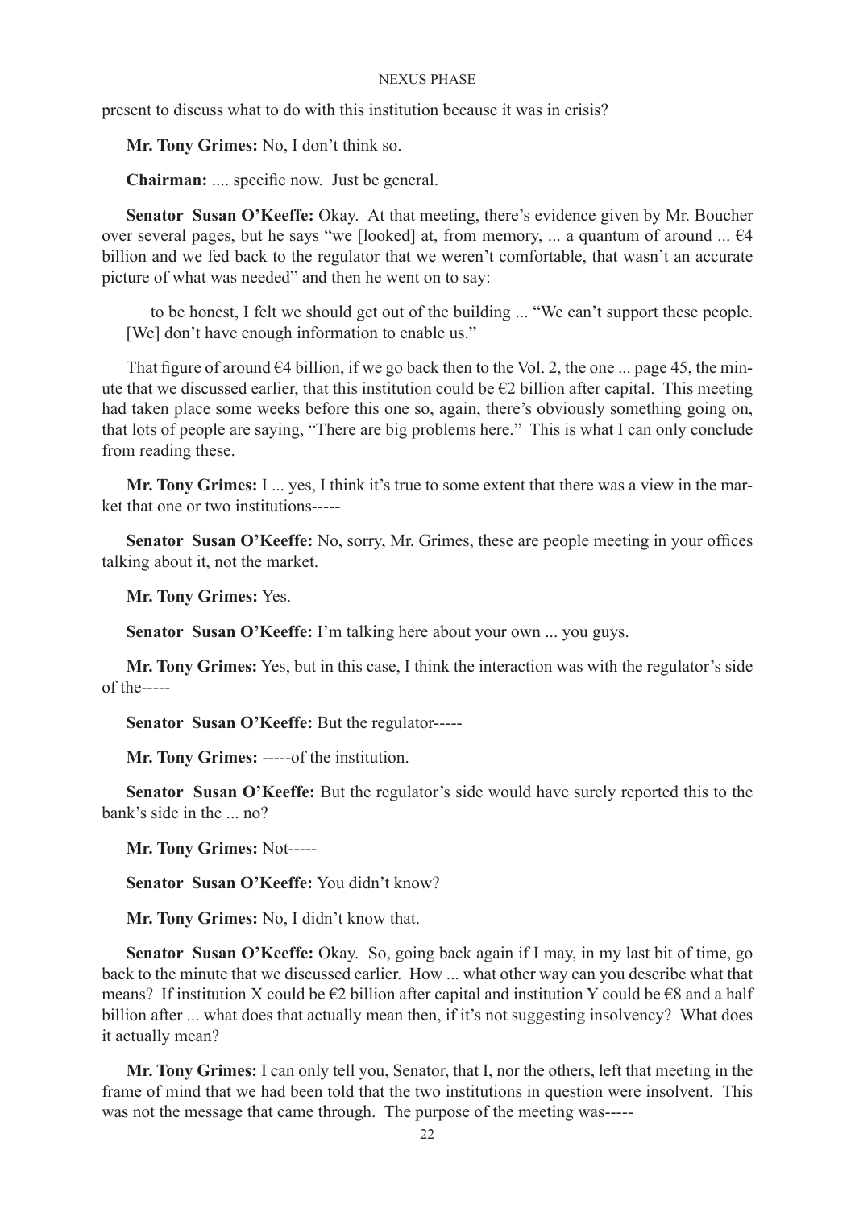present to discuss what to do with this institution because it was in crisis?

**Mr. Tony Grimes:** No, I don't think so.

**Chairman:** .... specific now. Just be general.

**Senator Susan O'Keeffe:** Okay. At that meeting, there's evidence given by Mr. Boucher over several pages, but he says "we [looked] at, from memory, ... a quantum of around ... €4 billion and we fed back to the regulator that we weren't comfortable, that wasn't an accurate picture of what was needed" and then he went on to say:

> to be honest, I felt we should get out of the building ... "We can't support these people. [We] don't have enough information to enable us."

That figure of around €4 billion, if we go back then to the Vol. 2, the one ... page 45, the minute that we discussed earlier, that this institution could be €2 billion after capital. This meeting had taken place some weeks before this one so, again, there's obviously something going on, that lots of people are saying, "There are big problems here." This is what I can only conclude from reading these.

**Mr. Tony Grimes:** I ... yes, I think it's true to some extent that there was a view in the market that one or two institutions-----

**Senator Susan O'Keeffe:** No, sorry, Mr. Grimes, these are people meeting in your offices talking about it, not the market.

**Mr. Tony Grimes:** Yes.

**Senator Susan O'Keeffe:** I'm talking here about your own ... you guys.

**Mr. Tony Grimes:** Yes, but in this case, I think the interaction was with the regulator's side of the-----

**Senator Susan O'Keeffe:** But the regulator-----

**Mr. Tony Grimes:** -----of the institution.

**Senator Susan O'Keeffe:** But the regulator's side would have surely reported this to the bank's side in the ... no?

**Mr. Tony Grimes:** Not-----

**Senator Susan O'Keeffe:** You didn't know?

**Mr. Tony Grimes:** No, I didn't know that.

**Senator Susan O'Keeffe:** Okay. So, going back again if I may, in my last bit of time, go back to the minute that we discussed earlier. How ... what other way can you describe what that means? If institution X could be €2 billion after capital and institution Y could be €8 and a half billion after ... what does that actually mean then, if it's not suggesting insolvency? What does it actually mean?

**Mr. Tony Grimes:** I can only tell you, Senator, that I, nor the others, left that meeting in the frame of mind that we had been told that the two institutions in question were insolvent. This was not the message that came through. The purpose of the meeting was-----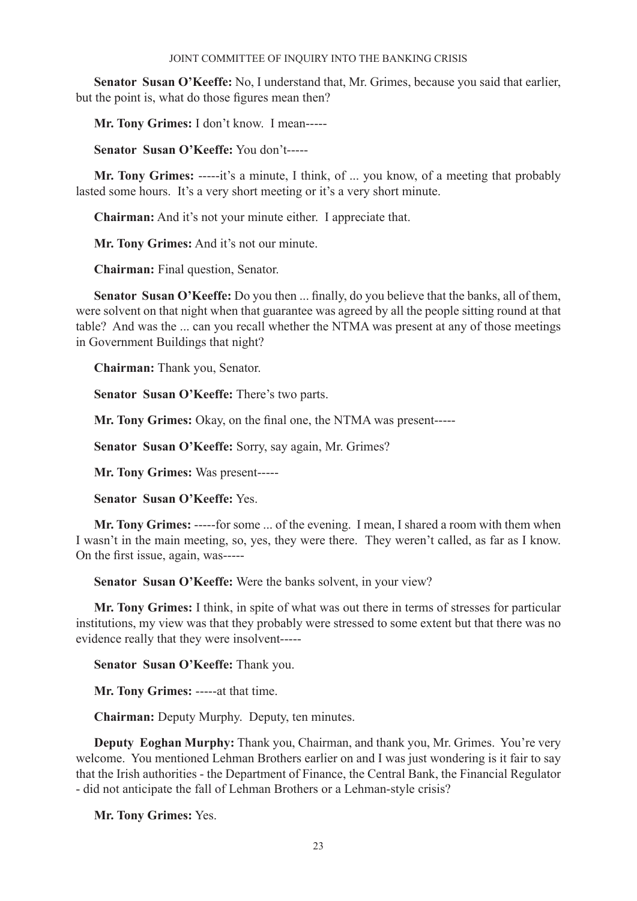**Senator Susan O'Keeffe:** No, I understand that, Mr. Grimes, because you said that earlier, but the point is, what do those figures mean then?

**Mr. Tony Grimes:** I don't know. I mean-----

**Senator Susan O'Keeffe:** You don't-----

**Mr. Tony Grimes:** -----it's a minute, I think, of ... you know, of a meeting that probably lasted some hours. It's a very short meeting or it's a very short minute.

**Chairman:** And it's not your minute either. I appreciate that.

**Mr. Tony Grimes:** And it's not our minute.

**Chairman:** Final question, Senator.

**Senator Susan O'Keeffe:** Do you then ... finally, do you believe that the banks, all of them, were solvent on that night when that guarantee was agreed by all the people sitting round at that table? And was the ... can you recall whether the NTMA was present at any of those meetings in Government Buildings that night?

**Chairman:** Thank you, Senator.

**Senator Susan O'Keeffe:** There's two parts.

**Mr. Tony Grimes:** Okay, on the final one, the NTMA was present-----

**Senator Susan O'Keeffe:** Sorry, say again, Mr. Grimes?

**Mr. Tony Grimes:** Was present-----

**Senator Susan O'Keeffe:** Yes.

**Mr. Tony Grimes:** -----for some ... of the evening. I mean, I shared a room with them when I wasn't in the main meeting, so, yes, they were there. They weren't called, as far as I know. On the first issue, again, was-----

**Senator Susan O'Keeffe:** Were the banks solvent, in your view?

**Mr. Tony Grimes:** I think, in spite of what was out there in terms of stresses for particular institutions, my view was that they probably were stressed to some extent but that there was no evidence really that they were insolvent-----

**Senator Susan O'Keeffe:** Thank you.

**Mr. Tony Grimes:** -----at that time.

**Chairman:** Deputy Murphy. Deputy, ten minutes.

**Deputy Eoghan Murphy:** Thank you, Chairman, and thank you, Mr. Grimes. You're very welcome. You mentioned Lehman Brothers earlier on and I was just wondering is it fair to say that the Irish authorities - the Department of Finance, the Central Bank, the Financial Regulator - did not anticipate the fall of Lehman Brothers or a Lehman-style crisis?

**Mr. Tony Grimes:** Yes.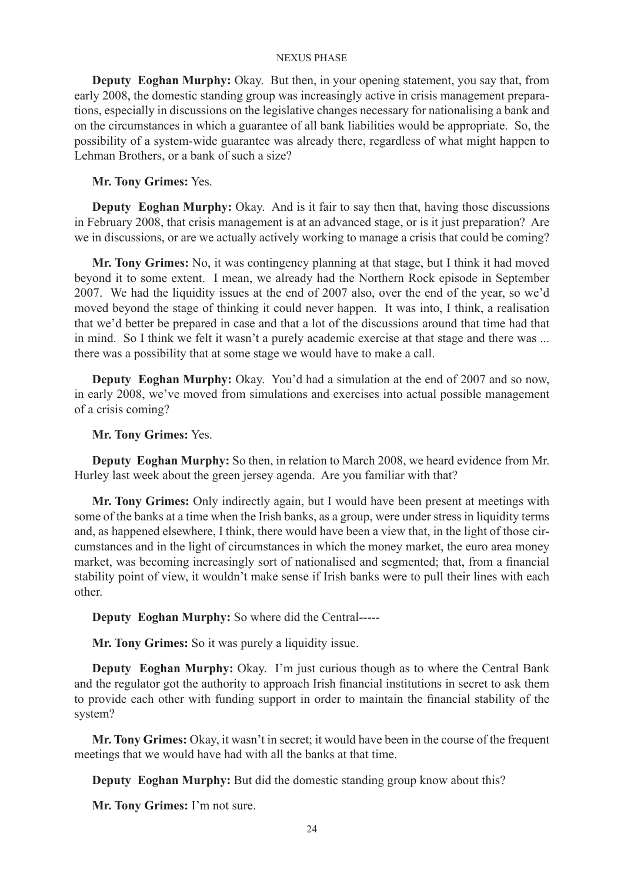**Deputy Eoghan Murphy:** Okay. But then, in your opening statement, you say that, from early 2008, the domestic standing group was increasingly active in crisis management preparations, especially in discussions on the legislative changes necessary for nationalising a bank and on the circumstances in which a guarantee of all bank liabilities would be appropriate. So, the possibility of a system-wide guarantee was already there, regardless of what might happen to Lehman Brothers, or a bank of such a size?

**Mr. Tony Grimes:** Yes.

**Deputy Eoghan Murphy:** Okay. And is it fair to say then that, having those discussions in February 2008, that crisis management is at an advanced stage, or is it just preparation? Are we in discussions, or are we actually actively working to manage a crisis that could be coming?

**Mr. Tony Grimes:** No, it was contingency planning at that stage, but I think it had moved beyond it to some extent. I mean, we already had the Northern Rock episode in September 2007. We had the liquidity issues at the end of 2007 also, over the end of the year, so we'd moved beyond the stage of thinking it could never happen. It was into, I think, a realisation that we'd better be prepared in case and that a lot of the discussions around that time had that in mind. So I think we felt it wasn't a purely academic exercise at that stage and there was ... there was a possibility that at some stage we would have to make a call.

**Deputy Eoghan Murphy:** Okay. You'd had a simulation at the end of 2007 and so now, in early 2008, we've moved from simulations and exercises into actual possible management of a crisis coming?

**Mr. Tony Grimes:** Yes.

**Deputy Eoghan Murphy:** So then, in relation to March 2008, we heard evidence from Mr. Hurley last week about the green jersey agenda. Are you familiar with that?

**Mr. Tony Grimes:** Only indirectly again, but I would have been present at meetings with some of the banks at a time when the Irish banks, as a group, were under stress in liquidity terms and, as happened elsewhere, I think, there would have been a view that, in the light of those circumstances and in the light of circumstances in which the money market, the euro area money market, was becoming increasingly sort of nationalised and segmented; that, from a financial stability point of view, it wouldn't make sense if Irish banks were to pull their lines with each other.

**Deputy Eoghan Murphy:** So where did the Central-----

**Mr. Tony Grimes:** So it was purely a liquidity issue.

**Deputy Eoghan Murphy:** Okay. I'm just curious though as to where the Central Bank and the regulator got the authority to approach Irish financial institutions in secret to ask them to provide each other with funding support in order to maintain the financial stability of the system?

**Mr. Tony Grimes:** Okay, it wasn't in secret; it would have been in the course of the frequent meetings that we would have had with all the banks at that time.

**Deputy Eoghan Murphy:** But did the domestic standing group know about this?

**Mr. Tony Grimes:** I'm not sure.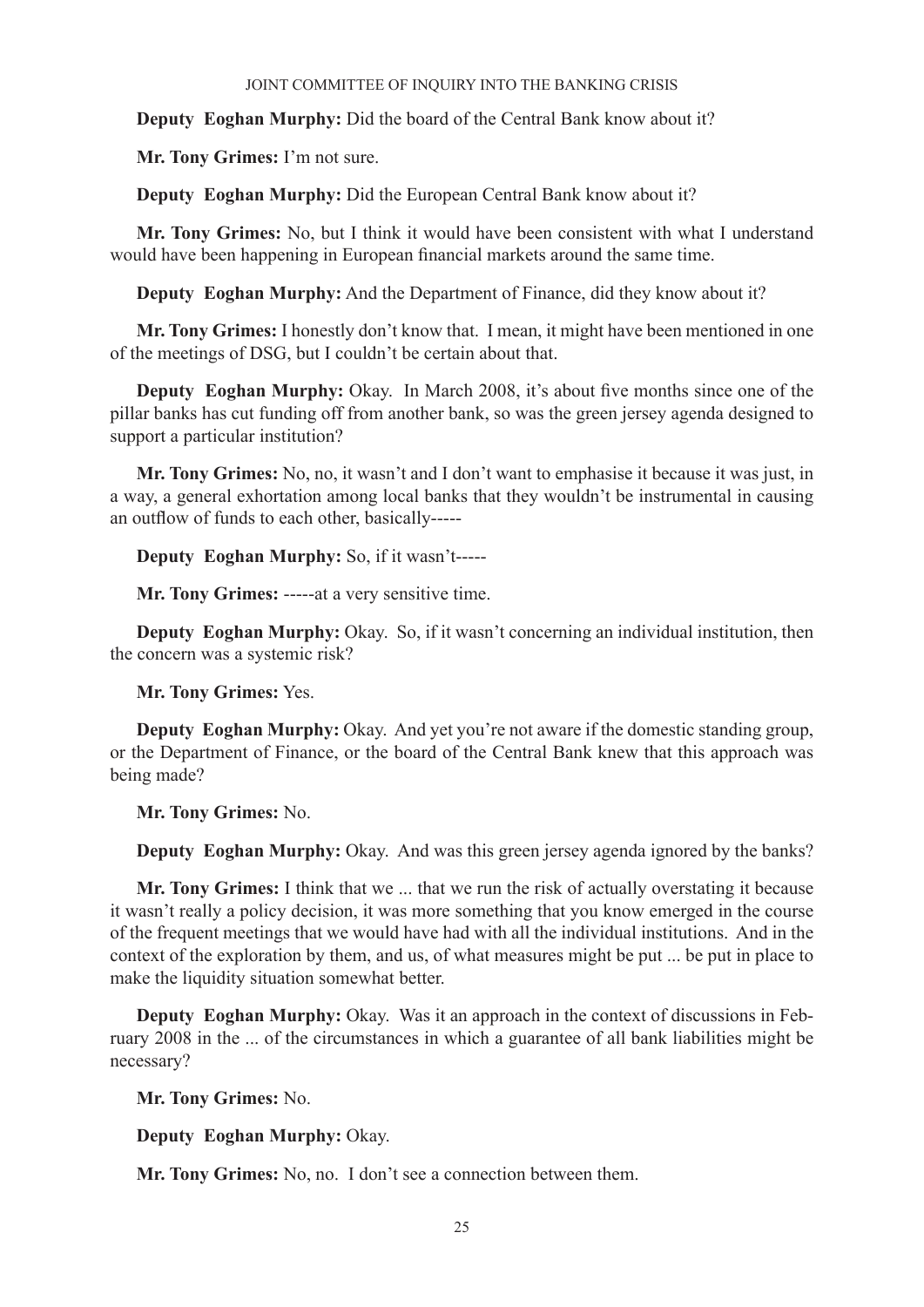**Deputy Eoghan Murphy:** Did the board of the Central Bank know about it?

**Mr. Tony Grimes:** I'm not sure.

**Deputy Eoghan Murphy:** Did the European Central Bank know about it?

**Mr. Tony Grimes:** No, but I think it would have been consistent with what I understand would have been happening in European financial markets around the same time.

**Deputy Eoghan Murphy:** And the Department of Finance, did they know about it?

**Mr. Tony Grimes:** I honestly don't know that. I mean, it might have been mentioned in one of the meetings of DSG, but I couldn't be certain about that.

**Deputy Eoghan Murphy:** Okay. In March 2008, it's about five months since one of the pillar banks has cut funding off from another bank, so was the green jersey agenda designed to support a particular institution?

**Mr. Tony Grimes:** No, no, it wasn't and I don't want to emphasise it because it was just, in a way, a general exhortation among local banks that they wouldn't be instrumental in causing an outflow of funds to each other, basically-----

**Deputy Eoghan Murphy:** So, if it wasn't-----

**Mr. Tony Grimes:** -----at a very sensitive time.

**Deputy Eoghan Murphy:** Okay. So, if it wasn't concerning an individual institution, then the concern was a systemic risk?

**Mr. Tony Grimes:** Yes.

**Deputy Eoghan Murphy:** Okay. And yet you're not aware if the domestic standing group, or the Department of Finance, or the board of the Central Bank knew that this approach was being made?

**Mr. Tony Grimes:** No.

**Deputy Eoghan Murphy:** Okay. And was this green jersey agenda ignored by the banks?

**Mr. Tony Grimes:** I think that we ... that we run the risk of actually overstating it because it wasn't really a policy decision, it was more something that you know emerged in the course of the frequent meetings that we would have had with all the individual institutions. And in the context of the exploration by them, and us, of what measures might be put ... be put in place to make the liquidity situation somewhat better.

**Deputy Eoghan Murphy:** Okay. Was it an approach in the context of discussions in February 2008 in the ... of the circumstances in which a guarantee of all bank liabilities might be necessary?

**Mr. Tony Grimes:** No.

**Deputy Eoghan Murphy:** Okay.

**Mr. Tony Grimes:** No, no. I don't see a connection between them.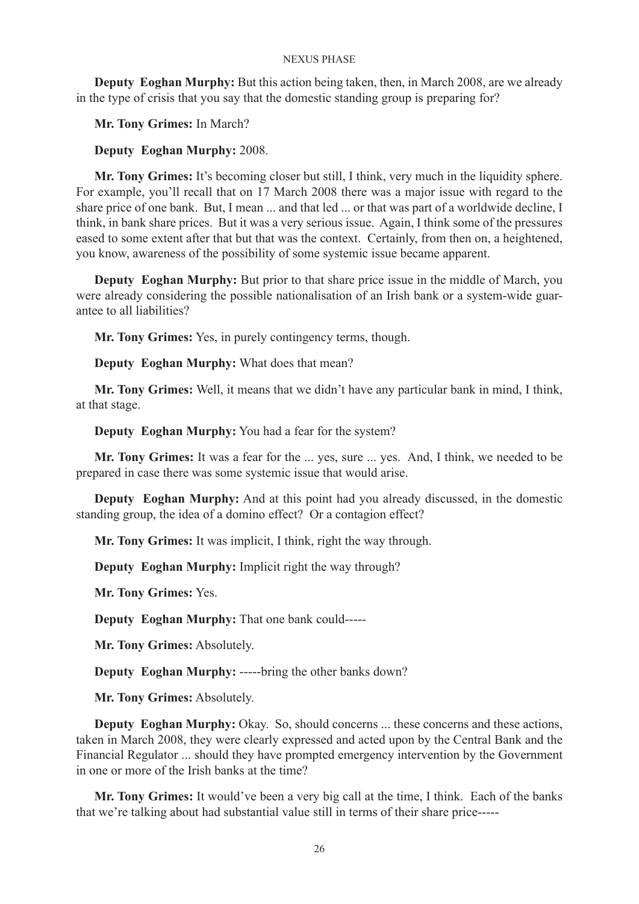**Deputy Eoghan Murphy:** But this action being taken, then, in March 2008, are we already in the type of crisis that you say that the domestic standing group is preparing for?

**Mr. Tony Grimes:** In March?

**Deputy Eoghan Murphy:** 2008.

**Mr. Tony Grimes:** It's becoming closer but still, I think, very much in the liquidity sphere. For example, you'll recall that on 17 March 2008 there was a major issue with regard to the share price of one bank. But, I mean ... and that led ... or that was part of a worldwide decline, I think, in bank share prices. But it was a very serious issue. Again, I think some of the pressures eased to some extent after that but that was the context. Certainly, from then on, a heightened, you know, awareness of the possibility of some systemic issue became apparent.

**Deputy Eoghan Murphy:** But prior to that share price issue in the middle of March, you were already considering the possible nationalisation of an Irish bank or a system-wide guarantee to all liabilities?

**Mr. Tony Grimes:** Yes, in purely contingency terms, though.

**Deputy Eoghan Murphy:** What does that mean?

**Mr. Tony Grimes:** Well, it means that we didn't have any particular bank in mind, I think, at that stage.

**Deputy Eoghan Murphy:** You had a fear for the system?

**Mr. Tony Grimes:** It was a fear for the ... yes, sure ... yes. And, I think, we needed to be prepared in case there was some systemic issue that would arise.

**Deputy Eoghan Murphy:** And at this point had you already discussed, in the domestic standing group, the idea of a domino effect? Or a contagion effect?

**Mr. Tony Grimes:** It was implicit, I think, right the way through.

**Deputy Eoghan Murphy:** Implicit right the way through?

**Mr. Tony Grimes:** Yes.

**Deputy Eoghan Murphy:** That one bank could-----

**Mr. Tony Grimes:** Absolutely.

**Deputy Eoghan Murphy:** -----bring the other banks down?

**Mr. Tony Grimes:** Absolutely.

**Deputy Eoghan Murphy:** Okay. So, should concerns ... these concerns and these actions, taken in March 2008, they were clearly expressed and acted upon by the Central Bank and the Financial Regulator ... should they have prompted emergency intervention by the Government in one or more of the Irish banks at the time?

**Mr. Tony Grimes:** It would've been a very big call at the time, I think. Each of the banks that we're talking about had substantial value still in terms of their share price-----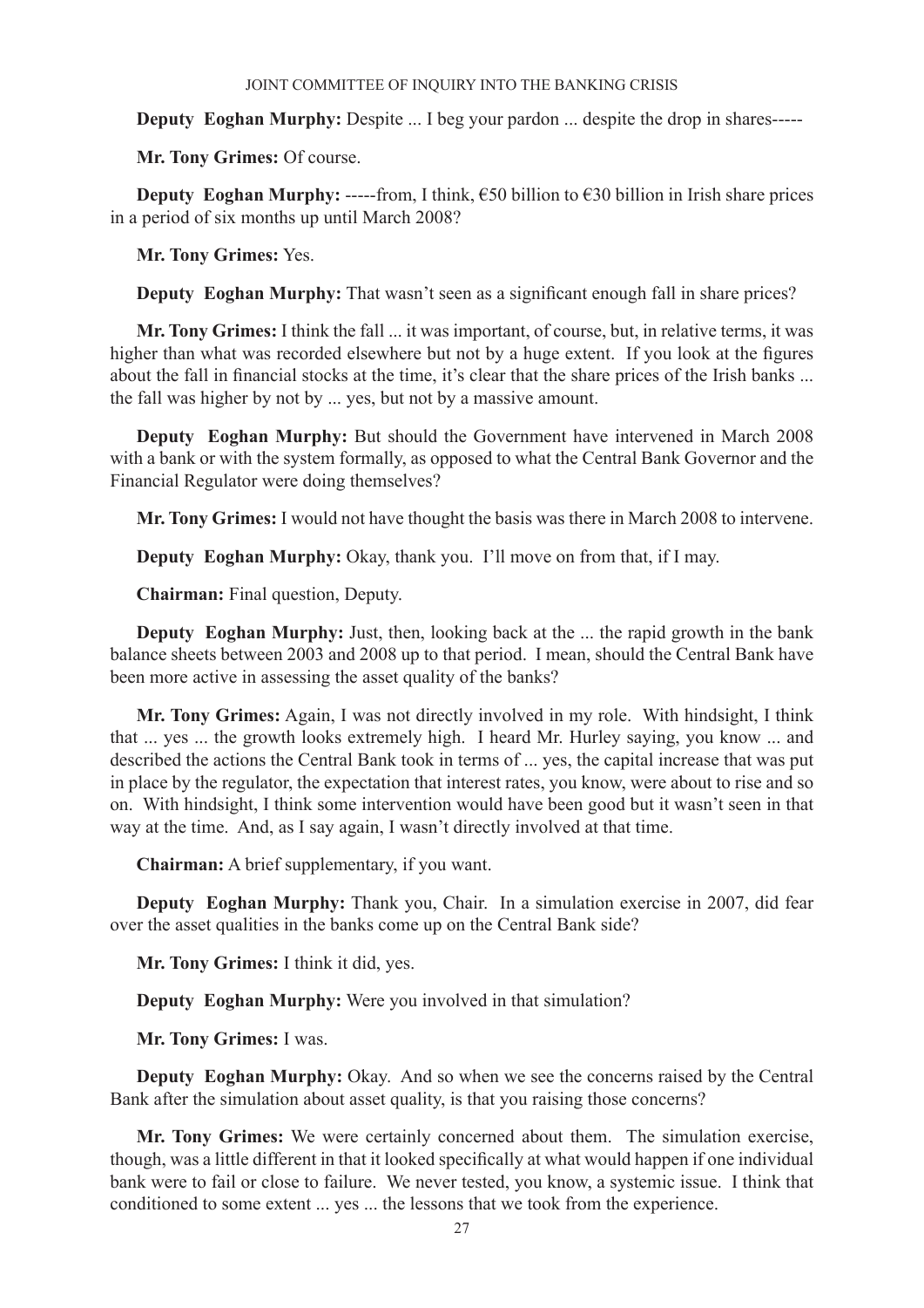**Deputy Eoghan Murphy:** Despite ... I beg your pardon ... despite the drop in shares-----

**Mr. Tony Grimes:** Of course.

**Deputy Eoghan Murphy:** -----from, I think, €50 billion to €30 billion in Irish share prices in a period of six months up until March 2008?

**Mr. Tony Grimes:** Yes.

**Deputy Eoghan Murphy:** That wasn't seen as a significant enough fall in share prices?

**Mr. Tony Grimes:** I think the fall ... it was important, of course, but, in relative terms, it was higher than what was recorded elsewhere but not by a huge extent. If you look at the figures about the fall in financial stocks at the time, it's clear that the share prices of the Irish banks ... the fall was higher by not by ... yes, but not by a massive amount.

**Deputy Eoghan Murphy:** But should the Government have intervened in March 2008 with a bank or with the system formally, as opposed to what the Central Bank Governor and the Financial Regulator were doing themselves?

**Mr. Tony Grimes:** I would not have thought the basis was there in March 2008 to intervene.

**Deputy Eoghan Murphy:** Okay, thank you. I'll move on from that, if I may.

**Chairman:** Final question, Deputy.

**Deputy Eoghan Murphy:** Just, then, looking back at the ... the rapid growth in the bank balance sheets between 2003 and 2008 up to that period. I mean, should the Central Bank have been more active in assessing the asset quality of the banks?

**Mr. Tony Grimes:** Again, I was not directly involved in my role. With hindsight, I think that ... yes ... the growth looks extremely high. I heard Mr. Hurley saying, you know ... and described the actions the Central Bank took in terms of ... yes, the capital increase that was put in place by the regulator, the expectation that interest rates, you know, were about to rise and so on. With hindsight, I think some intervention would have been good but it wasn't seen in that way at the time. And, as I say again, I wasn't directly involved at that time.

**Chairman:** A brief supplementary, if you want.

**Deputy Eoghan Murphy:** Thank you, Chair. In a simulation exercise in 2007, did fear over the asset qualities in the banks come up on the Central Bank side?

**Mr. Tony Grimes:** I think it did, yes.

**Deputy Eoghan Murphy:** Were you involved in that simulation?

**Mr. Tony Grimes:** I was.

**Deputy Eoghan Murphy:** Okay. And so when we see the concerns raised by the Central Bank after the simulation about asset quality, is that you raising those concerns?

**Mr. Tony Grimes:** We were certainly concerned about them. The simulation exercise, though, was a little different in that it looked specifically at what would happen if one individual bank were to fail or close to failure. We never tested, you know, a systemic issue. I think that conditioned to some extent ... yes ... the lessons that we took from the experience.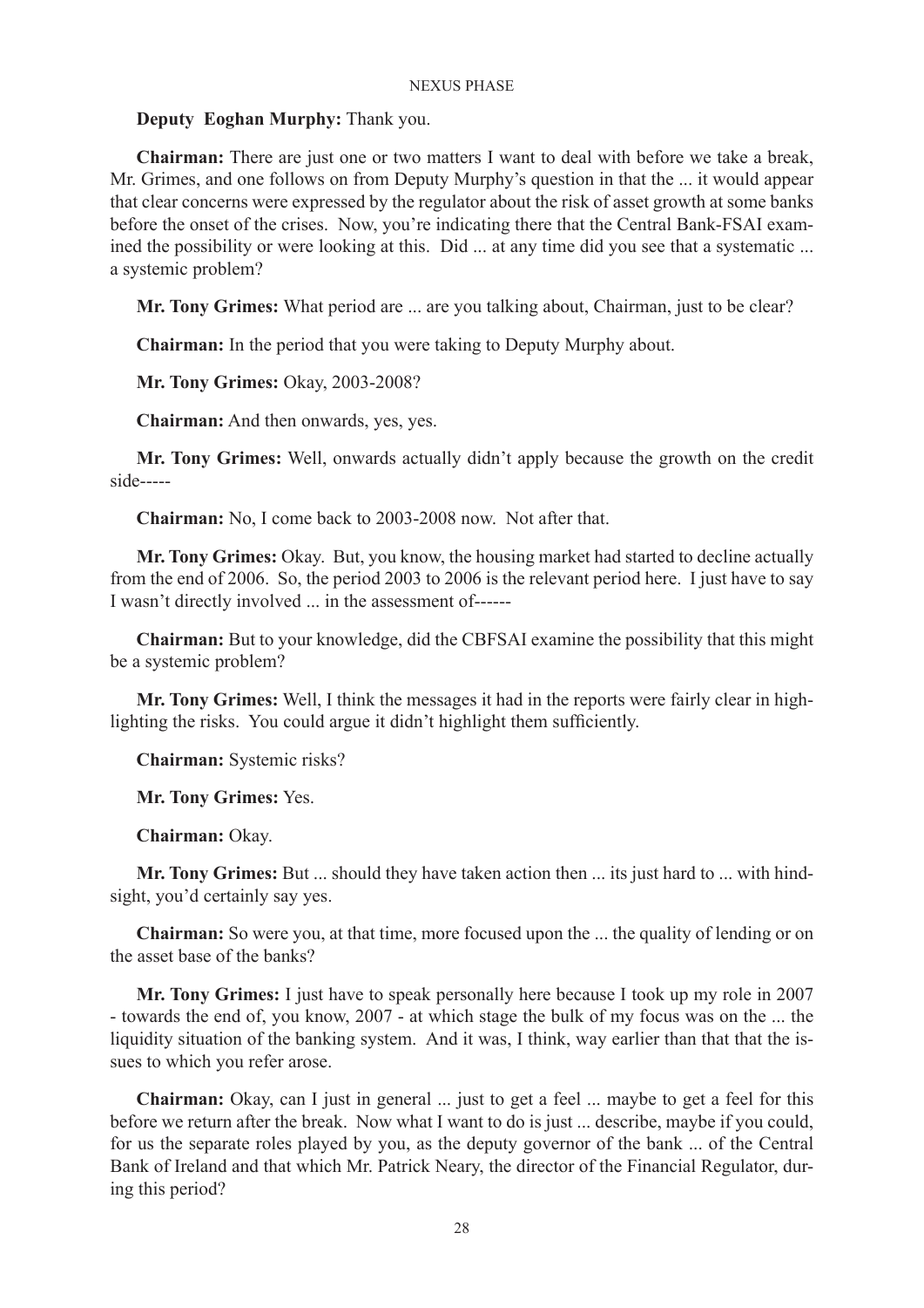**Deputy Eoghan Murphy:** Thank you.

**Chairman:** There are just one or two matters I want to deal with before we take a break, Mr. Grimes, and one follows on from Deputy Murphy's question in that the ... it would appear that clear concerns were expressed by the regulator about the risk of asset growth at some banks before the onset of the crises. Now, you're indicating there that the Central Bank-FSAI examined the possibility or were looking at this. Did ... at any time did you see that a systematic ... a systemic problem?

**Mr. Tony Grimes:** What period are ... are you talking about, Chairman, just to be clear?

**Chairman:** In the period that you were taking to Deputy Murphy about.

**Mr. Tony Grimes:** Okay, 2003-2008?

**Chairman:** And then onwards, yes, yes.

**Mr. Tony Grimes:** Well, onwards actually didn't apply because the growth on the credit side-----

**Chairman:** No, I come back to 2003-2008 now. Not after that.

**Mr. Tony Grimes:** Okay. But, you know, the housing market had started to decline actually from the end of 2006. So, the period 2003 to 2006 is the relevant period here. I just have to say I wasn't directly involved ... in the assessment of------

**Chairman:** But to your knowledge, did the CBFSAI examine the possibility that this might be a systemic problem?

**Mr. Tony Grimes:** Well, I think the messages it had in the reports were fairly clear in highlighting the risks. You could argue it didn't highlight them sufficiently.

**Chairman:** Systemic risks?

**Mr. Tony Grimes:** Yes.

**Chairman:** Okay.

**Mr. Tony Grimes:** But ... should they have taken action then ... its just hard to ... with hindsight, you'd certainly say yes.

**Chairman:** So were you, at that time, more focused upon the ... the quality of lending or on the asset base of the banks?

**Mr. Tony Grimes:** I just have to speak personally here because I took up my role in 2007 - towards the end of, you know, 2007 - at which stage the bulk of my focus was on the ... the liquidity situation of the banking system. And it was, I think, way earlier than that that the issues to which you refer arose.

**Chairman:** Okay, can I just in general ... just to get a feel ... maybe to get a feel for this before we return after the break. Now what I want to do is just ... describe, maybe if you could, for us the separate roles played by you, as the deputy governor of the bank ... of the Central Bank of Ireland and that which Mr. Patrick Neary, the director of the Financial Regulator, during this period?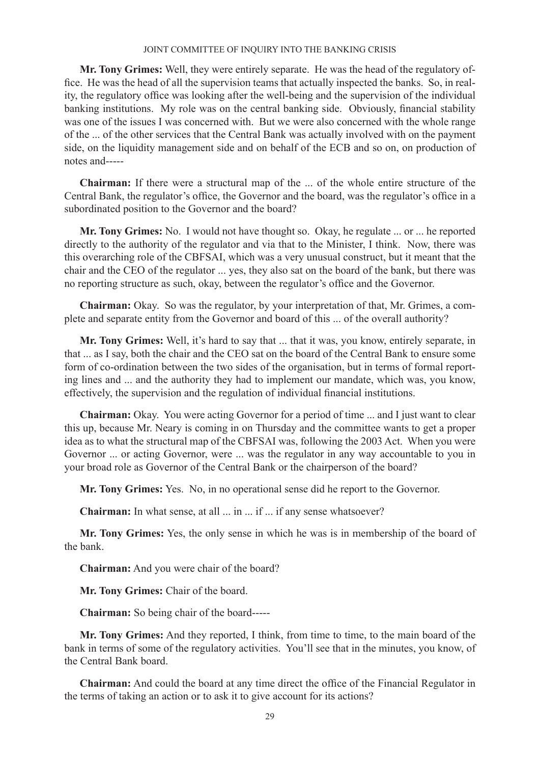**Mr. Tony Grimes:** Well, they were entirely separate. He was the head of the regulatory office. He was the head of all the supervision teams that actually inspected the banks. So, in reality, the regulatory office was looking after the well-being and the supervision of the individual banking institutions. My role was on the central banking side. Obviously, financial stability was one of the issues I was concerned with. But we were also concerned with the whole range of the ... of the other services that the Central Bank was actually involved with on the payment side, on the liquidity management side and on behalf of the ECB and so on, on production of notes and-----

**Chairman:** If there were a structural map of the ... of the whole entire structure of the Central Bank, the regulator's office, the Governor and the board, was the regulator's office in a subordinated position to the Governor and the board?

**Mr. Tony Grimes:** No. I would not have thought so. Okay, he regulate ... or ... he reported directly to the authority of the regulator and via that to the Minister, I think. Now, there was this overarching role of the CBFSAI, which was a very unusual construct, but it meant that the chair and the CEO of the regulator ... yes, they also sat on the board of the bank, but there was no reporting structure as such, okay, between the regulator's office and the Governor.

**Chairman:** Okay. So was the regulator, by your interpretation of that, Mr. Grimes, a complete and separate entity from the Governor and board of this ... of the overall authority?

**Mr. Tony Grimes:** Well, it's hard to say that ... that it was, you know, entirely separate, in that ... as I say, both the chair and the CEO sat on the board of the Central Bank to ensure some form of co-ordination between the two sides of the organisation, but in terms of formal reporting lines and ... and the authority they had to implement our mandate, which was, you know, effectively, the supervision and the regulation of individual financial institutions.

**Chairman:** Okay. You were acting Governor for a period of time ... and I just want to clear this up, because Mr. Neary is coming in on Thursday and the committee wants to get a proper idea as to what the structural map of the CBFSAI was, following the 2003 Act. When you were Governor ... or acting Governor, were ... was the regulator in any way accountable to you in your broad role as Governor of the Central Bank or the chairperson of the board?

**Mr. Tony Grimes:** Yes. No, in no operational sense did he report to the Governor.

**Chairman:** In what sense, at all ... in ... if ... if any sense whatsoever?

**Mr. Tony Grimes:** Yes, the only sense in which he was is in membership of the board of the bank.

**Chairman:** And you were chair of the board?

**Mr. Tony Grimes:** Chair of the board.

**Chairman:** So being chair of the board-----

**Mr. Tony Grimes:** And they reported, I think, from time to time, to the main board of the bank in terms of some of the regulatory activities. You'll see that in the minutes, you know, of the Central Bank board.

**Chairman:** And could the board at any time direct the office of the Financial Regulator in the terms of taking an action or to ask it to give account for its actions?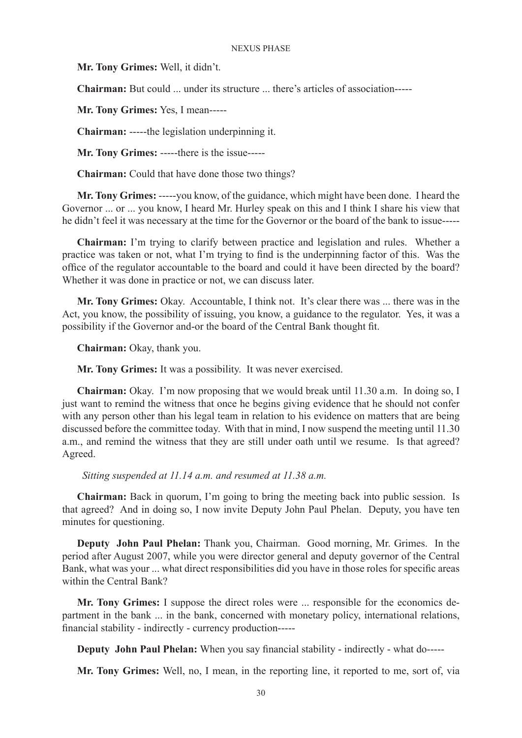**Mr. Tony Grimes:** Well, it didn't.

**Chairman:** But could ... under its structure ... there's articles of association-----

**Mr. Tony Grimes:** Yes, I mean-----

**Chairman:** -----the legislation underpinning it.

**Mr. Tony Grimes:** -----there is the issue-----

**Chairman:** Could that have done those two things?

**Mr. Tony Grimes:** -----you know, of the guidance, which might have been done. I heard the Governor ... or ... you know, I heard Mr. Hurley speak on this and I think I share his view that he didn't feel it was necessary at the time for the Governor or the board of the bank to issue-----

**Chairman:** I'm trying to clarify between practice and legislation and rules. Whether a practice was taken or not, what I'm trying to find is the underpinning factor of this. Was the office of the regulator accountable to the board and could it have been directed by the board? Whether it was done in practice or not, we can discuss later.

**Mr. Tony Grimes:** Okay. Accountable, I think not. It's clear there was ... there was in the Act, you know, the possibility of issuing, you know, a guidance to the regulator. Yes, it was a possibility if the Governor and-or the board of the Central Bank thought fit.

**Chairman:** Okay, thank you.

**Mr. Tony Grimes:** It was a possibility. It was never exercised.

**Chairman:** Okay. I'm now proposing that we would break until 11.30 a.m. In doing so, I just want to remind the witness that once he begins giving evidence that he should not confer with any person other than his legal team in relation to his evidence on matters that are being discussed before the committee today. With that in mind, I now suspend the meeting until 11.30 a.m., and remind the witness that they are still under oath until we resume. Is that agreed? Agreed.

*Sitting suspended at 11.14 a.m. and resumed at 11.38 a.m.*

**Chairman:** Back in quorum, I'm going to bring the meeting back into public session. Is that agreed? And in doing so, I now invite Deputy John Paul Phelan. Deputy, you have ten minutes for questioning.

**Deputy John Paul Phelan:** Thank you, Chairman. Good morning, Mr. Grimes. In the period after August 2007, while you were director general and deputy governor of the Central Bank, what was your ... what direct responsibilities did you have in those roles for specific areas within the Central Bank?

**Mr. Tony Grimes:** I suppose the direct roles were ... responsible for the economics department in the bank ... in the bank, concerned with monetary policy, international relations, financial stability - indirectly - currency production-----

**Deputy John Paul Phelan:** When you say financial stability - indirectly - what do-----

**Mr. Tony Grimes:** Well, no, I mean, in the reporting line, it reported to me, sort of, via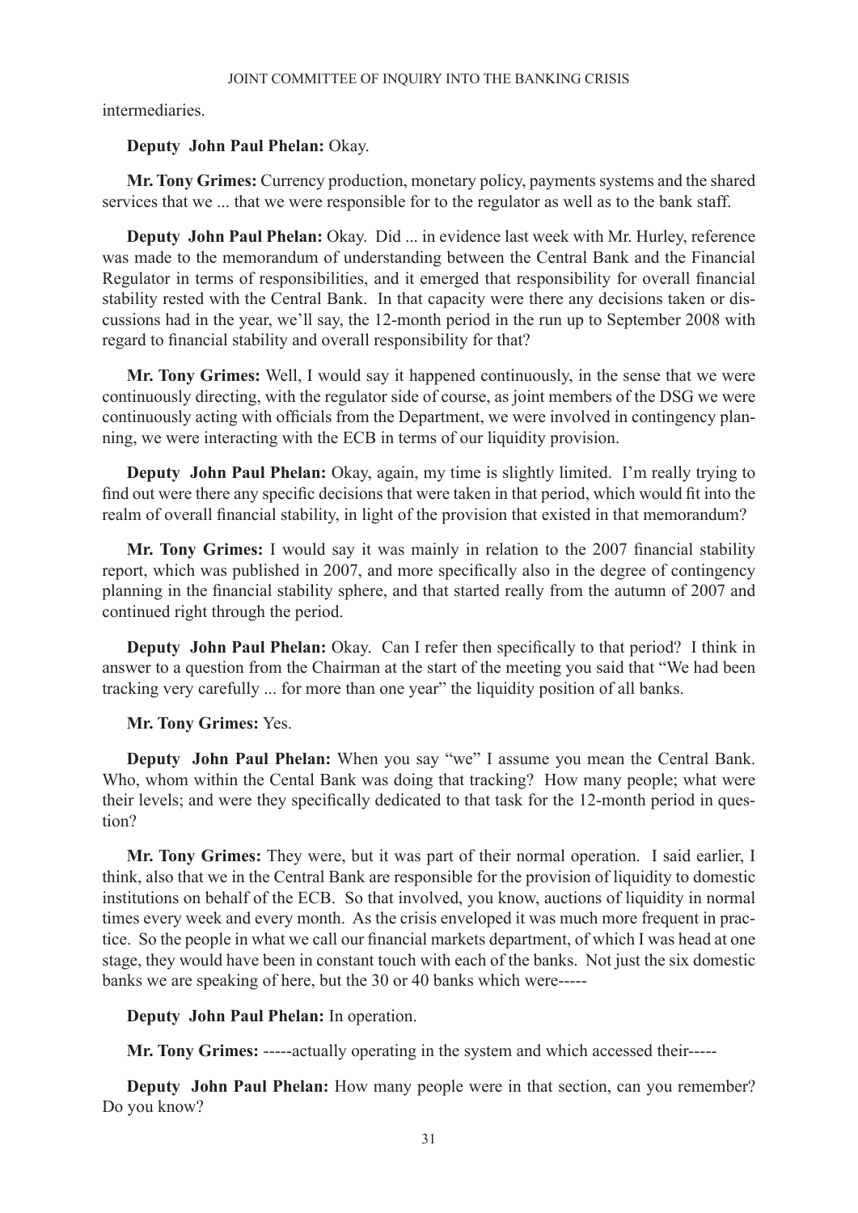intermediaries.

**Deputy John Paul Phelan:** Okay.

**Mr. Tony Grimes:** Currency production, monetary policy, payments systems and the shared services that we ... that we were responsible for to the regulator as well as to the bank staff.

**Deputy John Paul Phelan:** Okay. Did ... in evidence last week with Mr. Hurley, reference was made to the memorandum of understanding between the Central Bank and the Financial Regulator in terms of responsibilities, and it emerged that responsibility for overall financial stability rested with the Central Bank. In that capacity were there any decisions taken or discussions had in the year, we'll say, the 12-month period in the run up to September 2008 with regard to financial stability and overall responsibility for that?

**Mr. Tony Grimes:** Well, I would say it happened continuously, in the sense that we were continuously directing, with the regulator side of course, as joint members of the DSG we were continuously acting with officials from the Department, we were involved in contingency planning, we were interacting with the ECB in terms of our liquidity provision.

**Deputy John Paul Phelan:** Okay, again, my time is slightly limited. I'm really trying to find out were there any specific decisions that were taken in that period, which would fit into the realm of overall financial stability, in light of the provision that existed in that memorandum?

**Mr. Tony Grimes:** I would say it was mainly in relation to the 2007 financial stability report, which was published in 2007, and more specifically also in the degree of contingency planning in the financial stability sphere, and that started really from the autumn of 2007 and continued right through the period.

**Deputy John Paul Phelan:** Okay. Can I refer then specifically to that period? I think in answer to a question from the Chairman at the start of the meeting you said that "We had been tracking very carefully ... for more than one year" the liquidity position of all banks.

**Mr. Tony Grimes:** Yes.

**Deputy John Paul Phelan:** When you say "we" I assume you mean the Central Bank. Who, whom within the Cental Bank was doing that tracking? How many people; what were their levels; and were they specifically dedicated to that task for the 12-month period in question?

**Mr. Tony Grimes:** They were, but it was part of their normal operation. I said earlier, I think, also that we in the Central Bank are responsible for the provision of liquidity to domestic institutions on behalf of the ECB. So that involved, you know, auctions of liquidity in normal times every week and every month. As the crisis enveloped it was much more frequent in practice. So the people in what we call our financial markets department, of which I was head at one stage, they would have been in constant touch with each of the banks. Not just the six domestic banks we are speaking of here, but the 30 or 40 banks which were-----

**Deputy John Paul Phelan:** In operation.

**Mr. Tony Grimes:** -----actually operating in the system and which accessed their-----

**Deputy John Paul Phelan:** How many people were in that section, can you remember? Do you know?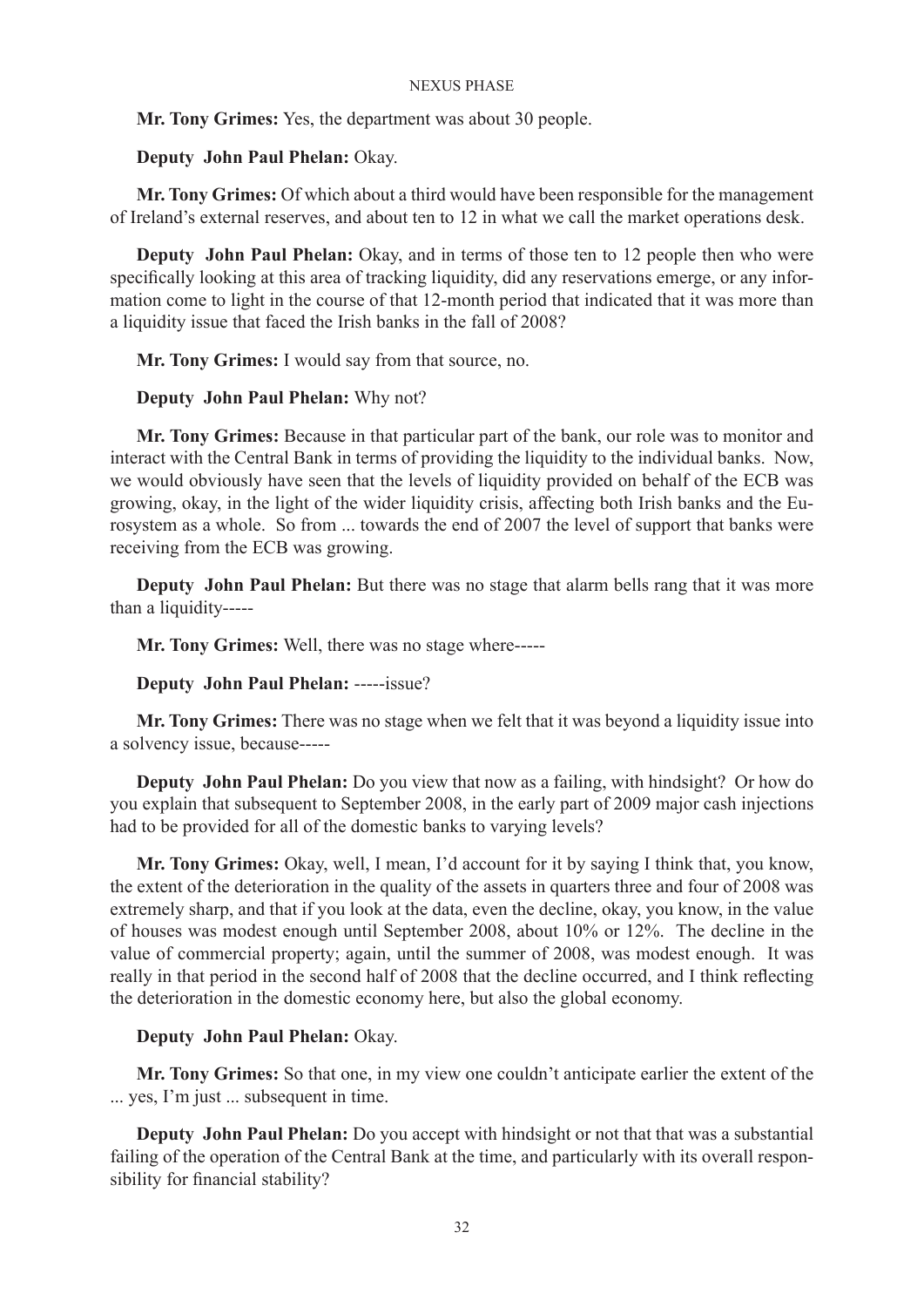**Mr. Tony Grimes:** Yes, the department was about 30 people.

**Deputy John Paul Phelan:** Okay.

**Mr. Tony Grimes:** Of which about a third would have been responsible for the management of Ireland's external reserves, and about ten to 12 in what we call the market operations desk.

**Deputy John Paul Phelan:** Okay, and in terms of those ten to 12 people then who were specifically looking at this area of tracking liquidity, did any reservations emerge, or any information come to light in the course of that 12-month period that indicated that it was more than a liquidity issue that faced the Irish banks in the fall of 2008?

**Mr. Tony Grimes:** I would say from that source, no.

**Deputy John Paul Phelan:** Why not?

**Mr. Tony Grimes:** Because in that particular part of the bank, our role was to monitor and interact with the Central Bank in terms of providing the liquidity to the individual banks. Now, we would obviously have seen that the levels of liquidity provided on behalf of the ECB was growing, okay, in the light of the wider liquidity crisis, affecting both Irish banks and the Eurosystem as a whole. So from ... towards the end of 2007 the level of support that banks were receiving from the ECB was growing.

**Deputy John Paul Phelan:** But there was no stage that alarm bells rang that it was more than a liquidity-----

**Mr. Tony Grimes:** Well, there was no stage where-----

**Deputy John Paul Phelan:** -----issue?

**Mr. Tony Grimes:** There was no stage when we felt that it was beyond a liquidity issue into a solvency issue, because-----

**Deputy John Paul Phelan:** Do you view that now as a failing, with hindsight? Or how do you explain that subsequent to September 2008, in the early part of 2009 major cash injections had to be provided for all of the domestic banks to varying levels?

**Mr. Tony Grimes:** Okay, well, I mean, I'd account for it by saying I think that, you know, the extent of the deterioration in the quality of the assets in quarters three and four of 2008 was extremely sharp, and that if you look at the data, even the decline, okay, you know, in the value of houses was modest enough until September 2008, about 10% or 12%. The decline in the value of commercial property; again, until the summer of 2008, was modest enough. It was really in that period in the second half of 2008 that the decline occurred, and I think reflecting the deterioration in the domestic economy here, but also the global economy.

**Deputy John Paul Phelan:** Okay.

**Mr. Tony Grimes:** So that one, in my view one couldn't anticipate earlier the extent of the ... yes, I'm just ... subsequent in time.

**Deputy John Paul Phelan:** Do you accept with hindsight or not that that was a substantial failing of the operation of the Central Bank at the time, and particularly with its overall responsibility for financial stability?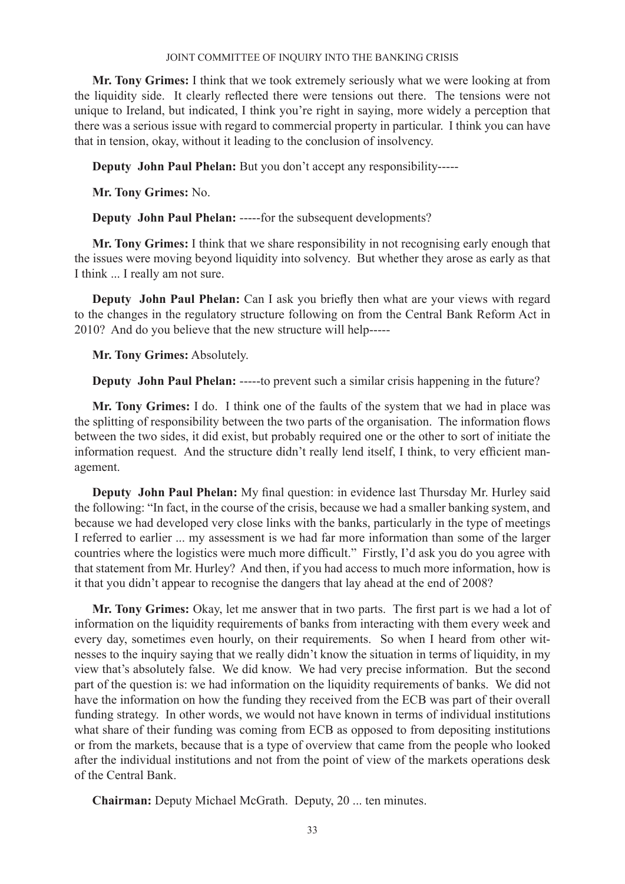**Mr. Tony Grimes:** I think that we took extremely seriously what we were looking at from the liquidity side. It clearly reflected there were tensions out there. The tensions were not unique to Ireland, but indicated, I think you're right in saying, more widely a perception that there was a serious issue with regard to commercial property in particular. I think you can have that in tension, okay, without it leading to the conclusion of insolvency.

**Deputy John Paul Phelan:** But you don't accept any responsibility-----

**Mr. Tony Grimes:** No.

**Deputy John Paul Phelan:** -----for the subsequent developments?

**Mr. Tony Grimes:** I think that we share responsibility in not recognising early enough that the issues were moving beyond liquidity into solvency. But whether they arose as early as that I think ... I really am not sure.

**Deputy John Paul Phelan:** Can I ask you briefly then what are your views with regard to the changes in the regulatory structure following on from the Central Bank Reform Act in 2010? And do you believe that the new structure will help-----

**Mr. Tony Grimes:** Absolutely.

**Deputy John Paul Phelan:** -----to prevent such a similar crisis happening in the future?

**Mr. Tony Grimes:** I do. I think one of the faults of the system that we had in place was the splitting of responsibility between the two parts of the organisation. The information flows between the two sides, it did exist, but probably required one or the other to sort of initiate the information request. And the structure didn't really lend itself, I think, to very efficient management.

**Deputy John Paul Phelan:** My final question: in evidence last Thursday Mr. Hurley said the following: "In fact, in the course of the crisis, because we had a smaller banking system, and because we had developed very close links with the banks, particularly in the type of meetings I referred to earlier ... my assessment is we had far more information than some of the larger countries where the logistics were much more difficult." Firstly, I'd ask you do you agree with that statement from Mr. Hurley? And then, if you had access to much more information, how is it that you didn't appear to recognise the dangers that lay ahead at the end of 2008?

**Mr. Tony Grimes:** Okay, let me answer that in two parts. The first part is we had a lot of information on the liquidity requirements of banks from interacting with them every week and every day, sometimes even hourly, on their requirements. So when I heard from other witnesses to the inquiry saying that we really didn't know the situation in terms of liquidity, in my view that's absolutely false. We did know. We had very precise information. But the second part of the question is: we had information on the liquidity requirements of banks. We did not have the information on how the funding they received from the ECB was part of their overall funding strategy. In other words, we would not have known in terms of individual institutions what share of their funding was coming from ECB as opposed to from depositing institutions or from the markets, because that is a type of overview that came from the people who looked after the individual institutions and not from the point of view of the markets operations desk of the Central Bank.

**Chairman:** Deputy Michael McGrath. Deputy, 20 ... ten minutes.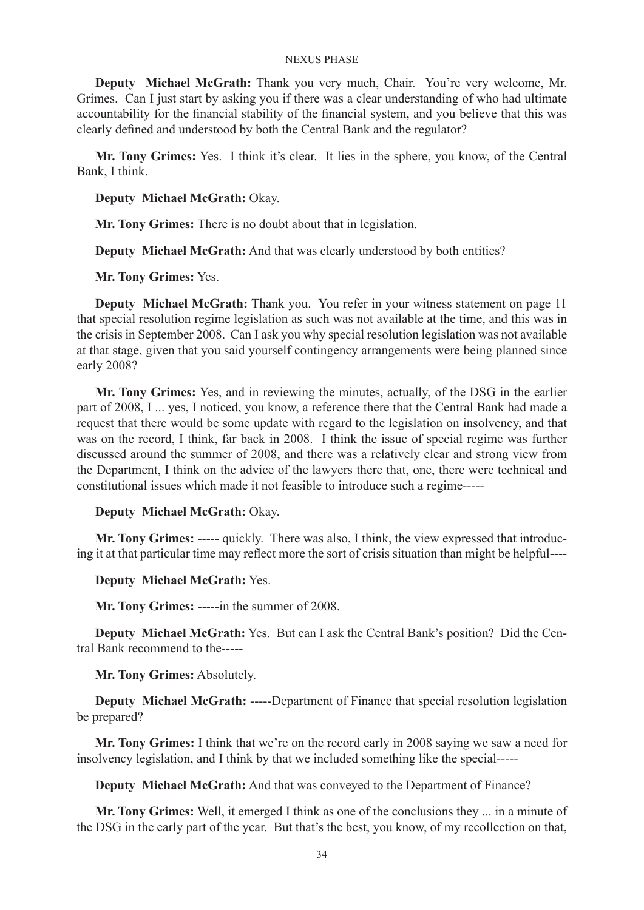**Deputy Michael McGrath:** Thank you very much, Chair. You're very welcome, Mr. Grimes. Can I just start by asking you if there was a clear understanding of who had ultimate accountability for the financial stability of the financial system, and you believe that this was clearly defined and understood by both the Central Bank and the regulator?

**Mr. Tony Grimes:** Yes. I think it's clear. It lies in the sphere, you know, of the Central Bank, I think.

**Deputy Michael McGrath:** Okay.

**Mr. Tony Grimes:** There is no doubt about that in legislation.

**Deputy Michael McGrath:** And that was clearly understood by both entities?

**Mr. Tony Grimes:** Yes.

**Deputy Michael McGrath:** Thank you. You refer in your witness statement on page 11 that special resolution regime legislation as such was not available at the time, and this was in the crisis in September 2008. Can I ask you why special resolution legislation was not available at that stage, given that you said yourself contingency arrangements were being planned since early 2008?

**Mr. Tony Grimes:** Yes, and in reviewing the minutes, actually, of the DSG in the earlier part of 2008, I ... yes, I noticed, you know, a reference there that the Central Bank had made a request that there would be some update with regard to the legislation on insolvency, and that was on the record, I think, far back in 2008. I think the issue of special regime was further discussed around the summer of 2008, and there was a relatively clear and strong view from the Department, I think on the advice of the lawyers there that, one, there were technical and constitutional issues which made it not feasible to introduce such a regime-----

**Deputy Michael McGrath:** Okay.

**Mr. Tony Grimes:** ----- quickly. There was also, I think, the view expressed that introducing it at that particular time may reflect more the sort of crisis situation than might be helpful----

**Deputy Michael McGrath:** Yes.

**Mr. Tony Grimes:** -----in the summer of 2008.

**Deputy Michael McGrath:** Yes. But can I ask the Central Bank's position? Did the Central Bank recommend to the-----

**Mr. Tony Grimes:** Absolutely.

**Deputy Michael McGrath:** -----Department of Finance that special resolution legislation be prepared?

**Mr. Tony Grimes:** I think that we're on the record early in 2008 saying we saw a need for insolvency legislation, and I think by that we included something like the special-----

**Deputy Michael McGrath:** And that was conveyed to the Department of Finance?

**Mr. Tony Grimes:** Well, it emerged I think as one of the conclusions they ... in a minute of the DSG in the early part of the year. But that's the best, you know, of my recollection on that,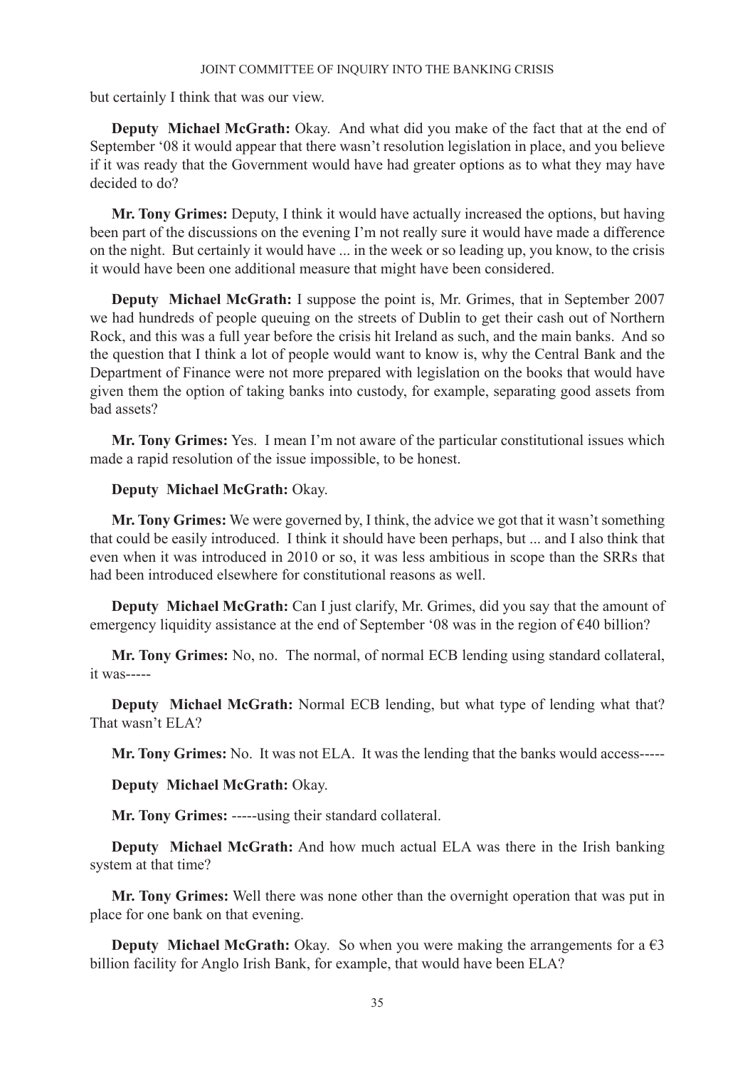but certainly I think that was our view.

**Deputy Michael McGrath:** Okay. And what did you make of the fact that at the end of September '08 it would appear that there wasn't resolution legislation in place, and you believe if it was ready that the Government would have had greater options as to what they may have decided to do?

**Mr. Tony Grimes:** Deputy, I think it would have actually increased the options, but having been part of the discussions on the evening I'm not really sure it would have made a difference on the night. But certainly it would have ... in the week or so leading up, you know, to the crisis it would have been one additional measure that might have been considered.

**Deputy Michael McGrath:** I suppose the point is, Mr. Grimes, that in September 2007 we had hundreds of people queuing on the streets of Dublin to get their cash out of Northern Rock, and this was a full year before the crisis hit Ireland as such, and the main banks. And so the question that I think a lot of people would want to know is, why the Central Bank and the Department of Finance were not more prepared with legislation on the books that would have given them the option of taking banks into custody, for example, separating good assets from bad assets?

**Mr. Tony Grimes:** Yes. I mean I'm not aware of the particular constitutional issues which made a rapid resolution of the issue impossible, to be honest.

**Deputy Michael McGrath:** Okay.

**Mr. Tony Grimes:** We were governed by, I think, the advice we got that it wasn't something that could be easily introduced. I think it should have been perhaps, but ... and I also think that even when it was introduced in 2010 or so, it was less ambitious in scope than the SRRs that had been introduced elsewhere for constitutional reasons as well.

**Deputy Michael McGrath:** Can I just clarify, Mr. Grimes, did you say that the amount of emergency liquidity assistance at the end of September '08 was in the region of €40 billion?

**Mr. Tony Grimes:** No, no. The normal, of normal ECB lending using standard collateral, it was-----

**Deputy Michael McGrath:** Normal ECB lending, but what type of lending what that? That wasn't ELA?

**Mr. Tony Grimes:** No. It was not ELA. It was the lending that the banks would access-----

**Deputy Michael McGrath:** Okay.

**Mr. Tony Grimes:** -----using their standard collateral.

**Deputy Michael McGrath:** And how much actual ELA was there in the Irish banking system at that time?

**Mr. Tony Grimes:** Well there was none other than the overnight operation that was put in place for one bank on that evening.

**Deputy Michael McGrath:** Okay. So when you were making the arrangements for a €3 billion facility for Anglo Irish Bank, for example, that would have been ELA?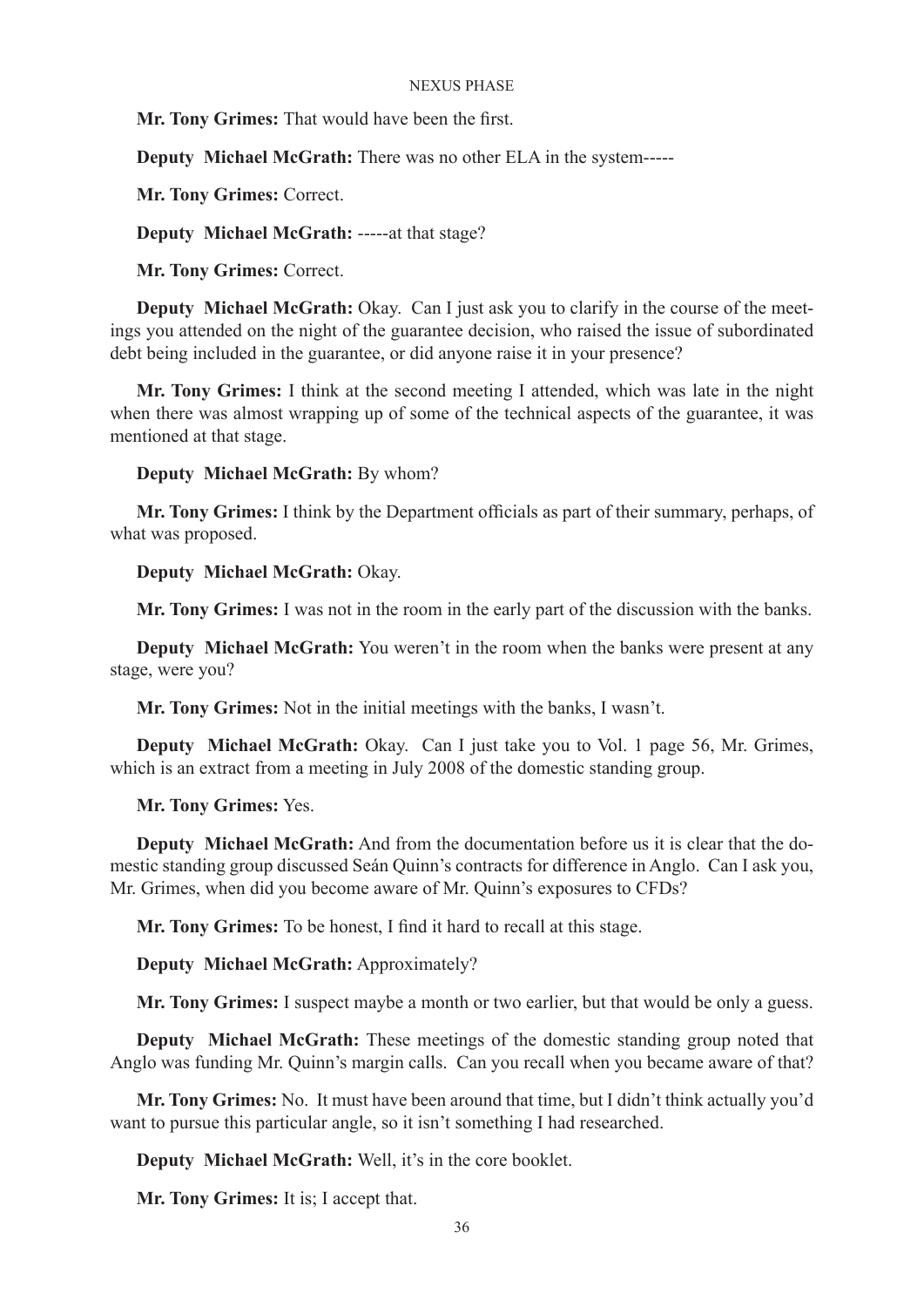**Mr. Tony Grimes:** That would have been the first.

**Deputy Michael McGrath:** There was no other ELA in the system-----

**Mr. Tony Grimes:** Correct.

**Deputy Michael McGrath:** -----at that stage?

**Mr. Tony Grimes:** Correct.

**Deputy Michael McGrath:** Okay. Can I just ask you to clarify in the course of the meetings you attended on the night of the guarantee decision, who raised the issue of subordinated debt being included in the guarantee, or did anyone raise it in your presence?

**Mr. Tony Grimes:** I think at the second meeting I attended, which was late in the night when there was almost wrapping up of some of the technical aspects of the guarantee, it was mentioned at that stage.

**Deputy Michael McGrath:** By whom?

**Mr. Tony Grimes:** I think by the Department officials as part of their summary, perhaps, of what was proposed.

**Deputy Michael McGrath:** Okay.

**Mr. Tony Grimes:** I was not in the room in the early part of the discussion with the banks.

**Deputy Michael McGrath:** You weren't in the room when the banks were present at any stage, were you?

**Mr. Tony Grimes:** Not in the initial meetings with the banks, I wasn't.

**Deputy Michael McGrath:** Okay. Can I just take you to Vol. 1 page 56, Mr. Grimes, which is an extract from a meeting in July 2008 of the domestic standing group.

**Mr. Tony Grimes:** Yes.

**Deputy Michael McGrath:** And from the documentation before us it is clear that the domestic standing group discussed Seán Quinn's contracts for difference in Anglo. Can I ask you, Mr. Grimes, when did you become aware of Mr. Quinn's exposures to CFDs?

**Mr. Tony Grimes:** To be honest, I find it hard to recall at this stage.

**Deputy Michael McGrath:** Approximately?

**Mr. Tony Grimes:** I suspect maybe a month or two earlier, but that would be only a guess.

**Deputy Michael McGrath:** These meetings of the domestic standing group noted that Anglo was funding Mr. Quinn's margin calls. Can you recall when you became aware of that?

**Mr. Tony Grimes:** No. It must have been around that time, but I didn't think actually you'd want to pursue this particular angle, so it isn't something I had researched.

**Deputy Michael McGrath:** Well, it's in the core booklet.

**Mr. Tony Grimes:** It is; I accept that.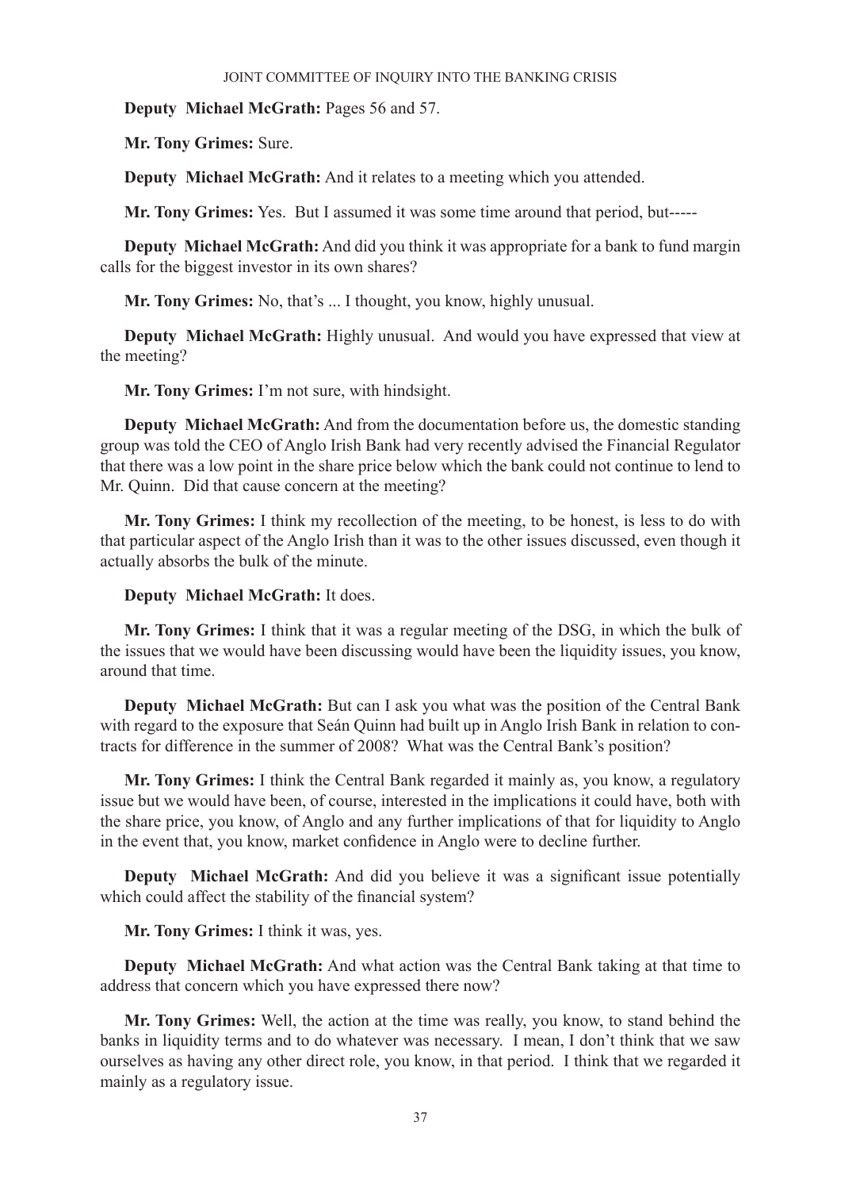**Deputy Michael McGrath:** Pages 56 and 57.

**Mr. Tony Grimes:** Sure.

**Deputy Michael McGrath:** And it relates to a meeting which you attended.

**Mr. Tony Grimes:** Yes. But I assumed it was some time around that period, but-----

**Deputy Michael McGrath:** And did you think it was appropriate for a bank to fund margin calls for the biggest investor in its own shares?

**Mr. Tony Grimes:** No, that's ... I thought, you know, highly unusual.

**Deputy Michael McGrath:** Highly unusual. And would you have expressed that view at the meeting?

**Mr. Tony Grimes:** I'm not sure, with hindsight.

**Deputy Michael McGrath:** And from the documentation before us, the domestic standing group was told the CEO of Anglo Irish Bank had very recently advised the Financial Regulator that there was a low point in the share price below which the bank could not continue to lend to Mr. Quinn. Did that cause concern at the meeting?

**Mr. Tony Grimes:** I think my recollection of the meeting, to be honest, is less to do with that particular aspect of the Anglo Irish than it was to the other issues discussed, even though it actually absorbs the bulk of the minute.

**Deputy Michael McGrath:** It does.

**Mr. Tony Grimes:** I think that it was a regular meeting of the DSG, in which the bulk of the issues that we would have been discussing would have been the liquidity issues, you know, around that time.

**Deputy Michael McGrath:** But can I ask you what was the position of the Central Bank with regard to the exposure that Seán Quinn had built up in Anglo Irish Bank in relation to contracts for difference in the summer of 2008? What was the Central Bank's position?

**Mr. Tony Grimes:** I think the Central Bank regarded it mainly as, you know, a regulatory issue but we would have been, of course, interested in the implications it could have, both with the share price, you know, of Anglo and any further implications of that for liquidity to Anglo in the event that, you know, market confidence in Anglo were to decline further.

**Deputy Michael McGrath:** And did you believe it was a significant issue potentially which could affect the stability of the financial system?

**Mr. Tony Grimes:** I think it was, yes.

**Deputy Michael McGrath:** And what action was the Central Bank taking at that time to address that concern which you have expressed there now?

**Mr. Tony Grimes:** Well, the action at the time was really, you know, to stand behind the banks in liquidity terms and to do whatever was necessary. I mean, I don't think that we saw ourselves as having any other direct role, you know, in that period. I think that we regarded it mainly as a regulatory issue.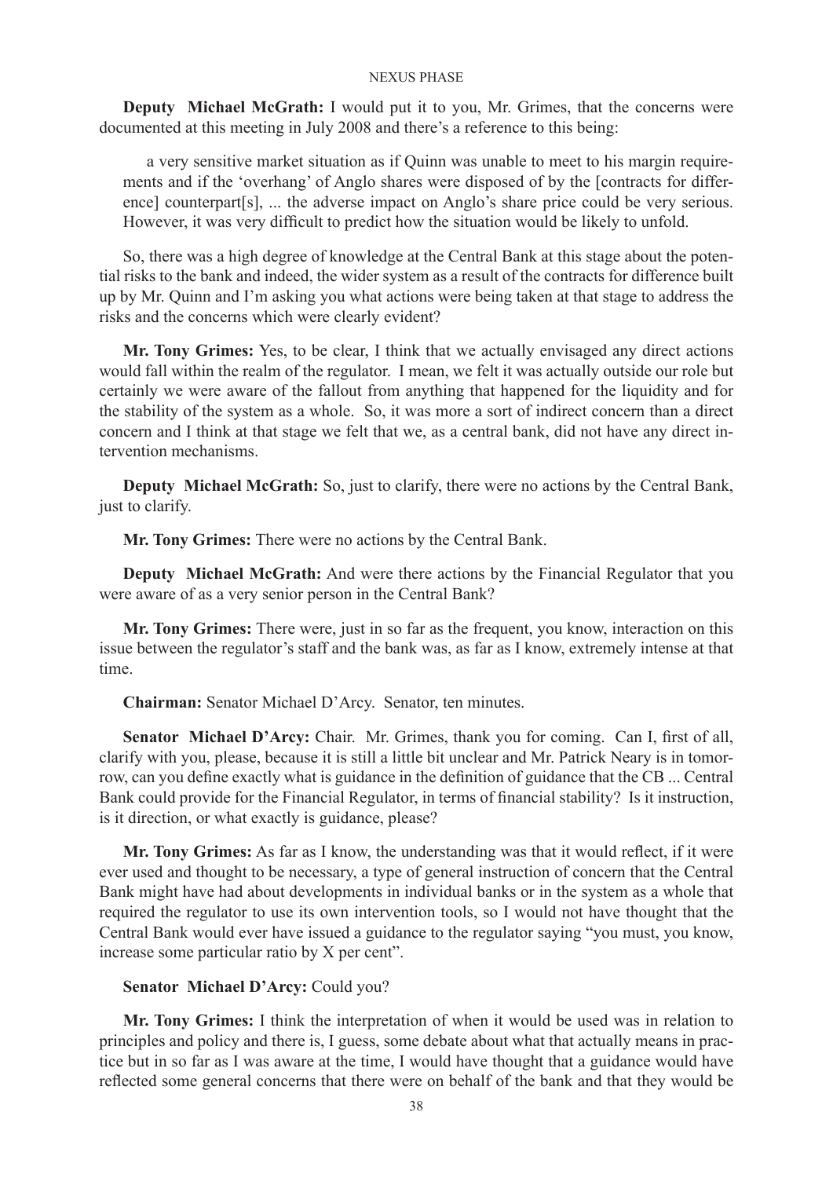**Deputy Michael McGrath:** I would put it to you, Mr. Grimes, that the concerns were documented at this meeting in July 2008 and there's a reference to this being:

> a very sensitive market situation as if Quinn was unable to meet to his margin requirements and if the 'overhang' of Anglo shares were disposed of by the [contracts for difference] counterpart[s], ... the adverse impact on Anglo's share price could be very serious. However, it was very difficult to predict how the situation would be likely to unfold.

So, there was a high degree of knowledge at the Central Bank at this stage about the potential risks to the bank and indeed, the wider system as a result of the contracts for difference built up by Mr. Quinn and I'm asking you what actions were being taken at that stage to address the risks and the concerns which were clearly evident?

**Mr. Tony Grimes:** Yes, to be clear, I think that we actually envisaged any direct actions would fall within the realm of the regulator. I mean, we felt it was actually outside our role but certainly we were aware of the fallout from anything that happened for the liquidity and for the stability of the system as a whole. So, it was more a sort of indirect concern than a direct concern and I think at that stage we felt that we, as a central bank, did not have any direct intervention mechanisms.

**Deputy Michael McGrath:** So, just to clarify, there were no actions by the Central Bank, just to clarify.

**Mr. Tony Grimes:** There were no actions by the Central Bank.

**Deputy Michael McGrath:** And were there actions by the Financial Regulator that you were aware of as a very senior person in the Central Bank?

**Mr. Tony Grimes:** There were, just in so far as the frequent, you know, interaction on this issue between the regulator's staff and the bank was, as far as I know, extremely intense at that time.

**Chairman:** Senator Michael D'Arcy. Senator, ten minutes.

**Senator Michael D'Arcy:** Chair. Mr. Grimes, thank you for coming. Can I, first of all, clarify with you, please, because it is still a little bit unclear and Mr. Patrick Neary is in tomorrow, can you define exactly what is guidance in the definition of guidance that the CB ... Central Bank could provide for the Financial Regulator, in terms of financial stability? Is it instruction, is it direction, or what exactly is guidance, please?

**Mr. Tony Grimes:** As far as I know, the understanding was that it would reflect, if it were ever used and thought to be necessary, a type of general instruction of concern that the Central Bank might have had about developments in individual banks or in the system as a whole that required the regulator to use its own intervention tools, so I would not have thought that the Central Bank would ever have issued a guidance to the regulator saying "you must, you know, increase some particular ratio by X per cent".

**Senator Michael D'Arcy:** Could you?

**Mr. Tony Grimes:** I think the interpretation of when it would be used was in relation to principles and policy and there is, I guess, some debate about what that actually means in practice but in so far as I was aware at the time, I would have thought that a guidance would have reflected some general concerns that there were on behalf of the bank and that they would be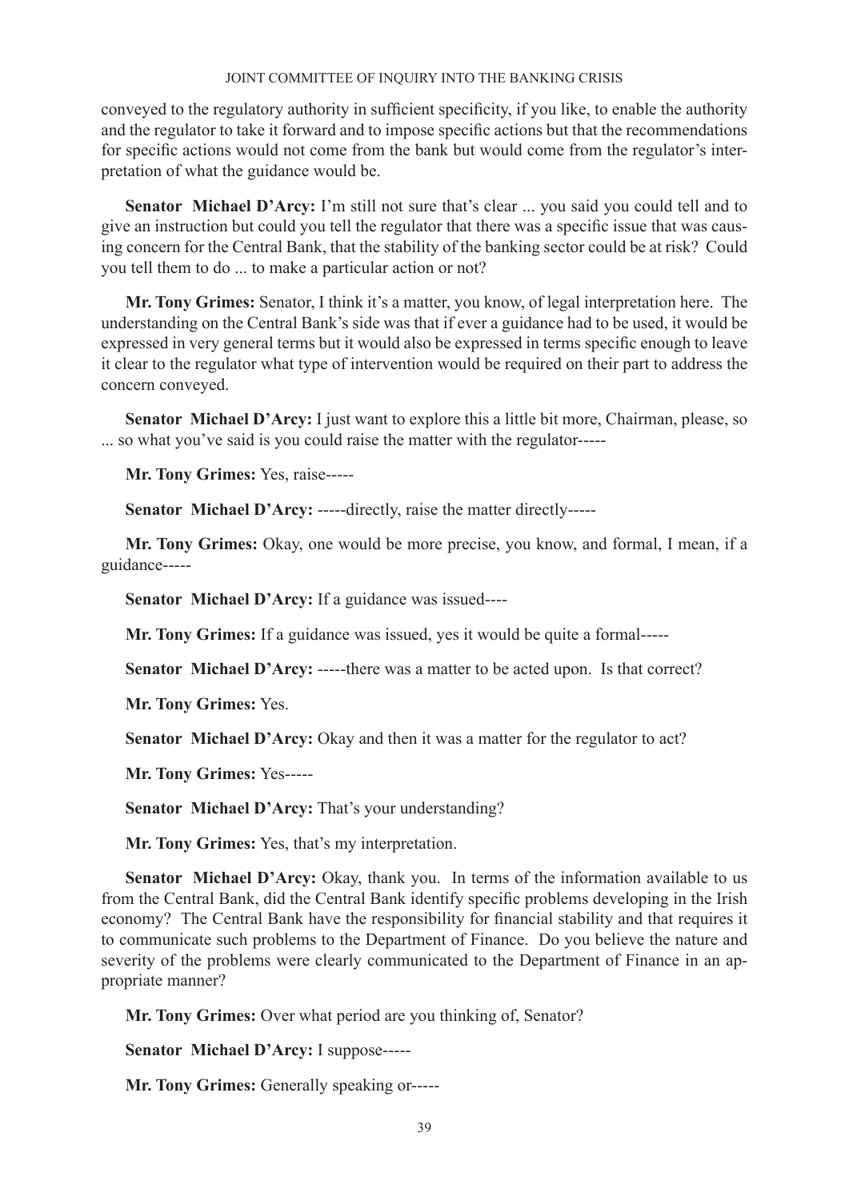conveyed to the regulatory authority in sufficient specificity, if you like, to enable the authority and the regulator to take it forward and to impose specific actions but that the recommendations for specific actions would not come from the bank but would come from the regulator's interpretation of what the guidance would be.

**Senator Michael D'Arcy:** I'm still not sure that's clear ... you said you could tell and to give an instruction but could you tell the regulator that there was a specific issue that was causing concern for the Central Bank, that the stability of the banking sector could be at risk? Could you tell them to do ... to make a particular action or not?

**Mr. Tony Grimes:** Senator, I think it's a matter, you know, of legal interpretation here. The understanding on the Central Bank's side was that if ever a guidance had to be used, it would be expressed in very general terms but it would also be expressed in terms specific enough to leave it clear to the regulator what type of intervention would be required on their part to address the concern conveyed.

**Senator Michael D'Arcy:** I just want to explore this a little bit more, Chairman, please, so ... so what you've said is you could raise the matter with the regulator-----

**Mr. Tony Grimes:** Yes, raise-----

**Senator Michael D'Arcy:** -----directly, raise the matter directly-----

**Mr. Tony Grimes:** Okay, one would be more precise, you know, and formal, I mean, if a guidance-----

**Senator Michael D'Arcy:** If a guidance was issued----

**Mr. Tony Grimes:** If a guidance was issued, yes it would be quite a formal-----

**Senator Michael D'Arcy:** -----there was a matter to be acted upon. Is that correct?

**Mr. Tony Grimes:** Yes.

**Senator Michael D'Arcy:** Okay and then it was a matter for the regulator to act?

**Mr. Tony Grimes:** Yes-----

**Senator Michael D'Arcy:** That's your understanding?

**Mr. Tony Grimes:** Yes, that's my interpretation.

**Senator Michael D'Arcy:** Okay, thank you. In terms of the information available to us from the Central Bank, did the Central Bank identify specific problems developing in the Irish economy? The Central Bank have the responsibility for financial stability and that requires it to communicate such problems to the Department of Finance. Do you believe the nature and severity of the problems were clearly communicated to the Department of Finance in an appropriate manner?

**Mr. Tony Grimes:** Over what period are you thinking of, Senator?

**Senator Michael D'Arcy:** I suppose-----

**Mr. Tony Grimes:** Generally speaking or-----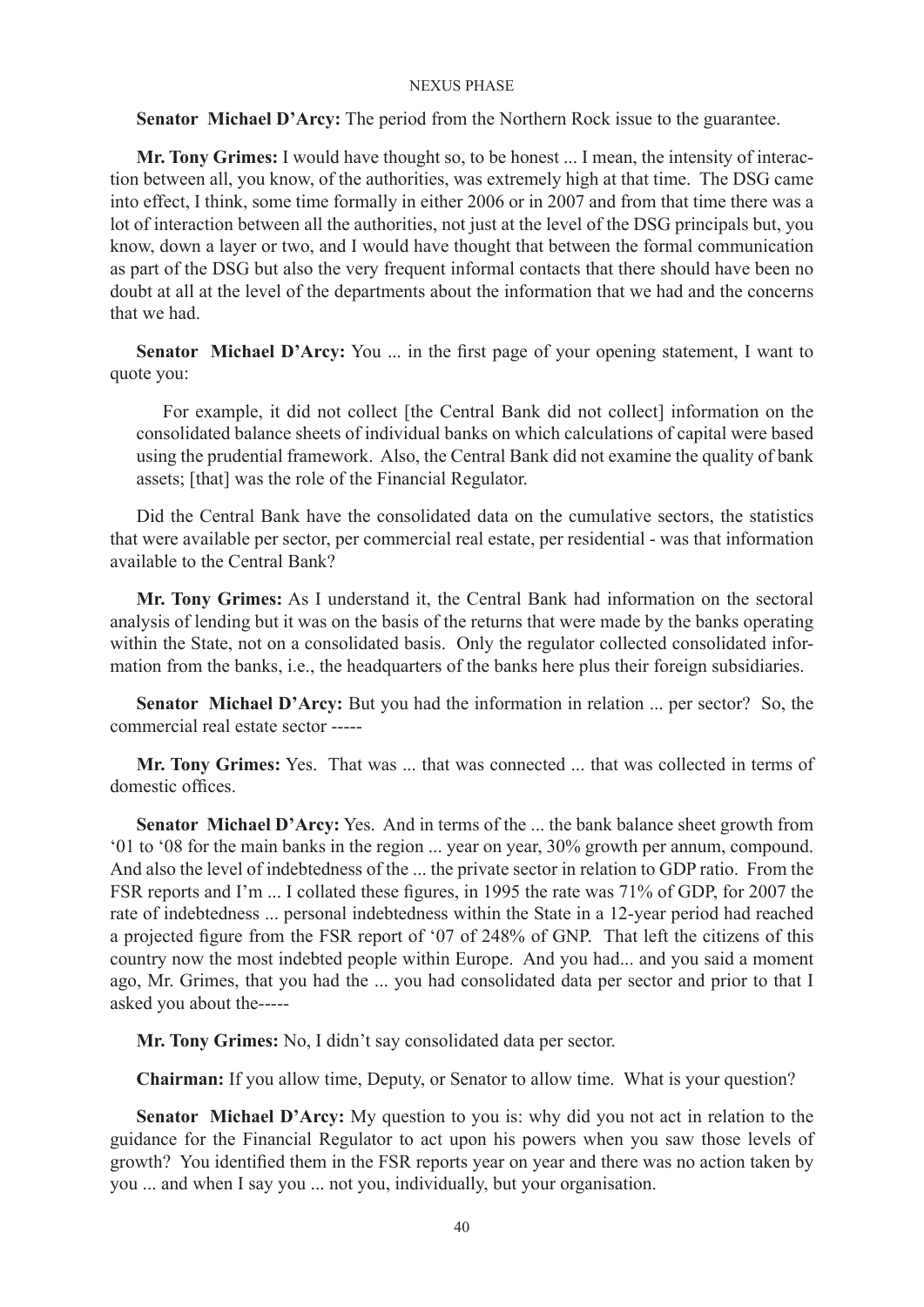**Senator Michael D'Arcy:** The period from the Northern Rock issue to the guarantee.

**Mr. Tony Grimes:** I would have thought so, to be honest ... I mean, the intensity of interaction between all, you know, of the authorities, was extremely high at that time. The DSG came into effect, I think, some time formally in either 2006 or in 2007 and from that time there was a lot of interaction between all the authorities, not just at the level of the DSG principals but, you know, down a layer or two, and I would have thought that between the formal communication as part of the DSG but also the very frequent informal contacts that there should have been no doubt at all at the level of the departments about the information that we had and the concerns that we had.

**Senator Michael D'Arcy:** You ... in the first page of your opening statement, I want to quote you:

> For example, it did not collect [the Central Bank did not collect] information on the consolidated balance sheets of individual banks on which calculations of capital were based using the prudential framework. Also, the Central Bank did not examine the quality of bank assets; [that] was the role of the Financial Regulator.

Did the Central Bank have the consolidated data on the cumulative sectors, the statistics that were available per sector, per commercial real estate, per residential - was that information available to the Central Bank?

**Mr. Tony Grimes:** As I understand it, the Central Bank had information on the sectoral analysis of lending but it was on the basis of the returns that were made by the banks operating within the State, not on a consolidated basis. Only the regulator collected consolidated information from the banks, i.e., the headquarters of the banks here plus their foreign subsidiaries.

**Senator Michael D'Arcy:** But you had the information in relation ... per sector? So, the commercial real estate sector -----

**Mr. Tony Grimes:** Yes. That was ... that was connected ... that was collected in terms of domestic offices.

**Senator Michael D'Arcy:** Yes. And in terms of the ... the bank balance sheet growth from '01 to '08 for the main banks in the region ... year on year, 30% growth per annum, compound. And also the level of indebtedness of the ... the private sector in relation to GDP ratio. From the FSR reports and I'm ... I collated these figures, in 1995 the rate was 71% of GDP, for 2007 the rate of indebtedness ... personal indebtedness within the State in a 12-year period had reached a projected figure from the FSR report of '07 of 248% of GNP. That left the citizens of this country now the most indebted people within Europe. And you had... and you said a moment ago, Mr. Grimes, that you had the ... you had consolidated data per sector and prior to that I asked you about the-----

**Mr. Tony Grimes:** No, I didn't say consolidated data per sector.

**Chairman:** If you allow time, Deputy, or Senator to allow time. What is your question?

**Senator Michael D'Arcy:** My question to you is: why did you not act in relation to the guidance for the Financial Regulator to act upon his powers when you saw those levels of growth? You identified them in the FSR reports year on year and there was no action taken by you ... and when I say you ... not you, individually, but your organisation.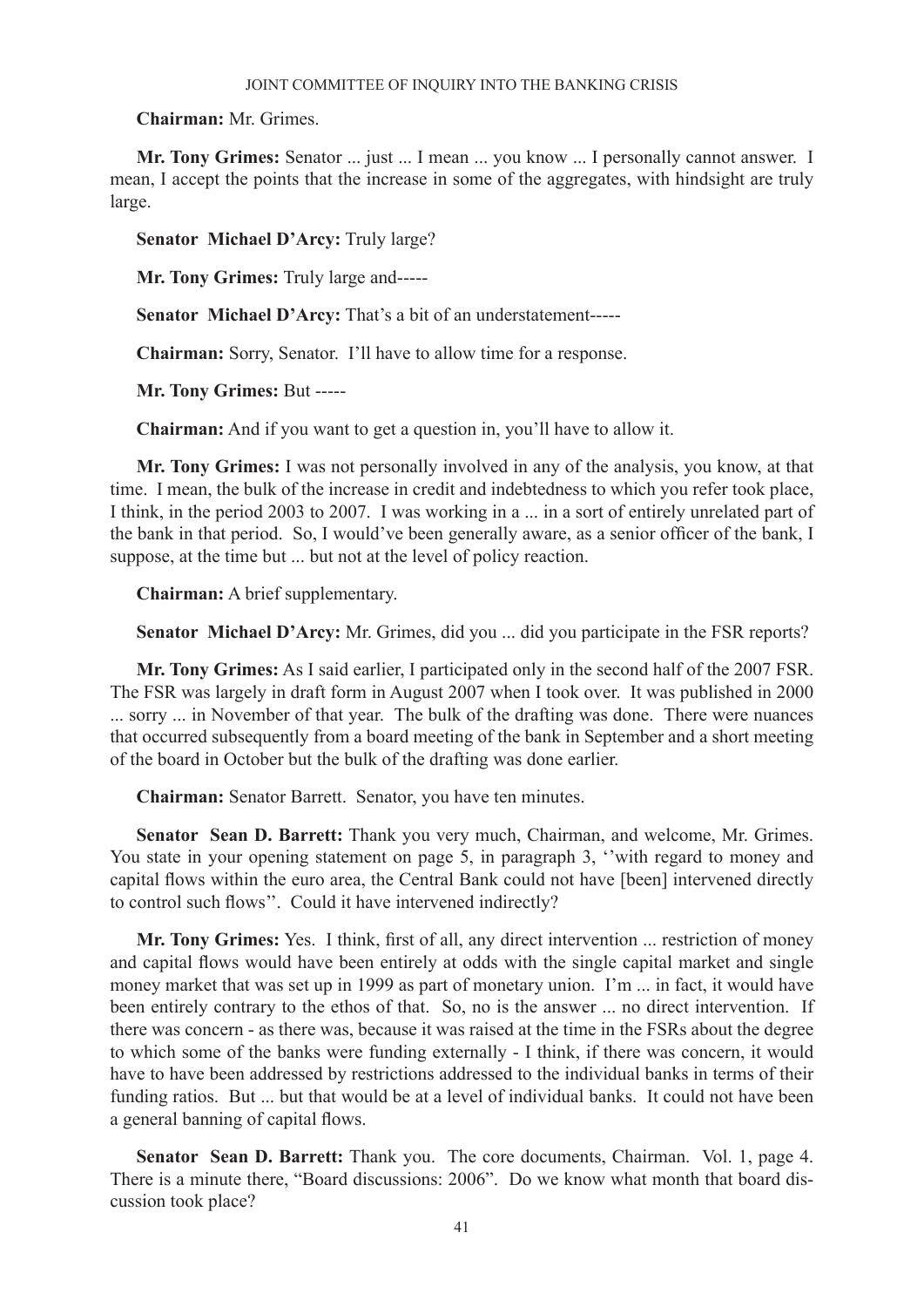**Chairman:** Mr. Grimes.

**Mr. Tony Grimes:** Senator ... just ... I mean ... you know ... I personally cannot answer. I mean, I accept the points that the increase in some of the aggregates, with hindsight are truly large.

**Senator Michael D'Arcy:** Truly large?

**Mr. Tony Grimes:** Truly large and-----

**Senator Michael D'Arcy:** That's a bit of an understatement-----

**Chairman:** Sorry, Senator. I'll have to allow time for a response.

**Mr. Tony Grimes:** But -----

**Chairman:** And if you want to get a question in, you'll have to allow it.

**Mr. Tony Grimes:** I was not personally involved in any of the analysis, you know, at that time. I mean, the bulk of the increase in credit and indebtedness to which you refer took place, I think, in the period 2003 to 2007. I was working in a ... in a sort of entirely unrelated part of the bank in that period. So, I would've been generally aware, as a senior officer of the bank, I suppose, at the time but ... but not at the level of policy reaction.

**Chairman:** A brief supplementary.

**Senator Michael D'Arcy:** Mr. Grimes, did you ... did you participate in the FSR reports?

**Mr. Tony Grimes:** As I said earlier, I participated only in the second half of the 2007 FSR. The FSR was largely in draft form in August 2007 when I took over. It was published in 2000 ... sorry ... in November of that year. The bulk of the drafting was done. There were nuances that occurred subsequently from a board meeting of the bank in September and a short meeting of the board in October but the bulk of the drafting was done earlier.

**Chairman:** Senator Barrett. Senator, you have ten minutes.

**Senator Sean D. Barrett:** Thank you very much, Chairman, and welcome, Mr. Grimes. You state in your opening statement on page 5, in paragraph 3, ''with regard to money and capital flows within the euro area, the Central Bank could not have [been] intervened directly to control such flows''. Could it have intervened indirectly?

**Mr. Tony Grimes:** Yes. I think, first of all, any direct intervention ... restriction of money and capital flows would have been entirely at odds with the single capital market and single money market that was set up in 1999 as part of monetary union. I'm ... in fact, it would have been entirely contrary to the ethos of that. So, no is the answer ... no direct intervention. If there was concern - as there was, because it was raised at the time in the FSRs about the degree to which some of the banks were funding externally - I think, if there was concern, it would have to have been addressed by restrictions addressed to the individual banks in terms of their funding ratios. But ... but that would be at a level of individual banks. It could not have been a general banning of capital flows.

**Senator Sean D. Barrett:** Thank you. The core documents, Chairman. Vol. 1, page 4. There is a minute there, "Board discussions: 2006". Do we know what month that board discussion took place?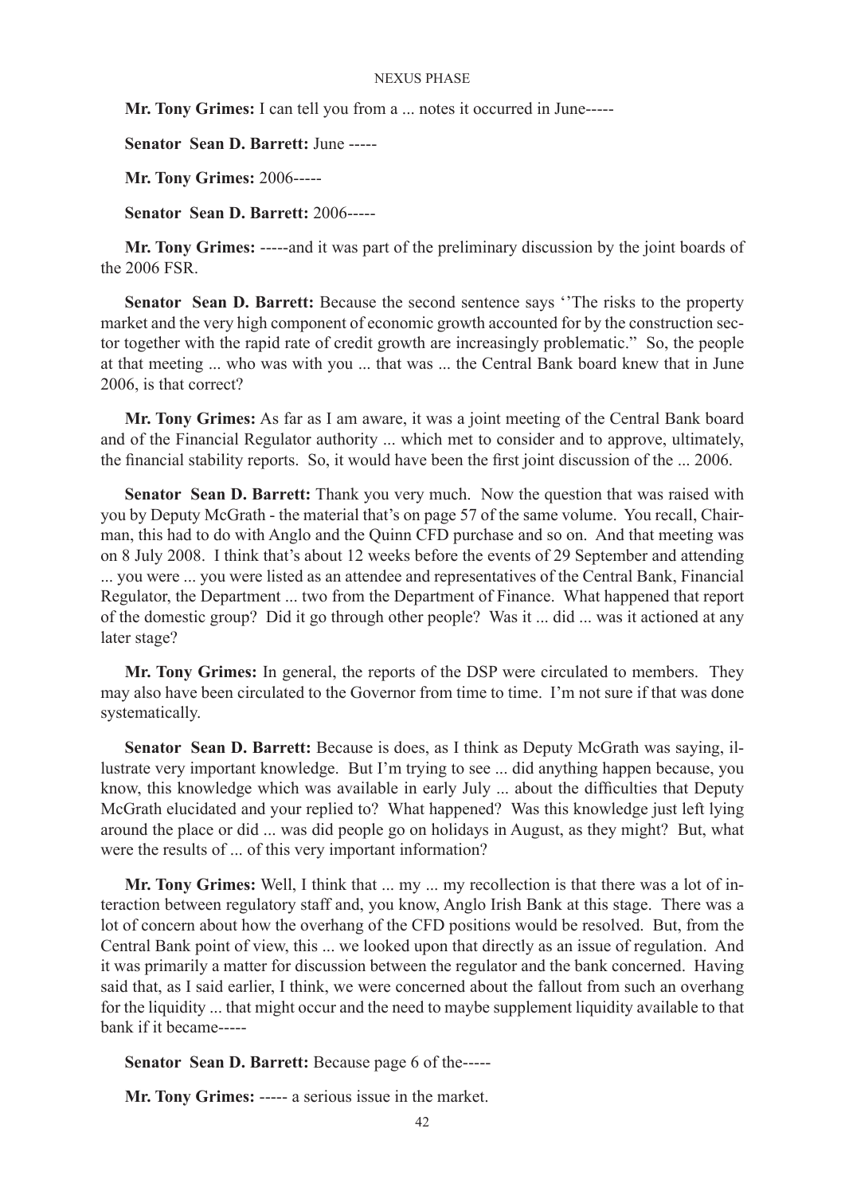**Mr. Tony Grimes:** I can tell you from a ... notes it occurred in June-----

**Senator Sean D. Barrett:** June -----

**Mr. Tony Grimes:** 2006-----

**Senator Sean D. Barrett:** 2006-----

**Mr. Tony Grimes:** -----and it was part of the preliminary discussion by the joint boards of the 2006 FSR.

**Senator Sean D. Barrett:** Because the second sentence says ''The risks to the property market and the very high component of economic growth accounted for by the construction sector together with the rapid rate of credit growth are increasingly problematic." So, the people at that meeting ... who was with you ... that was ... the Central Bank board knew that in June 2006, is that correct?

**Mr. Tony Grimes:** As far as I am aware, it was a joint meeting of the Central Bank board and of the Financial Regulator authority ... which met to consider and to approve, ultimately, the financial stability reports. So, it would have been the first joint discussion of the ... 2006.

**Senator Sean D. Barrett:** Thank you very much. Now the question that was raised with you by Deputy McGrath - the material that's on page 57 of the same volume. You recall, Chairman, this had to do with Anglo and the Quinn CFD purchase and so on. And that meeting was on 8 July 2008. I think that's about 12 weeks before the events of 29 September and attending ... you were ... you were listed as an attendee and representatives of the Central Bank, Financial Regulator, the Department ... two from the Department of Finance. What happened that report of the domestic group? Did it go through other people? Was it ... did ... was it actioned at any later stage?

**Mr. Tony Grimes:** In general, the reports of the DSP were circulated to members. They may also have been circulated to the Governor from time to time. I'm not sure if that was done systematically.

**Senator Sean D. Barrett:** Because is does, as I think as Deputy McGrath was saying, illustrate very important knowledge. But I'm trying to see ... did anything happen because, you know, this knowledge which was available in early July ... about the difficulties that Deputy McGrath elucidated and your replied to? What happened? Was this knowledge just left lying around the place or did ... was did people go on holidays in August, as they might? But, what were the results of ... of this very important information?

**Mr. Tony Grimes:** Well, I think that ... my ... my recollection is that there was a lot of interaction between regulatory staff and, you know, Anglo Irish Bank at this stage. There was a lot of concern about how the overhang of the CFD positions would be resolved. But, from the Central Bank point of view, this ... we looked upon that directly as an issue of regulation. And it was primarily a matter for discussion between the regulator and the bank concerned. Having said that, as I said earlier, I think, we were concerned about the fallout from such an overhang for the liquidity ... that might occur and the need to maybe supplement liquidity available to that bank if it became-----

**Senator Sean D. Barrett:** Because page 6 of the-----

**Mr. Tony Grimes:** ----- a serious issue in the market.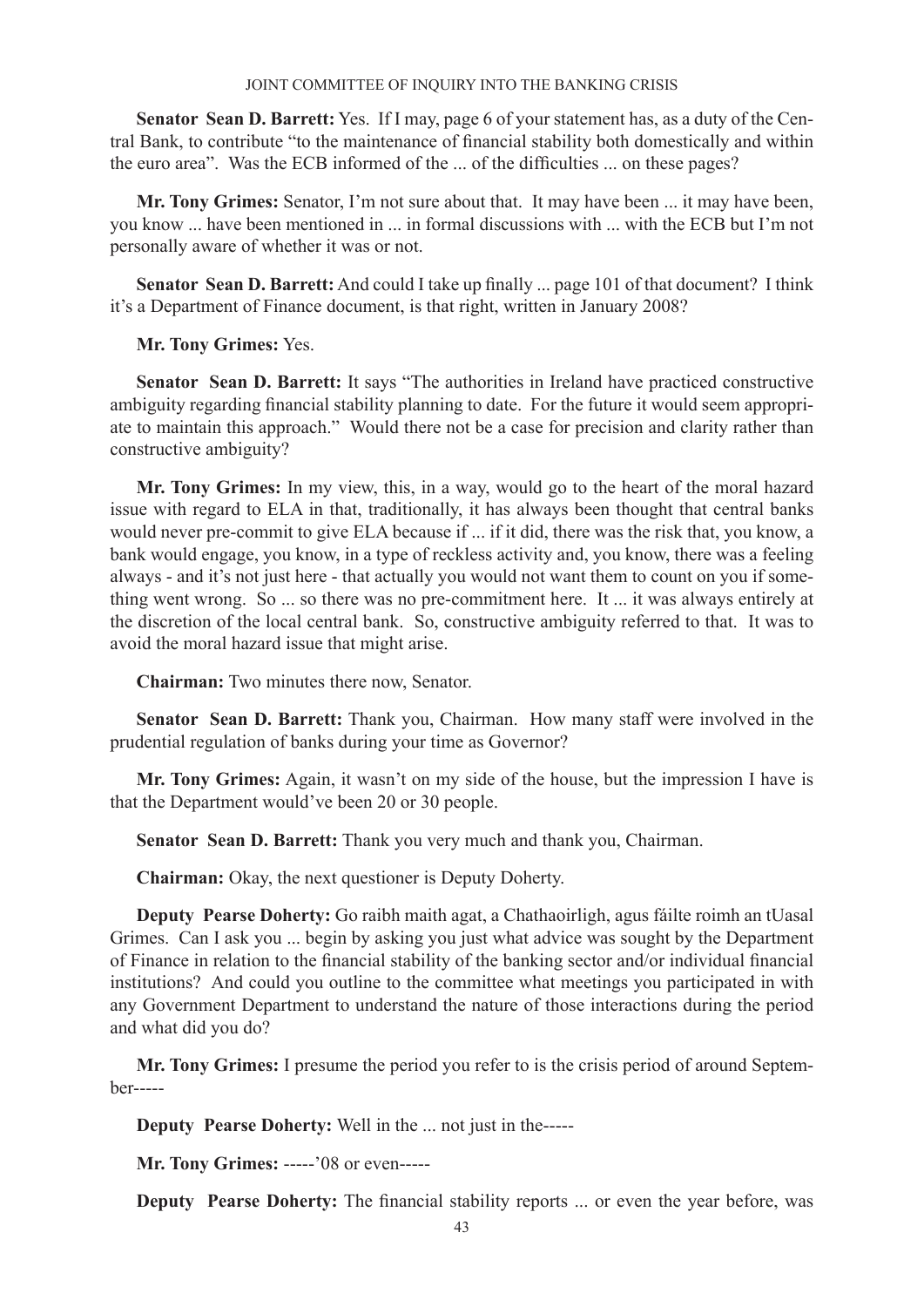**Senator Sean D. Barrett:** Yes. If I may, page 6 of your statement has, as a duty of the Central Bank, to contribute "to the maintenance of financial stability both domestically and within the euro area". Was the ECB informed of the ... of the difficulties ... on these pages?

**Mr. Tony Grimes:** Senator, I'm not sure about that. It may have been ... it may have been, you know ... have been mentioned in ... in formal discussions with ... with the ECB but I'm not personally aware of whether it was or not.

**Senator Sean D. Barrett:** And could I take up finally ... page 101 of that document? I think it's a Department of Finance document, is that right, written in January 2008?

**Mr. Tony Grimes:** Yes.

**Senator Sean D. Barrett:** It says "The authorities in Ireland have practiced constructive ambiguity regarding financial stability planning to date. For the future it would seem appropriate to maintain this approach." Would there not be a case for precision and clarity rather than constructive ambiguity?

**Mr. Tony Grimes:** In my view, this, in a way, would go to the heart of the moral hazard issue with regard to ELA in that, traditionally, it has always been thought that central banks would never pre-commit to give ELA because if ... if it did, there was the risk that, you know, a bank would engage, you know, in a type of reckless activity and, you know, there was a feeling always - and it's not just here - that actually you would not want them to count on you if something went wrong. So ... so there was no pre-commitment here. It ... it was always entirely at the discretion of the local central bank. So, constructive ambiguity referred to that. It was to avoid the moral hazard issue that might arise.

**Chairman:** Two minutes there now, Senator.

**Senator Sean D. Barrett:** Thank you, Chairman. How many staff were involved in the prudential regulation of banks during your time as Governor?

**Mr. Tony Grimes:** Again, it wasn't on my side of the house, but the impression I have is that the Department would've been 20 or 30 people.

**Senator Sean D. Barrett:** Thank you very much and thank you, Chairman.

**Chairman:** Okay, the next questioner is Deputy Doherty.

**Deputy Pearse Doherty:** Go raibh maith agat, a Chathaoirligh, agus fáilte roimh an tUasal Grimes. Can I ask you ... begin by asking you just what advice was sought by the Department of Finance in relation to the financial stability of the banking sector and/or individual financial institutions? And could you outline to the committee what meetings you participated in with any Government Department to understand the nature of those interactions during the period and what did you do?

**Mr. Tony Grimes:** I presume the period you refer to is the crisis period of around September-----

**Deputy Pearse Doherty:** Well in the ... not just in the-----

**Mr. Tony Grimes:** -----'08 or even-----

**Deputy Pearse Doherty:** The financial stability reports ... or even the year before, was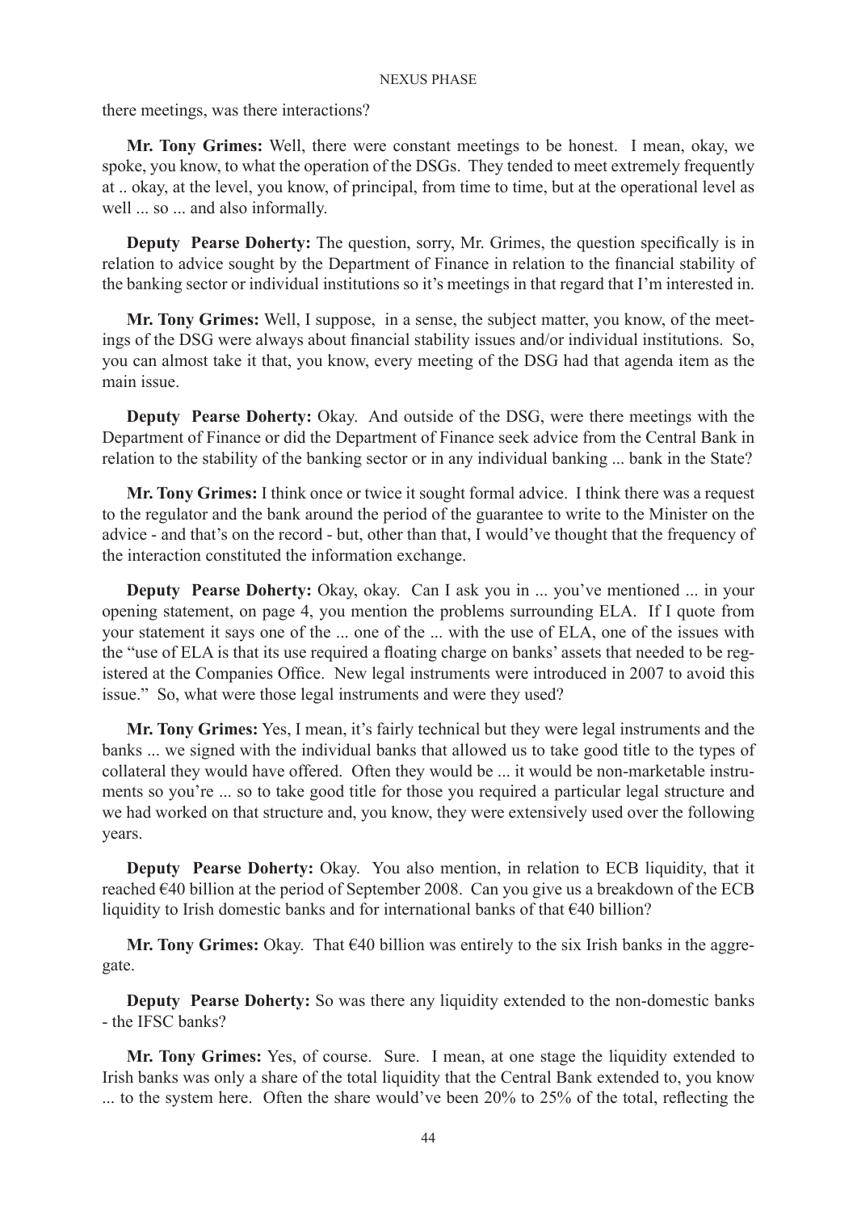there meetings, was there interactions?

**Mr. Tony Grimes:** Well, there were constant meetings to be honest. I mean, okay, we spoke, you know, to what the operation of the DSGs. They tended to meet extremely frequently at .. okay, at the level, you know, of principal, from time to time, but at the operational level as well ... so ... and also informally.

**Deputy Pearse Doherty:** The question, sorry, Mr. Grimes, the question specifically is in relation to advice sought by the Department of Finance in relation to the financial stability of the banking sector or individual institutions so it's meetings in that regard that I'm interested in.

**Mr. Tony Grimes:** Well, I suppose, in a sense, the subject matter, you know, of the meetings of the DSG were always about financial stability issues and/or individual institutions. So, you can almost take it that, you know, every meeting of the DSG had that agenda item as the main issue.

**Deputy Pearse Doherty:** Okay. And outside of the DSG, were there meetings with the Department of Finance or did the Department of Finance seek advice from the Central Bank in relation to the stability of the banking sector or in any individual banking ... bank in the State?

**Mr. Tony Grimes:** I think once or twice it sought formal advice. I think there was a request to the regulator and the bank around the period of the guarantee to write to the Minister on the advice - and that's on the record - but, other than that, I would've thought that the frequency of the interaction constituted the information exchange.

**Deputy Pearse Doherty:** Okay, okay. Can I ask you in ... you've mentioned ... in your opening statement, on page 4, you mention the problems surrounding ELA. If I quote from your statement it says one of the ... one of the ... with the use of ELA, one of the issues with the "use of ELA is that its use required a floating charge on banks' assets that needed to be registered at the Companies Office. New legal instruments were introduced in 2007 to avoid this issue." So, what were those legal instruments and were they used?

**Mr. Tony Grimes:** Yes, I mean, it's fairly technical but they were legal instruments and the banks ... we signed with the individual banks that allowed us to take good title to the types of collateral they would have offered. Often they would be ... it would be non-marketable instruments so you're ... so to take good title for those you required a particular legal structure and we had worked on that structure and, you know, they were extensively used over the following years.

**Deputy Pearse Doherty:** Okay. You also mention, in relation to ECB liquidity, that it reached €40 billion at the period of September 2008. Can you give us a breakdown of the ECB liquidity to Irish domestic banks and for international banks of that €40 billion?

**Mr. Tony Grimes:** Okay. That €40 billion was entirely to the six Irish banks in the aggregate.

**Deputy Pearse Doherty:** So was there any liquidity extended to the non-domestic banks - the IFSC banks?

**Mr. Tony Grimes:** Yes, of course. Sure. I mean, at one stage the liquidity extended to Irish banks was only a share of the total liquidity that the Central Bank extended to, you know ... to the system here. Often the share would've been 20% to 25% of the total, reflecting the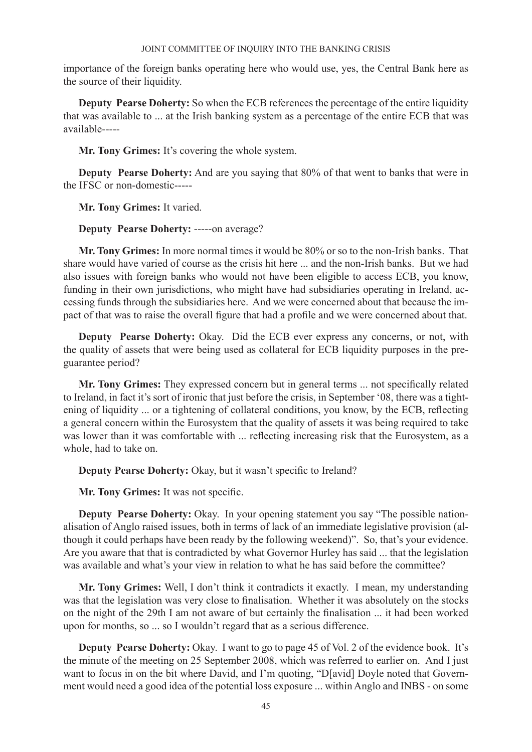importance of the foreign banks operating here who would use, yes, the Central Bank here as the source of their liquidity.

**Deputy Pearse Doherty:** So when the ECB references the percentage of the entire liquidity that was available to ... at the Irish banking system as a percentage of the entire ECB that was available-----

**Mr. Tony Grimes:** It's covering the whole system.

**Deputy Pearse Doherty:** And are you saying that 80% of that went to banks that were in the IFSC or non-domestic-----

**Mr. Tony Grimes:** It varied.

**Deputy Pearse Doherty:** -----on average?

**Mr. Tony Grimes:** In more normal times it would be 80% or so to the non-Irish banks. That share would have varied of course as the crisis hit here ... and the non-Irish banks. But we had also issues with foreign banks who would not have been eligible to access ECB, you know, funding in their own jurisdictions, who might have had subsidiaries operating in Ireland, accessing funds through the subsidiaries here. And we were concerned about that because the impact of that was to raise the overall figure that had a profile and we were concerned about that.

**Deputy Pearse Doherty:** Okay. Did the ECB ever express any concerns, or not, with the quality of assets that were being used as collateral for ECB liquidity purposes in the pre-guarantee period?

**Mr. Tony Grimes:** They expressed concern but in general terms ... not specifically related to Ireland, in fact it's sort of ironic that just before the crisis, in September '08, there was a tightening of liquidity ... or a tightening of collateral conditions, you know, by the ECB, reflecting a general concern within the Eurosystem that the quality of assets it was being required to take was lower than it was comfortable with ... reflecting increasing risk that the Eurosystem, as a whole, had to take on.

**Deputy Pearse Doherty:** Okay, but it wasn't specific to Ireland?

**Mr. Tony Grimes:** It was not specific.

**Deputy Pearse Doherty:** Okay. In your opening statement you say "The possible nationalisation of Anglo raised issues, both in terms of lack of an immediate legislative provision (although it could perhaps have been ready by the following weekend)". So, that's your evidence. Are you aware that that is contradicted by what Governor Hurley has said ... that the legislation was available and what's your view in relation to what he has said before the committee?

**Mr. Tony Grimes:** Well, I don't think it contradicts it exactly. I mean, my understanding was that the legislation was very close to finalisation. Whether it was absolutely on the stocks on the night of the 29th I am not aware of but certainly the finalisation ... it had been worked upon for months, so ... so I wouldn't regard that as a serious difference.

**Deputy Pearse Doherty:** Okay. I want to go to page 45 of Vol. 2 of the evidence book. It's the minute of the meeting on 25 September 2008, which was referred to earlier on. And I just want to focus in on the bit where David, and I'm quoting, "D[avid] Doyle noted that Government would need a good idea of the potential loss exposure ... within Anglo and INBS - on some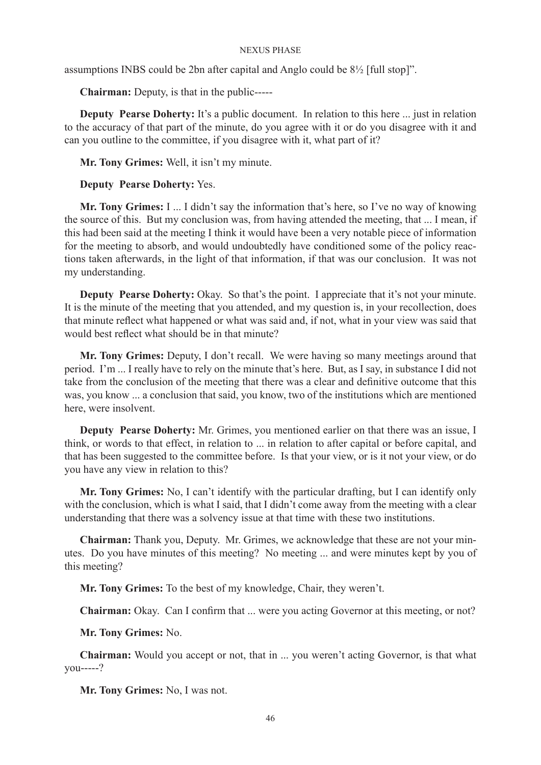assumptions INBS could be 2bn after capital and Anglo could be 8½ [full stop]".

**Chairman:** Deputy, is that in the public-----

**Deputy Pearse Doherty:** It's a public document. In relation to this here ... just in relation to the accuracy of that part of the minute, do you agree with it or do you disagree with it and can you outline to the committee, if you disagree with it, what part of it?

**Mr. Tony Grimes:** Well, it isn't my minute.

**Deputy Pearse Doherty:** Yes.

**Mr. Tony Grimes:** I ... I didn't say the information that's here, so I've no way of knowing the source of this. But my conclusion was, from having attended the meeting, that ... I mean, if this had been said at the meeting I think it would have been a very notable piece of information for the meeting to absorb, and would undoubtedly have conditioned some of the policy reactions taken afterwards, in the light of that information, if that was our conclusion. It was not my understanding.

**Deputy Pearse Doherty:** Okay. So that's the point. I appreciate that it's not your minute. It is the minute of the meeting that you attended, and my question is, in your recollection, does that minute reflect what happened or what was said and, if not, what in your view was said that would best reflect what should be in that minute?

**Mr. Tony Grimes:** Deputy, I don't recall. We were having so many meetings around that period. I'm ... I really have to rely on the minute that's here. But, as I say, in substance I did not take from the conclusion of the meeting that there was a clear and definitive outcome that this was, you know ... a conclusion that said, you know, two of the institutions which are mentioned here, were insolvent.

**Deputy Pearse Doherty:** Mr. Grimes, you mentioned earlier on that there was an issue, I think, or words to that effect, in relation to ... in relation to after capital or before capital, and that has been suggested to the committee before. Is that your view, or is it not your view, or do you have any view in relation to this?

**Mr. Tony Grimes:** No, I can't identify with the particular drafting, but I can identify only with the conclusion, which is what I said, that I didn't come away from the meeting with a clear understanding that there was a solvency issue at that time with these two institutions.

**Chairman:** Thank you, Deputy. Mr. Grimes, we acknowledge that these are not your minutes. Do you have minutes of this meeting? No meeting ... and were minutes kept by you of this meeting?

**Mr. Tony Grimes:** To the best of my knowledge, Chair, they weren't.

**Chairman:** Okay. Can I confirm that ... were you acting Governor at this meeting, or not?

**Mr. Tony Grimes:** No.

**Chairman:** Would you accept or not, that in ... you weren't acting Governor, is that what you-----?

**Mr. Tony Grimes:** No, I was not.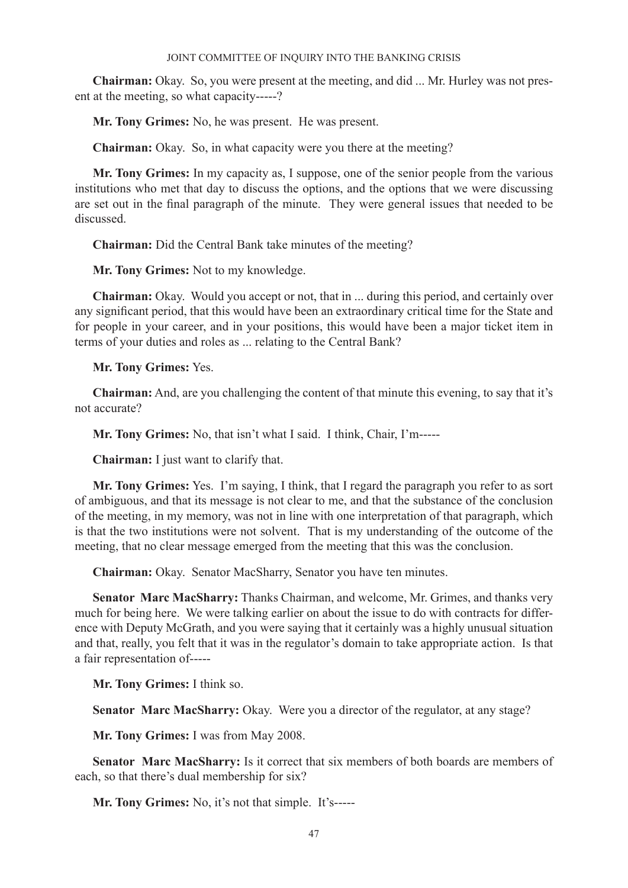**Chairman:** Okay. So, you were present at the meeting, and did ... Mr. Hurley was not present at the meeting, so what capacity-----?

**Mr. Tony Grimes:** No, he was present. He was present.

**Chairman:** Okay. So, in what capacity were you there at the meeting?

**Mr. Tony Grimes:** In my capacity as, I suppose, one of the senior people from the various institutions who met that day to discuss the options, and the options that we were discussing are set out in the final paragraph of the minute. They were general issues that needed to be discussed.

**Chairman:** Did the Central Bank take minutes of the meeting?

**Mr. Tony Grimes:** Not to my knowledge.

**Chairman:** Okay. Would you accept or not, that in ... during this period, and certainly over any significant period, that this would have been an extraordinary critical time for the State and for people in your career, and in your positions, this would have been a major ticket item in terms of your duties and roles as ... relating to the Central Bank?

**Mr. Tony Grimes:** Yes.

**Chairman:** And, are you challenging the content of that minute this evening, to say that it's not accurate?

**Mr. Tony Grimes:** No, that isn't what I said. I think, Chair, I'm-----

**Chairman:** I just want to clarify that.

**Mr. Tony Grimes:** Yes. I'm saying, I think, that I regard the paragraph you refer to as sort of ambiguous, and that its message is not clear to me, and that the substance of the conclusion of the meeting, in my memory, was not in line with one interpretation of that paragraph, which is that the two institutions were not solvent. That is my understanding of the outcome of the meeting, that no clear message emerged from the meeting that this was the conclusion.

**Chairman:** Okay. Senator MacSharry, Senator you have ten minutes.

**Senator Marc MacSharry:** Thanks Chairman, and welcome, Mr. Grimes, and thanks very much for being here. We were talking earlier on about the issue to do with contracts for difference with Deputy McGrath, and you were saying that it certainly was a highly unusual situation and that, really, you felt that it was in the regulator's domain to take appropriate action. Is that a fair representation of-----

**Mr. Tony Grimes:** I think so.

**Senator Marc MacSharry:** Okay. Were you a director of the regulator, at any stage?

**Mr. Tony Grimes:** I was from May 2008.

**Senator Marc MacSharry:** Is it correct that six members of both boards are members of each, so that there's dual membership for six?

**Mr. Tony Grimes:** No, it's not that simple. It's-----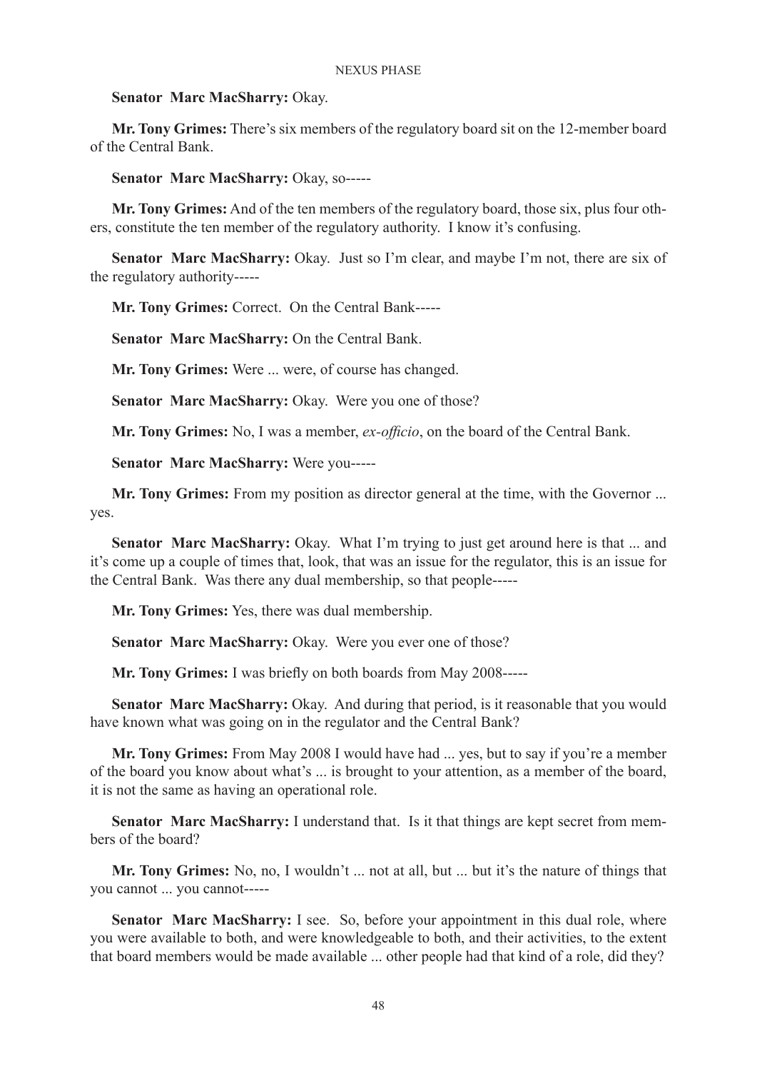**Senator Marc MacSharry:** Okay.

**Mr. Tony Grimes:** There's six members of the regulatory board sit on the 12-member board of the Central Bank.

**Senator Marc MacSharry:** Okay, so-----

**Mr. Tony Grimes:** And of the ten members of the regulatory board, those six, plus four others, constitute the ten member of the regulatory authority. I know it's confusing.

**Senator Marc MacSharry:** Okay. Just so I'm clear, and maybe I'm not, there are six of the regulatory authority-----

**Mr. Tony Grimes:** Correct. On the Central Bank-----

**Senator Marc MacSharry:** On the Central Bank.

**Mr. Tony Grimes:** Were ... were, of course has changed.

**Senator Marc MacSharry:** Okay. Were you one of those?

**Mr. Tony Grimes:** No, I was a member, *ex-officio*, on the board of the Central Bank.

**Senator Marc MacSharry:** Were you-----

**Mr. Tony Grimes:** From my position as director general at the time, with the Governor ... yes.

**Senator Marc MacSharry:** Okay. What I'm trying to just get around here is that ... and it's come up a couple of times that, look, that was an issue for the regulator, this is an issue for the Central Bank. Was there any dual membership, so that people-----

**Mr. Tony Grimes:** Yes, there was dual membership.

**Senator Marc MacSharry:** Okay. Were you ever one of those?

**Mr. Tony Grimes:** I was briefly on both boards from May 2008-----

**Senator Marc MacSharry:** Okay. And during that period, is it reasonable that you would have known what was going on in the regulator and the Central Bank?

**Mr. Tony Grimes:** From May 2008 I would have had ... yes, but to say if you're a member of the board you know about what's ... is brought to your attention, as a member of the board, it is not the same as having an operational role.

**Senator Marc MacSharry:** I understand that. Is it that things are kept secret from members of the board?

**Mr. Tony Grimes:** No, no, I wouldn't ... not at all, but ... but it's the nature of things that you cannot ... you cannot-----

**Senator Marc MacSharry:** I see. So, before your appointment in this dual role, where you were available to both, and were knowledgeable to both, and their activities, to the extent that board members would be made available ... other people had that kind of a role, did they?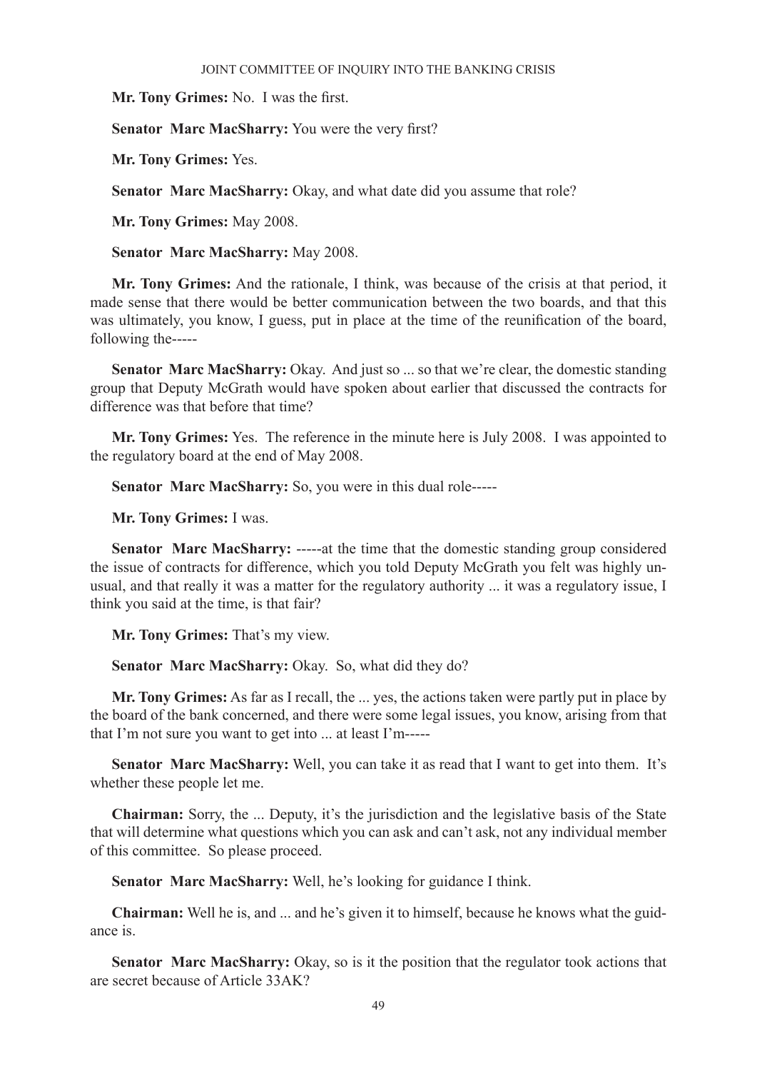**Mr. Tony Grimes:** No. I was the first.

**Senator Marc MacSharry:** You were the very first?

**Mr. Tony Grimes:** Yes.

**Senator Marc MacSharry:** Okay, and what date did you assume that role?

**Mr. Tony Grimes:** May 2008.

**Senator Marc MacSharry:** May 2008.

**Mr. Tony Grimes:** And the rationale, I think, was because of the crisis at that period, it made sense that there would be better communication between the two boards, and that this was ultimately, you know, I guess, put in place at the time of the reunification of the board, following the-----

**Senator Marc MacSharry:** Okay. And just so ... so that we're clear, the domestic standing group that Deputy McGrath would have spoken about earlier that discussed the contracts for difference was that before that time?

**Mr. Tony Grimes:** Yes. The reference in the minute here is July 2008. I was appointed to the regulatory board at the end of May 2008.

**Senator Marc MacSharry:** So, you were in this dual role-----

**Mr. Tony Grimes:** I was.

**Senator Marc MacSharry:** -----at the time that the domestic standing group considered the issue of contracts for difference, which you told Deputy McGrath you felt was highly unusual, and that really it was a matter for the regulatory authority ... it was a regulatory issue, I think you said at the time, is that fair?

**Mr. Tony Grimes:** That's my view.

**Senator Marc MacSharry:** Okay. So, what did they do?

**Mr. Tony Grimes:** As far as I recall, the ... yes, the actions taken were partly put in place by the board of the bank concerned, and there were some legal issues, you know, arising from that that I'm not sure you want to get into ... at least I'm-----

**Senator Marc MacSharry:** Well, you can take it as read that I want to get into them. It's whether these people let me.

**Chairman:** Sorry, the ... Deputy, it's the jurisdiction and the legislative basis of the State that will determine what questions which you can ask and can't ask, not any individual member of this committee. So please proceed.

**Senator Marc MacSharry:** Well, he's looking for guidance I think.

**Chairman:** Well he is, and ... and he's given it to himself, because he knows what the guidance is.

**Senator Marc MacSharry:** Okay, so is it the position that the regulator took actions that are secret because of Article 33AK?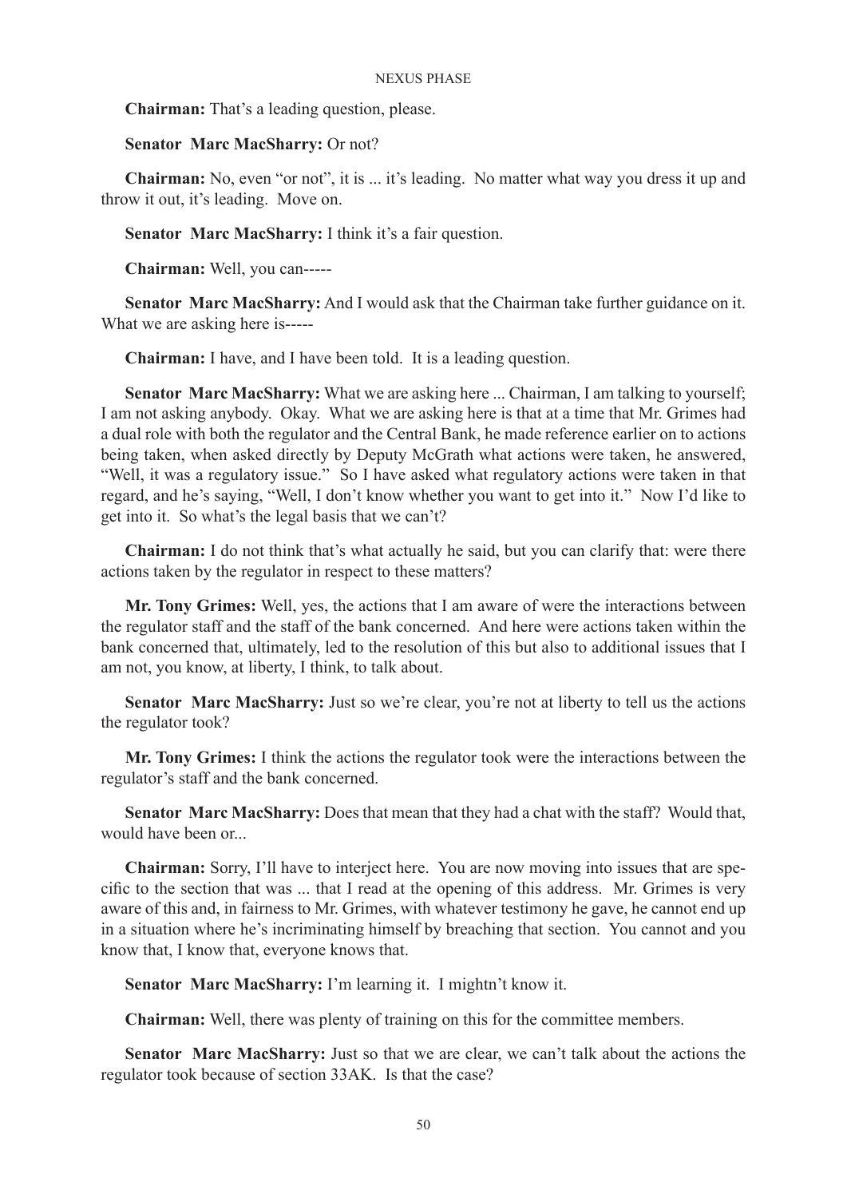**Chairman:** That's a leading question, please.

**Senator Marc MacSharry:** Or not?

**Chairman:** No, even "or not", it is ... it's leading. No matter what way you dress it up and throw it out, it's leading. Move on.

**Senator Marc MacSharry:** I think it's a fair question.

**Chairman:** Well, you can-----

**Senator Marc MacSharry:** And I would ask that the Chairman take further guidance on it. What we are asking here is-----

**Chairman:** I have, and I have been told. It is a leading question.

**Senator Marc MacSharry:** What we are asking here ... Chairman, I am talking to yourself; I am not asking anybody. Okay. What we are asking here is that at a time that Mr. Grimes had a dual role with both the regulator and the Central Bank, he made reference earlier on to actions being taken, when asked directly by Deputy McGrath what actions were taken, he answered, "Well, it was a regulatory issue." So I have asked what regulatory actions were taken in that regard, and he's saying, "Well, I don't know whether you want to get into it." Now I'd like to get into it. So what's the legal basis that we can't?

**Chairman:** I do not think that's what actually he said, but you can clarify that: were there actions taken by the regulator in respect to these matters?

**Mr. Tony Grimes:** Well, yes, the actions that I am aware of were the interactions between the regulator staff and the staff of the bank concerned. And here were actions taken within the bank concerned that, ultimately, led to the resolution of this but also to additional issues that I am not, you know, at liberty, I think, to talk about.

**Senator Marc MacSharry:** Just so we're clear, you're not at liberty to tell us the actions the regulator took?

**Mr. Tony Grimes:** I think the actions the regulator took were the interactions between the regulator's staff and the bank concerned.

**Senator Marc MacSharry:** Does that mean that they had a chat with the staff? Would that, would have been or...

**Chairman:** Sorry, I'll have to interject here. You are now moving into issues that are specific to the section that was ... that I read at the opening of this address. Mr. Grimes is very aware of this and, in fairness to Mr. Grimes, with whatever testimony he gave, he cannot end up in a situation where he's incriminating himself by breaching that section. You cannot and you know that, I know that, everyone knows that.

**Senator Marc MacSharry:** I'm learning it. I mightn't know it.

**Chairman:** Well, there was plenty of training on this for the committee members.

**Senator Marc MacSharry:** Just so that we are clear, we can't talk about the actions the regulator took because of section 33AK. Is that the case?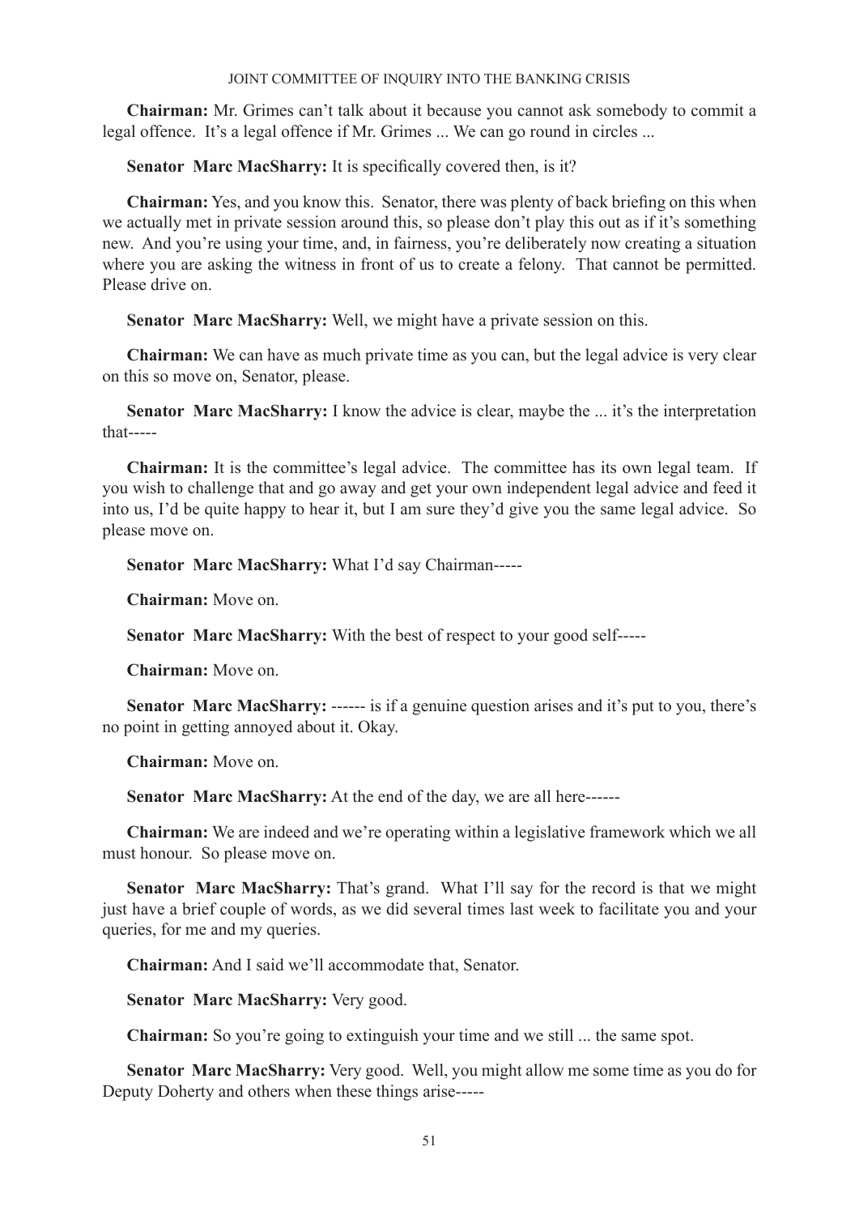**Chairman:** Mr. Grimes can't talk about it because you cannot ask somebody to commit a legal offence. It's a legal offence if Mr. Grimes ... We can go round in circles ...

**Senator Marc MacSharry:** It is specifically covered then, is it?

**Chairman:** Yes, and you know this. Senator, there was plenty of back briefing on this when we actually met in private session around this, so please don't play this out as if it's something new. And you're using your time, and, in fairness, you're deliberately now creating a situation where you are asking the witness in front of us to create a felony. That cannot be permitted. Please drive on.

**Senator Marc MacSharry:** Well, we might have a private session on this.

**Chairman:** We can have as much private time as you can, but the legal advice is very clear on this so move on, Senator, please.

**Senator Marc MacSharry:** I know the advice is clear, maybe the ... it's the interpretation that-----

**Chairman:** It is the committee's legal advice. The committee has its own legal team. If you wish to challenge that and go away and get your own independent legal advice and feed it into us, I'd be quite happy to hear it, but I am sure they'd give you the same legal advice. So please move on.

**Senator Marc MacSharry:** What I'd say Chairman-----

**Chairman:** Move on.

**Senator Marc MacSharry:** With the best of respect to your good self-----

**Chairman:** Move on.

**Senator Marc MacSharry:** ------ is if a genuine question arises and it's put to you, there's no point in getting annoyed about it. Okay.

**Chairman:** Move on.

**Senator Marc MacSharry:** At the end of the day, we are all here------

**Chairman:** We are indeed and we're operating within a legislative framework which we all must honour. So please move on.

**Senator Marc MacSharry:** That's grand. What I'll say for the record is that we might just have a brief couple of words, as we did several times last week to facilitate you and your queries, for me and my queries.

**Chairman:** And I said we'll accommodate that, Senator.

**Senator Marc MacSharry:** Very good.

**Chairman:** So you're going to extinguish your time and we still ... the same spot.

**Senator Marc MacSharry:** Very good. Well, you might allow me some time as you do for Deputy Doherty and others when these things arise-----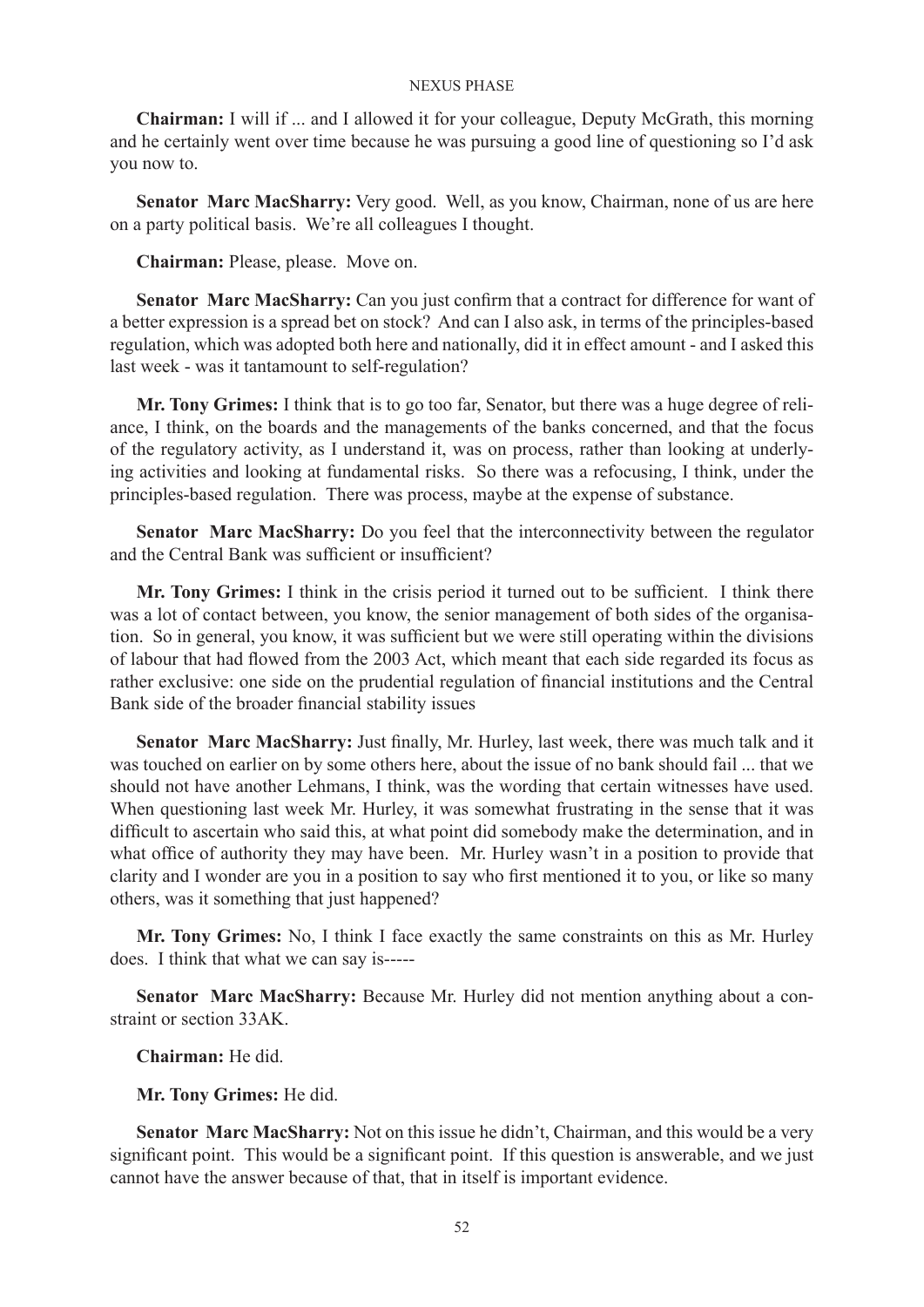**Chairman:** I will if ... and I allowed it for your colleague, Deputy McGrath, this morning and he certainly went over time because he was pursuing a good line of questioning so I'd ask you now to.

**Senator Marc MacSharry:** Very good. Well, as you know, Chairman, none of us are here on a party political basis. We're all colleagues I thought.

**Chairman:** Please, please. Move on.

**Senator Marc MacSharry:** Can you just confirm that a contract for difference for want of a better expression is a spread bet on stock? And can I also ask, in terms of the principles-based regulation, which was adopted both here and nationally, did it in effect amount - and I asked this last week - was it tantamount to self-regulation?

**Mr. Tony Grimes:** I think that is to go too far, Senator, but there was a huge degree of reliance, I think, on the boards and the managements of the banks concerned, and that the focus of the regulatory activity, as I understand it, was on process, rather than looking at underlying activities and looking at fundamental risks. So there was a refocusing, I think, under the principles-based regulation. There was process, maybe at the expense of substance.

**Senator Marc MacSharry:** Do you feel that the interconnectivity between the regulator and the Central Bank was sufficient or insufficient?

**Mr. Tony Grimes:** I think in the crisis period it turned out to be sufficient. I think there was a lot of contact between, you know, the senior management of both sides of the organisation. So in general, you know, it was sufficient but we were still operating within the divisions of labour that had flowed from the 2003 Act, which meant that each side regarded its focus as rather exclusive: one side on the prudential regulation of financial institutions and the Central Bank side of the broader financial stability issues

**Senator Marc MacSharry:** Just finally, Mr. Hurley, last week, there was much talk and it was touched on earlier on by some others here, about the issue of no bank should fail ... that we should not have another Lehmans, I think, was the wording that certain witnesses have used. When questioning last week Mr. Hurley, it was somewhat frustrating in the sense that it was difficult to ascertain who said this, at what point did somebody make the determination, and in what office of authority they may have been. Mr. Hurley wasn't in a position to provide that clarity and I wonder are you in a position to say who first mentioned it to you, or like so many others, was it something that just happened?

**Mr. Tony Grimes:** No, I think I face exactly the same constraints on this as Mr. Hurley does. I think that what we can say is-----

**Senator Marc MacSharry:** Because Mr. Hurley did not mention anything about a constraint or section 33AK.

**Chairman:** He did.

**Mr. Tony Grimes:** He did.

**Senator Marc MacSharry:** Not on this issue he didn't, Chairman, and this would be a very significant point. This would be a significant point. If this question is answerable, and we just cannot have the answer because of that, that in itself is important evidence.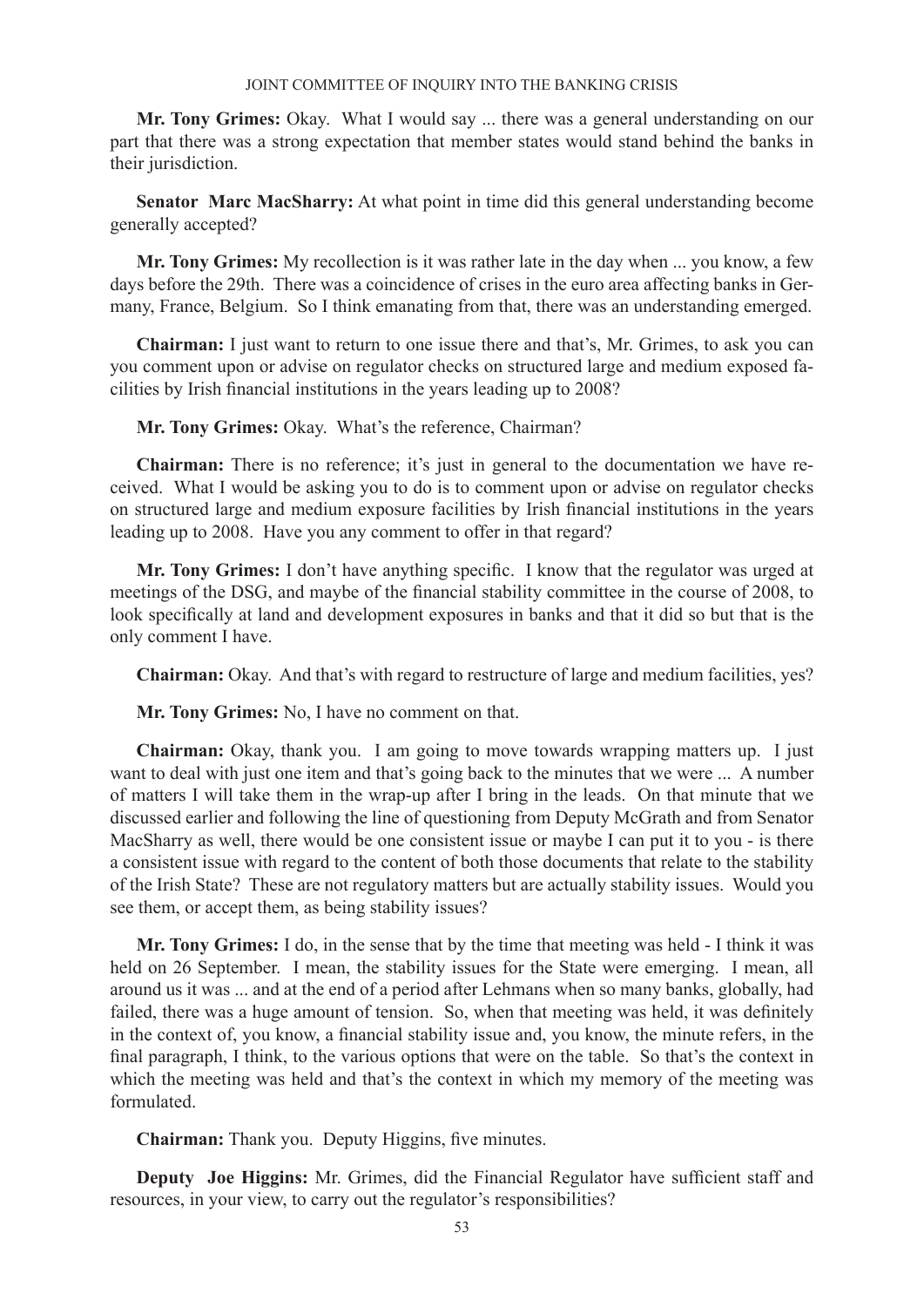**Mr. Tony Grimes:** Okay. What I would say ... there was a general understanding on our part that there was a strong expectation that member states would stand behind the banks in their jurisdiction.

**Senator Marc MacSharry:** At what point in time did this general understanding become generally accepted?

**Mr. Tony Grimes:** My recollection is it was rather late in the day when ... you know, a few days before the 29th. There was a coincidence of crises in the euro area affecting banks in Germany, France, Belgium. So I think emanating from that, there was an understanding emerged.

**Chairman:** I just want to return to one issue there and that's, Mr. Grimes, to ask you can you comment upon or advise on regulator checks on structured large and medium exposed facilities by Irish financial institutions in the years leading up to 2008?

**Mr. Tony Grimes:** Okay. What's the reference, Chairman?

**Chairman:** There is no reference; it's just in general to the documentation we have received. What I would be asking you to do is to comment upon or advise on regulator checks on structured large and medium exposure facilities by Irish financial institutions in the years leading up to 2008. Have you any comment to offer in that regard?

**Mr. Tony Grimes:** I don't have anything specific. I know that the regulator was urged at meetings of the DSG, and maybe of the financial stability committee in the course of 2008, to look specifically at land and development exposures in banks and that it did so but that is the only comment I have.

**Chairman:** Okay. And that's with regard to restructure of large and medium facilities, yes?

**Mr. Tony Grimes:** No, I have no comment on that.

**Chairman:** Okay, thank you. I am going to move towards wrapping matters up. I just want to deal with just one item and that's going back to the minutes that we were ... A number of matters I will take them in the wrap-up after I bring in the leads. On that minute that we discussed earlier and following the line of questioning from Deputy McGrath and from Senator MacSharry as well, there would be one consistent issue or maybe I can put it to you - is there a consistent issue with regard to the content of both those documents that relate to the stability of the Irish State? These are not regulatory matters but are actually stability issues. Would you see them, or accept them, as being stability issues?

**Mr. Tony Grimes:** I do, in the sense that by the time that meeting was held - I think it was held on 26 September. I mean, the stability issues for the State were emerging. I mean, all around us it was ... and at the end of a period after Lehmans when so many banks, globally, had failed, there was a huge amount of tension. So, when that meeting was held, it was definitely in the context of, you know, a financial stability issue and, you know, the minute refers, in the final paragraph, I think, to the various options that were on the table. So that's the context in which the meeting was held and that's the context in which my memory of the meeting was formulated.

**Chairman:** Thank you. Deputy Higgins, five minutes.

**Deputy Joe Higgins:** Mr. Grimes, did the Financial Regulator have sufficient staff and resources, in your view, to carry out the regulator's responsibilities?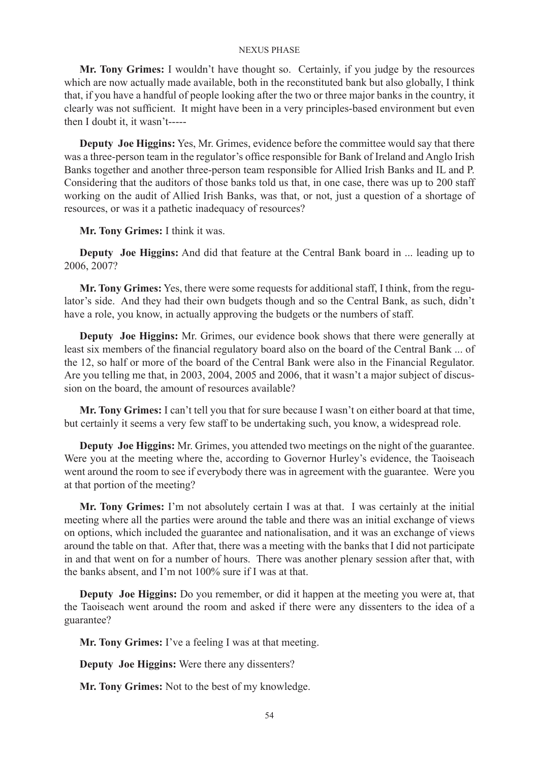**Mr. Tony Grimes:** I wouldn't have thought so. Certainly, if you judge by the resources which are now actually made available, both in the reconstituted bank but also globally, I think that, if you have a handful of people looking after the two or three major banks in the country, it clearly was not sufficient. It might have been in a very principles-based environment but even then I doubt it, it wasn't-----

**Deputy Joe Higgins:** Yes, Mr. Grimes, evidence before the committee would say that there was a three-person team in the regulator's office responsible for Bank of Ireland and Anglo Irish Banks together and another three-person team responsible for Allied Irish Banks and IL and P. Considering that the auditors of those banks told us that, in one case, there was up to 200 staff working on the audit of Allied Irish Banks, was that, or not, just a question of a shortage of resources, or was it a pathetic inadequacy of resources?

**Mr. Tony Grimes:** I think it was.

**Deputy Joe Higgins:** And did that feature at the Central Bank board in ... leading up to 2006, 2007?

**Mr. Tony Grimes:** Yes, there were some requests for additional staff, I think, from the regulator's side. And they had their own budgets though and so the Central Bank, as such, didn't have a role, you know, in actually approving the budgets or the numbers of staff.

**Deputy Joe Higgins:** Mr. Grimes, our evidence book shows that there were generally at least six members of the financial regulatory board also on the board of the Central Bank ... of the 12, so half or more of the board of the Central Bank were also in the Financial Regulator. Are you telling me that, in 2003, 2004, 2005 and 2006, that it wasn't a major subject of discussion on the board, the amount of resources available?

**Mr. Tony Grimes:** I can't tell you that for sure because I wasn't on either board at that time, but certainly it seems a very few staff to be undertaking such, you know, a widespread role.

**Deputy Joe Higgins:** Mr. Grimes, you attended two meetings on the night of the guarantee. Were you at the meeting where the, according to Governor Hurley's evidence, the Taoiseach went around the room to see if everybody there was in agreement with the guarantee. Were you at that portion of the meeting?

**Mr. Tony Grimes:** I'm not absolutely certain I was at that. I was certainly at the initial meeting where all the parties were around the table and there was an initial exchange of views on options, which included the guarantee and nationalisation, and it was an exchange of views around the table on that. After that, there was a meeting with the banks that I did not participate in and that went on for a number of hours. There was another plenary session after that, with the banks absent, and I'm not 100% sure if I was at that.

**Deputy Joe Higgins:** Do you remember, or did it happen at the meeting you were at, that the Taoiseach went around the room and asked if there were any dissenters to the idea of a guarantee?

**Mr. Tony Grimes:** I've a feeling I was at that meeting.

**Deputy Joe Higgins:** Were there any dissenters?

**Mr. Tony Grimes:** Not to the best of my knowledge.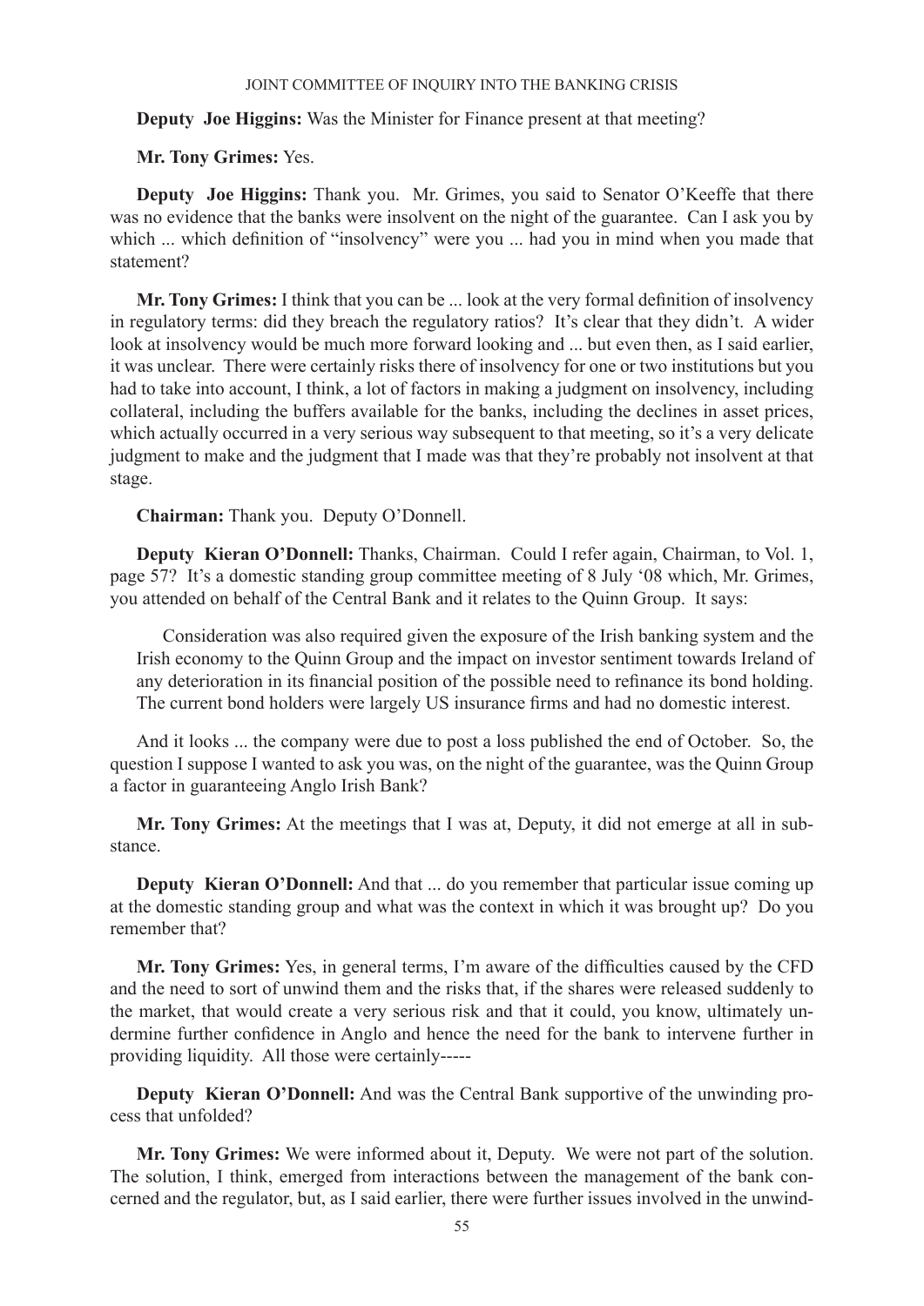**Deputy Joe Higgins:** Was the Minister for Finance present at that meeting?

**Mr. Tony Grimes:** Yes.

**Deputy Joe Higgins:** Thank you. Mr. Grimes, you said to Senator O'Keeffe that there was no evidence that the banks were insolvent on the night of the guarantee. Can I ask you by which ... which definition of "insolvency" were you ... had you in mind when you made that statement?

**Mr. Tony Grimes:** I think that you can be ... look at the very formal definition of insolvency in regulatory terms: did they breach the regulatory ratios? It's clear that they didn't. A wider look at insolvency would be much more forward looking and ... but even then, as I said earlier, it was unclear. There were certainly risks there of insolvency for one or two institutions but you had to take into account, I think, a lot of factors in making a judgment on insolvency, including collateral, including the buffers available for the banks, including the declines in asset prices, which actually occurred in a very serious way subsequent to that meeting, so it's a very delicate judgment to make and the judgment that I made was that they're probably not insolvent at that stage.

**Chairman:** Thank you. Deputy O'Donnell.

**Deputy Kieran O'Donnell:** Thanks, Chairman. Could I refer again, Chairman, to Vol. 1, page 57? It's a domestic standing group committee meeting of 8 July '08 which, Mr. Grimes, you attended on behalf of the Central Bank and it relates to the Quinn Group. It says:

> Consideration was also required given the exposure of the Irish banking system and the Irish economy to the Quinn Group and the impact on investor sentiment towards Ireland of any deterioration in its financial position of the possible need to refinance its bond holding. The current bond holders were largely US insurance firms and had no domestic interest.

And it looks ... the company were due to post a loss published the end of October. So, the question I suppose I wanted to ask you was, on the night of the guarantee, was the Quinn Group a factor in guaranteeing Anglo Irish Bank?

**Mr. Tony Grimes:** At the meetings that I was at, Deputy, it did not emerge at all in substance.

**Deputy Kieran O'Donnell:** And that ... do you remember that particular issue coming up at the domestic standing group and what was the context in which it was brought up? Do you remember that?

**Mr. Tony Grimes:** Yes, in general terms, I'm aware of the difficulties caused by the CFD and the need to sort of unwind them and the risks that, if the shares were released suddenly to the market, that would create a very serious risk and that it could, you know, ultimately undermine further confidence in Anglo and hence the need for the bank to intervene further in providing liquidity. All those were certainly-----

**Deputy Kieran O'Donnell:** And was the Central Bank supportive of the unwinding process that unfolded?

**Mr. Tony Grimes:** We were informed about it, Deputy. We were not part of the solution. The solution, I think, emerged from interactions between the management of the bank concerned and the regulator, but, as I said earlier, there were further issues involved in the unwind-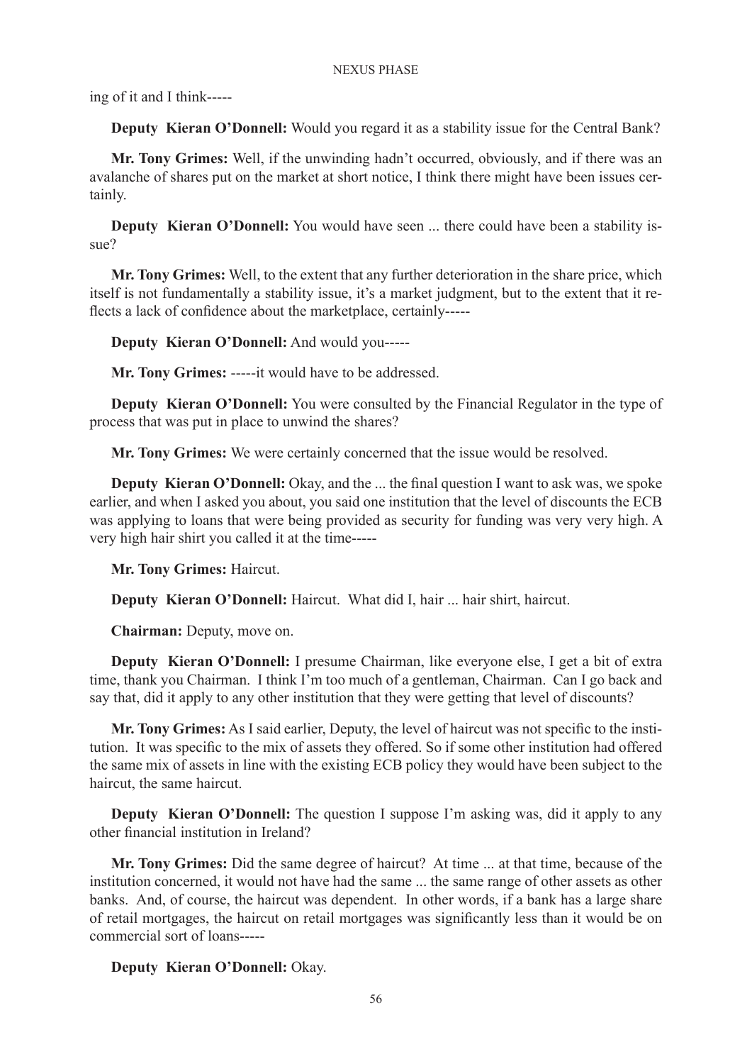ing of it and I think-----

**Deputy Kieran O'Donnell:** Would you regard it as a stability issue for the Central Bank?

**Mr. Tony Grimes:** Well, if the unwinding hadn't occurred, obviously, and if there was an avalanche of shares put on the market at short notice, I think there might have been issues certainly.

**Deputy Kieran O'Donnell:** You would have seen ... there could have been a stability issue?

**Mr. Tony Grimes:** Well, to the extent that any further deterioration in the share price, which itself is not fundamentally a stability issue, it's a market judgment, but to the extent that it reflects a lack of confidence about the marketplace, certainly-----

**Deputy Kieran O'Donnell:** And would you-----

**Mr. Tony Grimes:** -----it would have to be addressed.

**Deputy Kieran O'Donnell:** You were consulted by the Financial Regulator in the type of process that was put in place to unwind the shares?

**Mr. Tony Grimes:** We were certainly concerned that the issue would be resolved.

**Deputy Kieran O'Donnell:** Okay, and the ... the final question I want to ask was, we spoke earlier, and when I asked you about, you said one institution that the level of discounts the ECB was applying to loans that were being provided as security for funding was very very high. A very high hair shirt you called it at the time-----

**Mr. Tony Grimes:** Haircut.

**Deputy Kieran O'Donnell:** Haircut. What did I, hair ... hair shirt, haircut.

**Chairman:** Deputy, move on.

**Deputy Kieran O'Donnell:** I presume Chairman, like everyone else, I get a bit of extra time, thank you Chairman. I think I'm too much of a gentleman, Chairman. Can I go back and say that, did it apply to any other institution that they were getting that level of discounts?

**Mr. Tony Grimes:** As I said earlier, Deputy, the level of haircut was not specific to the institution. It was specific to the mix of assets they offered. So if some other institution had offered the same mix of assets in line with the existing ECB policy they would have been subject to the haircut, the same haircut.

**Deputy Kieran O'Donnell:** The question I suppose I'm asking was, did it apply to any other financial institution in Ireland?

**Mr. Tony Grimes:** Did the same degree of haircut? At time ... at that time, because of the institution concerned, it would not have had the same ... the same range of other assets as other banks. And, of course, the haircut was dependent. In other words, if a bank has a large share of retail mortgages, the haircut on retail mortgages was significantly less than it would be on commercial sort of loans-----

**Deputy Kieran O'Donnell:** Okay.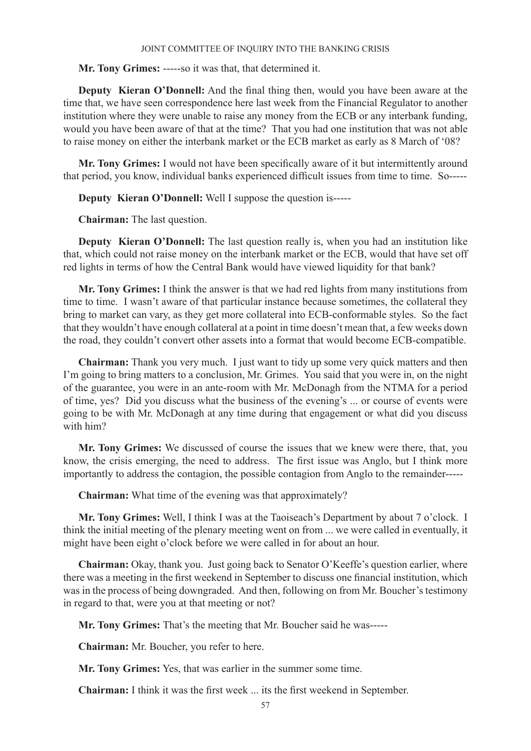**Mr. Tony Grimes:** -----so it was that, that determined it.

**Deputy Kieran O'Donnell:** And the final thing then, would you have been aware at the time that, we have seen correspondence here last week from the Financial Regulator to another institution where they were unable to raise any money from the ECB or any interbank funding, would you have been aware of that at the time? That you had one institution that was not able to raise money on either the interbank market or the ECB market as early as 8 March of '08?

**Mr. Tony Grimes:** I would not have been specifically aware of it but intermittently around that period, you know, individual banks experienced difficult issues from time to time. So-----

**Deputy Kieran O'Donnell:** Well I suppose the question is-----

**Chairman:** The last question.

**Deputy Kieran O'Donnell:** The last question really is, when you had an institution like that, which could not raise money on the interbank market or the ECB, would that have set off red lights in terms of how the Central Bank would have viewed liquidity for that bank?

**Mr. Tony Grimes:** I think the answer is that we had red lights from many institutions from time to time. I wasn't aware of that particular instance because sometimes, the collateral they bring to market can vary, as they get more collateral into ECB-conformable styles. So the fact that they wouldn't have enough collateral at a point in time doesn't mean that, a few weeks down the road, they couldn't convert other assets into a format that would become ECB-compatible.

**Chairman:** Thank you very much. I just want to tidy up some very quick matters and then I'm going to bring matters to a conclusion, Mr. Grimes. You said that you were in, on the night of the guarantee, you were in an ante-room with Mr. McDonagh from the NTMA for a period of time, yes? Did you discuss what the business of the evening's ... or course of events were going to be with Mr. McDonagh at any time during that engagement or what did you discuss with him?

**Mr. Tony Grimes:** We discussed of course the issues that we knew were there, that, you know, the crisis emerging, the need to address. The first issue was Anglo, but I think more importantly to address the contagion, the possible contagion from Anglo to the remainder-----

**Chairman:** What time of the evening was that approximately?

**Mr. Tony Grimes:** Well, I think I was at the Taoiseach's Department by about 7 o'clock. I think the initial meeting of the plenary meeting went on from ... we were called in eventually, it might have been eight o'clock before we were called in for about an hour.

**Chairman:** Okay, thank you. Just going back to Senator O'Keeffe's question earlier, where there was a meeting in the first weekend in September to discuss one financial institution, which was in the process of being downgraded. And then, following on from Mr. Boucher's testimony in regard to that, were you at that meeting or not?

**Mr. Tony Grimes:** That's the meeting that Mr. Boucher said he was-----

**Chairman:** Mr. Boucher, you refer to here.

**Mr. Tony Grimes:** Yes, that was earlier in the summer some time.

**Chairman:** I think it was the first week ... its the first weekend in September.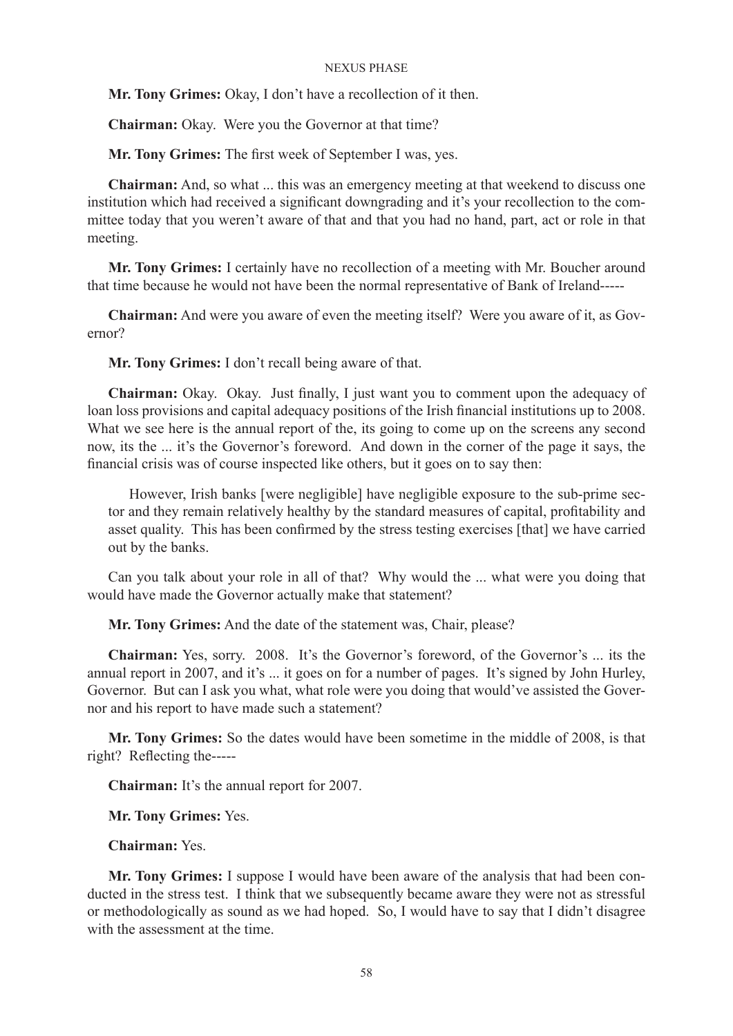**Mr. Tony Grimes:** Okay, I don't have a recollection of it then.

**Chairman:** Okay. Were you the Governor at that time?

**Mr. Tony Grimes:** The first week of September I was, yes.

**Chairman:** And, so what ... this was an emergency meeting at that weekend to discuss one institution which had received a significant downgrading and it's your recollection to the committee today that you weren't aware of that and that you had no hand, part, act or role in that meeting.

**Mr. Tony Grimes:** I certainly have no recollection of a meeting with Mr. Boucher around that time because he would not have been the normal representative of Bank of Ireland-----

**Chairman:** And were you aware of even the meeting itself? Were you aware of it, as Governor?

**Mr. Tony Grimes:** I don't recall being aware of that.

**Chairman:** Okay. Okay. Just finally, I just want you to comment upon the adequacy of loan loss provisions and capital adequacy positions of the Irish financial institutions up to 2008. What we see here is the annual report of the, its going to come up on the screens any second now, its the ... it's the Governor's foreword. And down in the corner of the page it says, the financial crisis was of course inspected like others, but it goes on to say then:

> However, Irish banks [were negligible] have negligible exposure to the sub-prime sector and they remain relatively healthy by the standard measures of capital, profitability and asset quality. This has been confirmed by the stress testing exercises [that] we have carried out by the banks.

Can you talk about your role in all of that? Why would the ... what were you doing that would have made the Governor actually make that statement?

**Mr. Tony Grimes:** And the date of the statement was, Chair, please?

**Chairman:** Yes, sorry. 2008. It's the Governor's foreword, of the Governor's ... its the annual report in 2007, and it's ... it goes on for a number of pages. It's signed by John Hurley, Governor. But can I ask you what, what role were you doing that would've assisted the Governor and his report to have made such a statement?

**Mr. Tony Grimes:** So the dates would have been sometime in the middle of 2008, is that right? Reflecting the-----

**Chairman:** It's the annual report for 2007.

**Mr. Tony Grimes:** Yes.

**Chairman:** Yes.

**Mr. Tony Grimes:** I suppose I would have been aware of the analysis that had been conducted in the stress test. I think that we subsequently became aware they were not as stressful or methodologically as sound as we had hoped. So, I would have to say that I didn't disagree with the assessment at the time.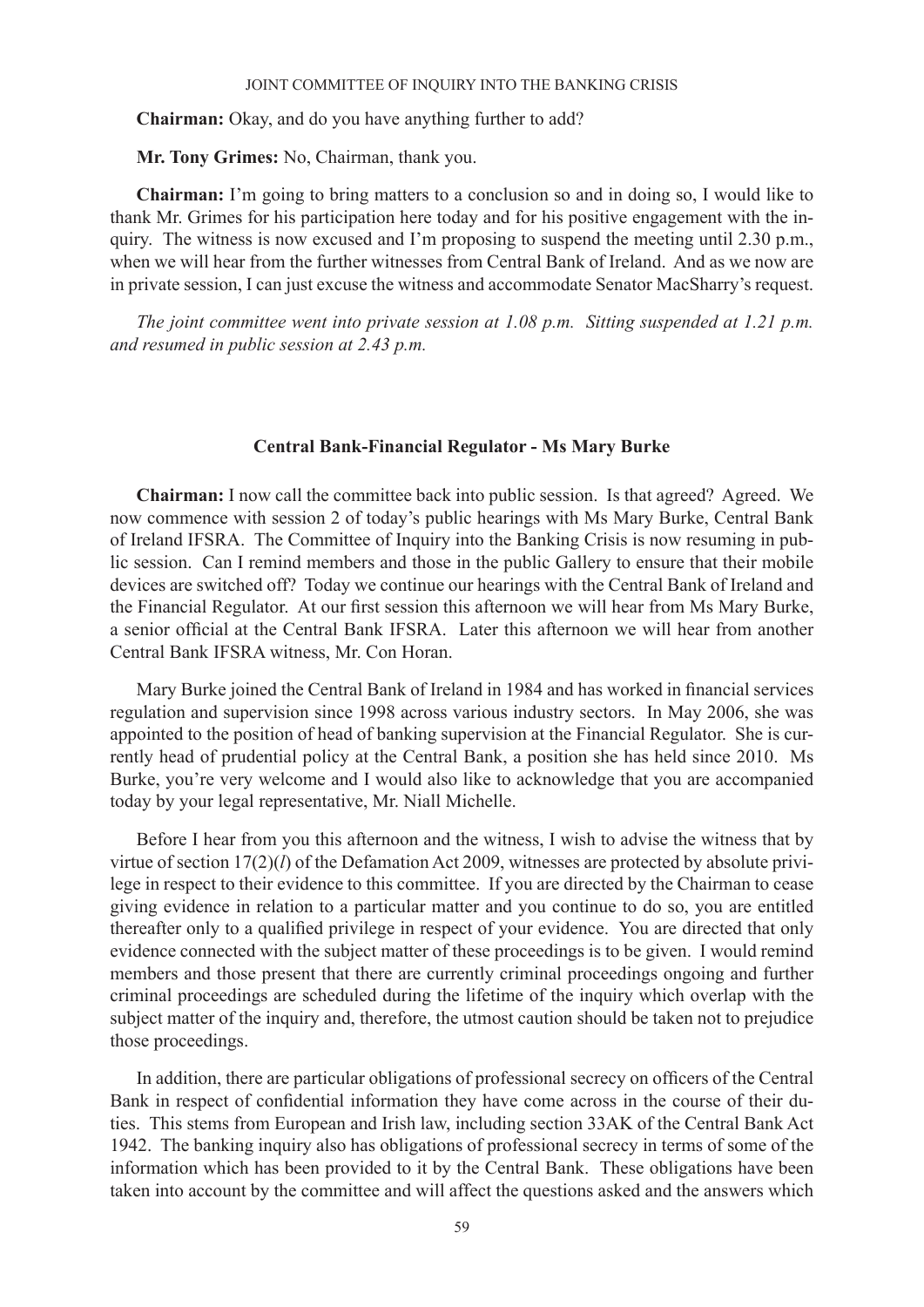**Chairman:** Okay, and do you have anything further to add?

**Mr. Tony Grimes:** No, Chairman, thank you.

**Chairman:** I'm going to bring matters to a conclusion so and in doing so, I would like to thank Mr. Grimes for his participation here today and for his positive engagement with the inquiry. The witness is now excused and I'm proposing to suspend the meeting until 2.30 p.m., when we will hear from the further witnesses from Central Bank of Ireland. And as we now are in private session, I can just excuse the witness and accommodate Senator MacSharry's request.

*The joint committee went into private session at 1.08 p.m. Sitting suspended at 1.21 p.m. and resumed in public session at 2.43 p.m.*

## Central Bank-Financial Regulator - Ms Mary Burke

**Chairman:** I now call the committee back into public session. Is that agreed? Agreed. We now commence with session 2 of today's public hearings with Ms Mary Burke, Central Bank of Ireland IFSRA. The Committee of Inquiry into the Banking Crisis is now resuming in public session. Can I remind members and those in the public Gallery to ensure that their mobile devices are switched off? Today we continue our hearings with the Central Bank of Ireland and the Financial Regulator. At our first session this afternoon we will hear from Ms Mary Burke, a senior official at the Central Bank IFSRA. Later this afternoon we will hear from another Central Bank IFSRA witness, Mr. Con Horan.

Mary Burke joined the Central Bank of Ireland in 1984 and has worked in financial services regulation and supervision since 1998 across various industry sectors. In May 2006, she was appointed to the position of head of banking supervision at the Financial Regulator. She is currently head of prudential policy at the Central Bank, a position she has held since 2010. Ms Burke, you're very welcome and I would also like to acknowledge that you are accompanied today by your legal representative, Mr. Niall Michelle.

Before I hear from you this afternoon and the witness, I wish to advise the witness that by virtue of section 17(2)(*l*) of the Defamation Act 2009, witnesses are protected by absolute privilege in respect to their evidence to this committee. If you are directed by the Chairman to cease giving evidence in relation to a particular matter and you continue to do so, you are entitled thereafter only to a qualified privilege in respect of your evidence. You are directed that only evidence connected with the subject matter of these proceedings is to be given. I would remind members and those present that there are currently criminal proceedings ongoing and further criminal proceedings are scheduled during the lifetime of the inquiry which overlap with the subject matter of the inquiry and, therefore, the utmost caution should be taken not to prejudice those proceedings.

In addition, there are particular obligations of professional secrecy on officers of the Central Bank in respect of confidential information they have come across in the course of their duties. This stems from European and Irish law, including section 33AK of the Central Bank Act 1942. The banking inquiry also has obligations of professional secrecy in terms of some of the information which has been provided to it by the Central Bank. These obligations have been taken into account by the committee and will affect the questions asked and the answers which